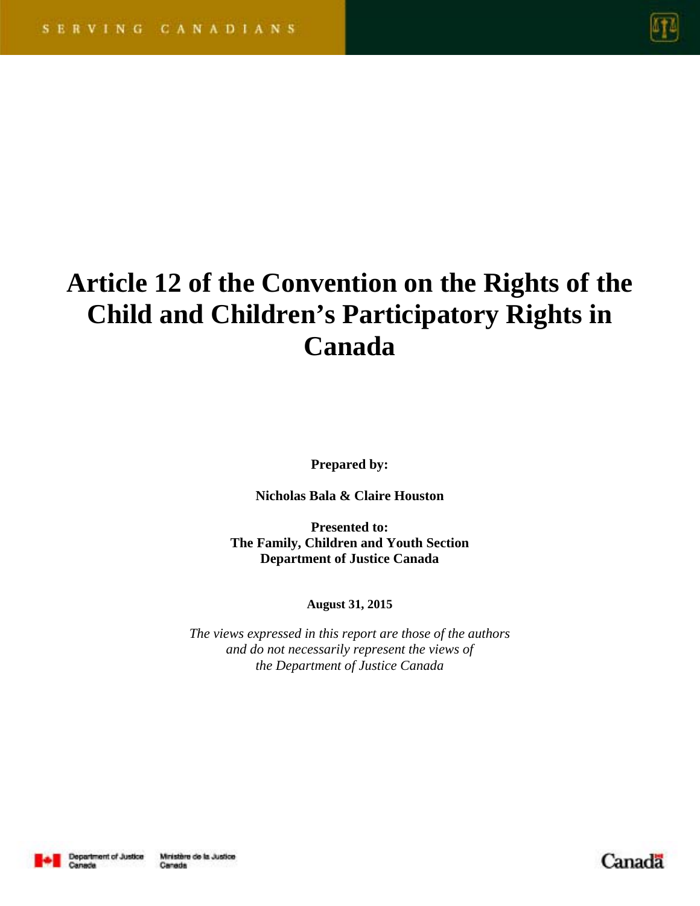SERVING CANADIANS

# Article 12 of the Convention on the Rights of the Child and Children's Participatory Rights in Canada

**Prepared by:**

**Nicholas Bala & Claire Houston**

**Presented to:**
**The Family, Children and Youth Section**
**Department of Justice Canada**

**August 31, 2015**

*The views expressed in this report are those of the authors and do not necessarily represent the views of the Department of Justice Canada*

Department of Justice Canada | Ministère de la Justice Canada

Canada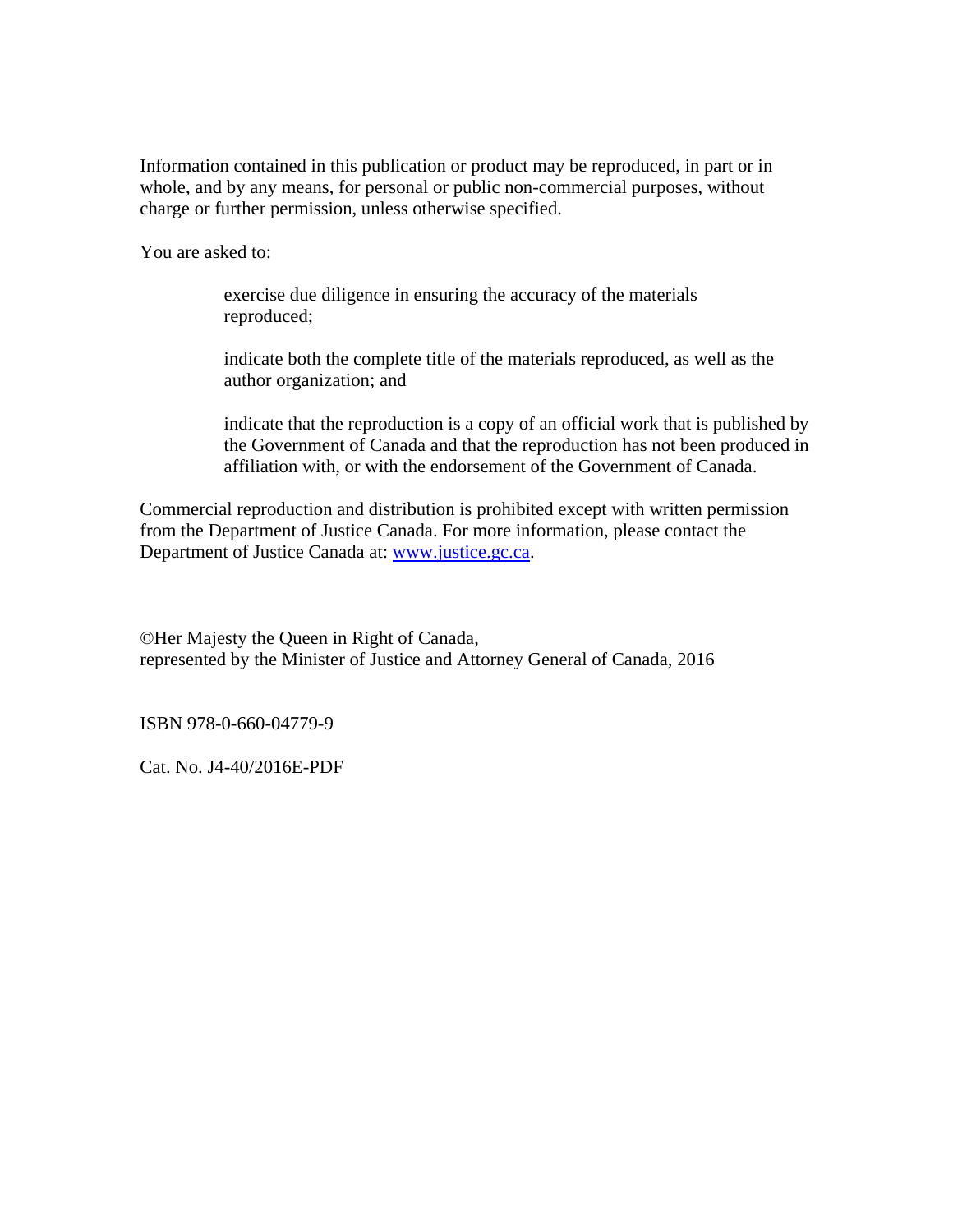Information contained in this publication or product may be reproduced, in part or in whole, and by any means, for personal or public non-commercial purposes, without charge or further permission, unless otherwise specified.

You are asked to:

> exercise due diligence in ensuring the accuracy of the materials reproduced;
>
> indicate both the complete title of the materials reproduced, as well as the author organization; and
>
> indicate that the reproduction is a copy of an official work that is published by the Government of Canada and that the reproduction has not been produced in affiliation with, or with the endorsement of the Government of Canada.

Commercial reproduction and distribution is prohibited except with written permission from the Department of Justice Canada. For more information, please contact the Department of Justice Canada at: [www.justice.gc.ca](http://www.justice.gc.ca).

©Her Majesty the Queen in Right of Canada,
represented by the Minister of Justice and Attorney General of Canada, 2016

ISBN 978-0-660-04779-9

Cat. No. J4-40/2016E-PDF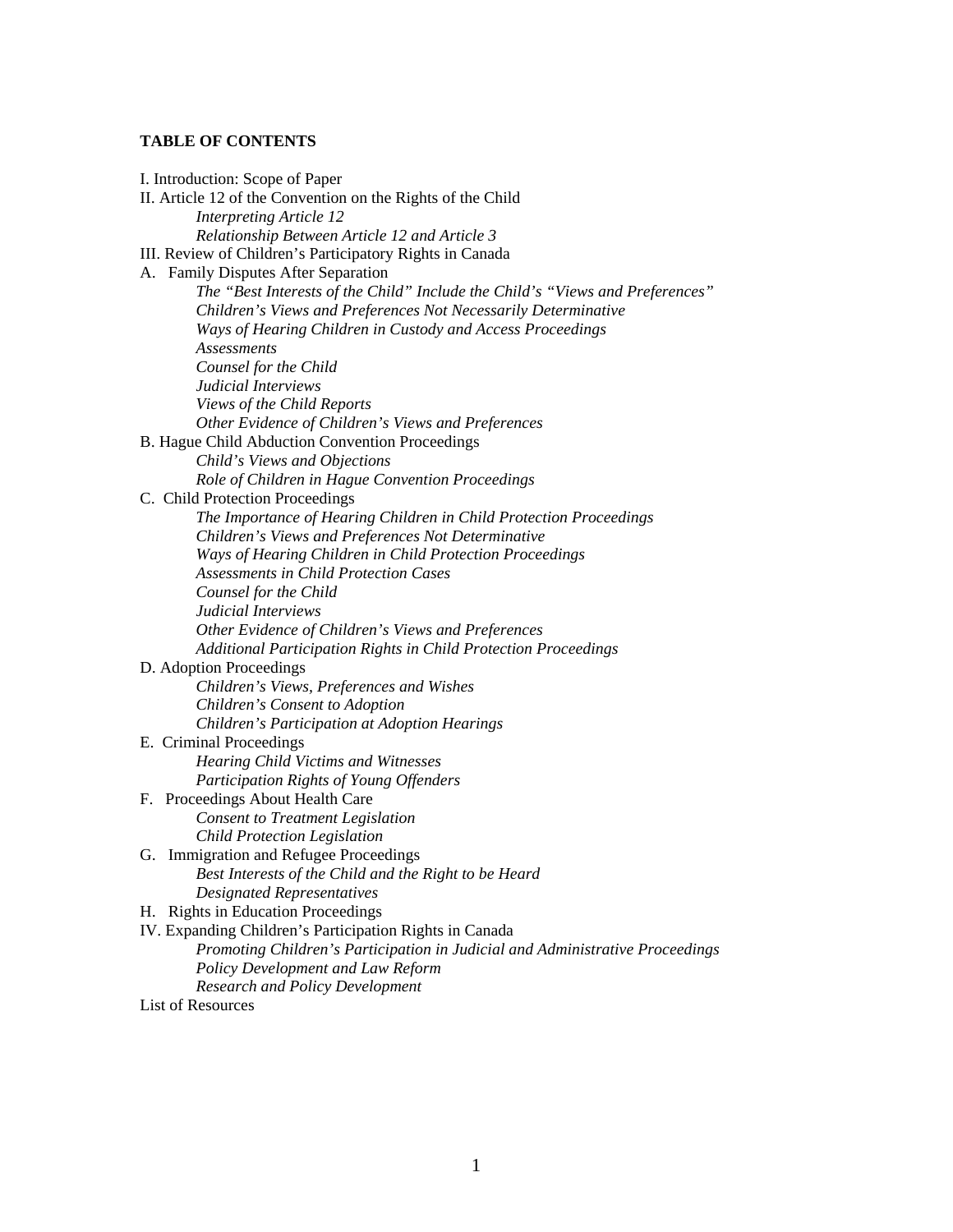**TABLE OF CONTENTS**

I. Introduction: Scope of Paper

II. Article 12 of the Convention on the Rights of the Child
- *Interpreting Article 12*
- *Relationship Between Article 12 and Article 3*

III. Review of Children's Participatory Rights in Canada

A. Family Disputes After Separation
- *The "Best Interests of the Child" Include the Child's "Views and Preferences"*
- *Children's Views and Preferences Not Necessarily Determinative*
- *Ways of Hearing Children in Custody and Access Proceedings*
- *Assessments*
- *Counsel for the Child*
- *Judicial Interviews*
- *Views of the Child Reports*
- *Other Evidence of Children's Views and Preferences*

B. Hague Child Abduction Convention Proceedings
- *Child's Views and Objections*
- *Role of Children in Hague Convention Proceedings*

C. Child Protection Proceedings
- *The Importance of Hearing Children in Child Protection Proceedings*
- *Children's Views and Preferences Not Determinative*
- *Ways of Hearing Children in Child Protection Proceedings*
- *Assessments in Child Protection Cases*
- *Counsel for the Child*
- *Judicial Interviews*
- *Other Evidence of Children's Views and Preferences*
- *Additional Participation Rights in Child Protection Proceedings*

D. Adoption Proceedings
- *Children's Views, Preferences and Wishes*
- *Children's Consent to Adoption*
- *Children's Participation at Adoption Hearings*

E. Criminal Proceedings
- *Hearing Child Victims and Witnesses*
- *Participation Rights of Young Offenders*

F. Proceedings About Health Care
- *Consent to Treatment Legislation*
- *Child Protection Legislation*

G. Immigration and Refugee Proceedings
- *Best Interests of the Child and the Right to be Heard*
- *Designated Representatives*

H. Rights in Education Proceedings

IV. Expanding Children's Participation Rights in Canada
- *Promoting Children's Participation in Judicial and Administrative Proceedings*
- *Policy Development and Law Reform*
- *Research and Policy Development*

List of Resources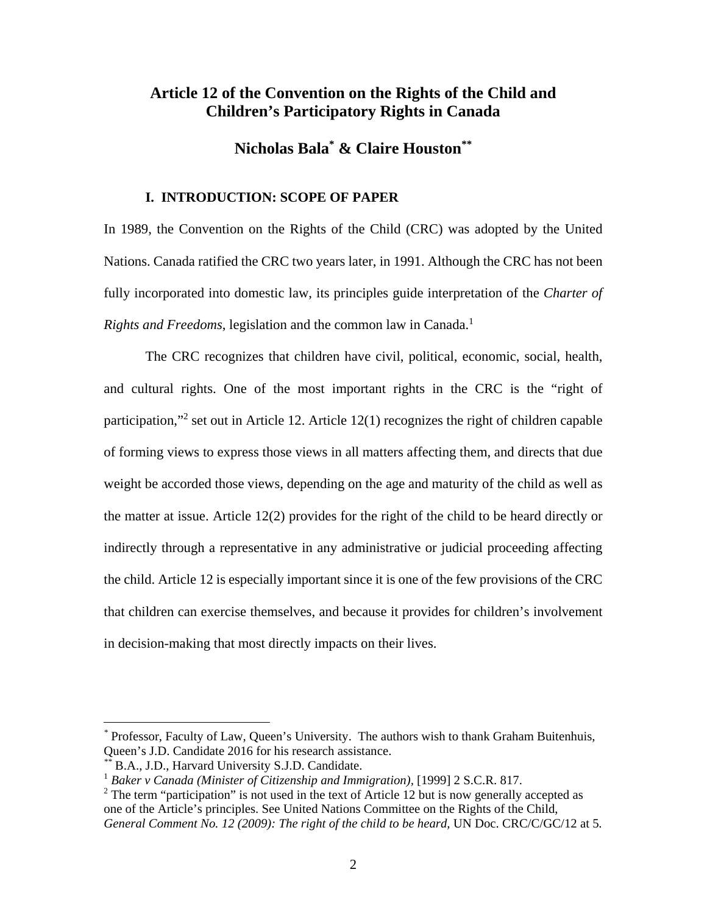# Article 12 of the Convention on the Rights of the Child and Children's Participatory Rights in Canada

## Nicholas Bala[*] & Claire Houston[**]

### I. INTRODUCTION: SCOPE OF PAPER

In 1989, the Convention on the Rights of the Child (CRC) was adopted by the United Nations. Canada ratified the CRC two years later, in 1991. Although the CRC has not been fully incorporated into domestic law, its principles guide interpretation of the *Charter of Rights and Freedoms*, legislation and the common law in Canada.[1]

The CRC recognizes that children have civil, political, economic, social, health, and cultural rights. One of the most important rights in the CRC is the "right of participation,"[2] set out in Article 12. Article 12(1) recognizes the right of children capable of forming views to express those views in all matters affecting them, and directs that due weight be accorded those views, depending on the age and maturity of the child as well as the matter at issue. Article 12(2) provides for the right of the child to be heard directly or indirectly through a representative in any administrative or judicial proceeding affecting the child. Article 12 is especially important since it is one of the few provisions of the CRC that children can exercise themselves, and because it provides for children's involvement in decision-making that most directly impacts on their lives.

---

[*] Professor, Faculty of Law, Queen's University. The authors wish to thank Graham Buitenhuis, Queen's J.D. Candidate 2016 for his research assistance.

[**] B.A., J.D., Harvard University S.J.D. Candidate.

[1] *Baker v Canada (Minister of Citizenship and Immigration)*, [1999] 2 S.C.R. 817.

[2] The term "participation" is not used in the text of Article 12 but is now generally accepted as one of the Article's principles. See United Nations Committee on the Rights of the Child, *General Comment No. 12 (2009): The right of the child to be heard,* UN Doc. CRC/C/GC/12 at 5.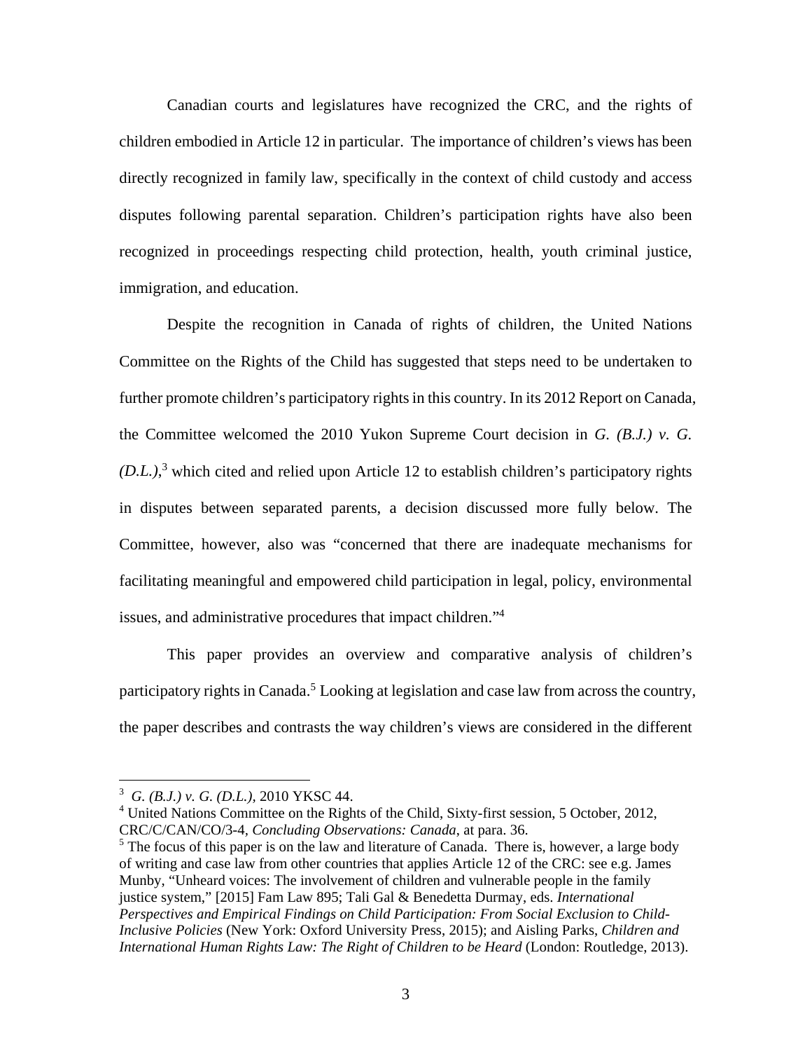Canadian courts and legislatures have recognized the CRC, and the rights of children embodied in Article 12 in particular. The importance of children's views has been directly recognized in family law, specifically in the context of child custody and access disputes following parental separation. Children's participation rights have also been recognized in proceedings respecting child protection, health, youth criminal justice, immigration, and education.

Despite the recognition in Canada of rights of children, the United Nations Committee on the Rights of the Child has suggested that steps need to be undertaken to further promote children's participatory rights in this country. In its 2012 Report on Canada, the Committee welcomed the 2010 Yukon Supreme Court decision in *G. (B.J.) v. G. (D.L.)*,[3] which cited and relied upon Article 12 to establish children's participatory rights in disputes between separated parents, a decision discussed more fully below. The Committee, however, also was "concerned that there are inadequate mechanisms for facilitating meaningful and empowered child participation in legal, policy, environmental issues, and administrative procedures that impact children."[4]

This paper provides an overview and comparative analysis of children's participatory rights in Canada.[5] Looking at legislation and case law from across the country, the paper describes and contrasts the way children's views are considered in the different

---

[3] *G. (B.J.) v. G. (D.L.)*, 2010 YKSC 44.

[4] United Nations Committee on the Rights of the Child, Sixty-first session, 5 October, 2012, CRC/C/CAN/CO/3-4, *Concluding Observations: Canada*, at para. 36.

[5] The focus of this paper is on the law and literature of Canada. There is, however, a large body of writing and case law from other countries that applies Article 12 of the CRC: see e.g. James Munby, "Unheard voices: The involvement of children and vulnerable people in the family justice system," [2015] Fam Law 895; Tali Gal & Benedetta Durmay, eds. *International Perspectives and Empirical Findings on Child Participation: From Social Exclusion to Child-Inclusive Policies* (New York: Oxford University Press, 2015); and Aisling Parks, *Children and International Human Rights Law: The Right of Children to be Heard* (London: Routledge, 2013).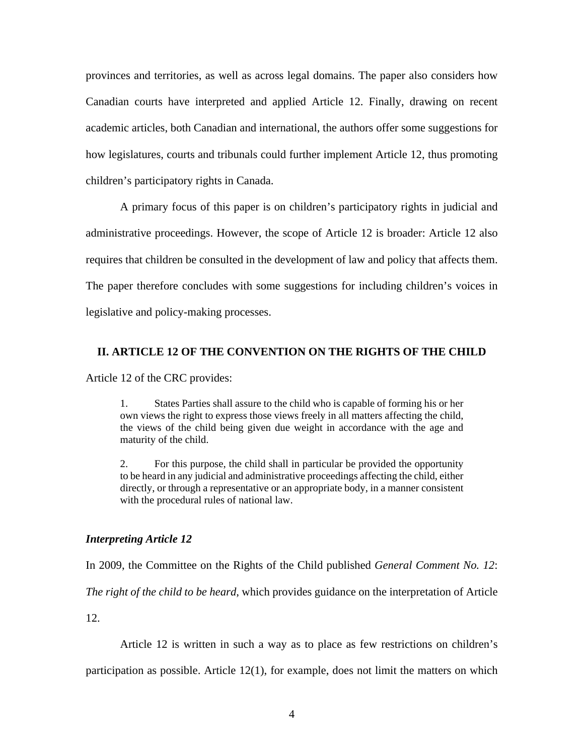provinces and territories, as well as across legal domains. The paper also considers how Canadian courts have interpreted and applied Article 12. Finally, drawing on recent academic articles, both Canadian and international, the authors offer some suggestions for how legislatures, courts and tribunals could further implement Article 12, thus promoting children's participatory rights in Canada.

A primary focus of this paper is on children's participatory rights in judicial and administrative proceedings. However, the scope of Article 12 is broader: Article 12 also requires that children be consulted in the development of law and policy that affects them. The paper therefore concludes with some suggestions for including children's voices in legislative and policy-making processes.

## II. ARTICLE 12 OF THE CONVENTION ON THE RIGHTS OF THE CHILD

Article 12 of the CRC provides:

> 1. States Parties shall assure to the child who is capable of forming his or her own views the right to express those views freely in all matters affecting the child, the views of the child being given due weight in accordance with the age and maturity of the child.
>
> 2. For this purpose, the child shall in particular be provided the opportunity to be heard in any judicial and administrative proceedings affecting the child, either directly, or through a representative or an appropriate body, in a manner consistent with the procedural rules of national law.

### *Interpreting Article 12*

In 2009, the Committee on the Rights of the Child published *General Comment No. 12*: *The right of the child to be heard*, which provides guidance on the interpretation of Article 12.

Article 12 is written in such a way as to place as few restrictions on children's participation as possible. Article 12(1), for example, does not limit the matters on which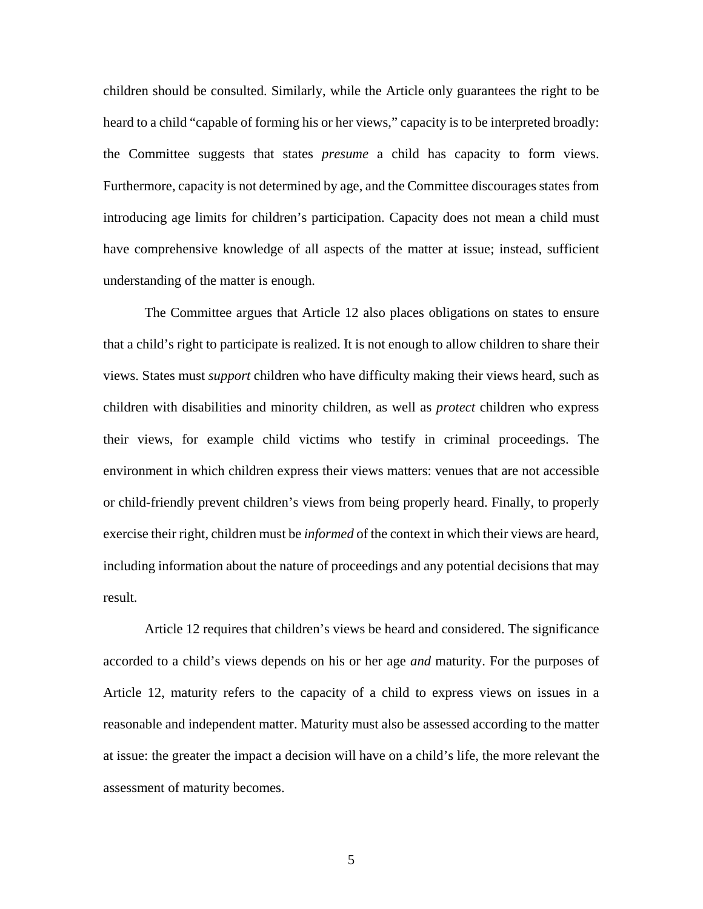children should be consulted. Similarly, while the Article only guarantees the right to be heard to a child "capable of forming his or her views," capacity is to be interpreted broadly: the Committee suggests that states *presume* a child has capacity to form views. Furthermore, capacity is not determined by age, and the Committee discourages states from introducing age limits for children's participation. Capacity does not mean a child must have comprehensive knowledge of all aspects of the matter at issue; instead, sufficient understanding of the matter is enough.

The Committee argues that Article 12 also places obligations on states to ensure that a child's right to participate is realized. It is not enough to allow children to share their views. States must *support* children who have difficulty making their views heard, such as children with disabilities and minority children, as well as *protect* children who express their views, for example child victims who testify in criminal proceedings. The environment in which children express their views matters: venues that are not accessible or child-friendly prevent children's views from being properly heard. Finally, to properly exercise their right, children must be *informed* of the context in which their views are heard, including information about the nature of proceedings and any potential decisions that may result.

Article 12 requires that children's views be heard and considered. The significance accorded to a child's views depends on his or her age *and* maturity. For the purposes of Article 12, maturity refers to the capacity of a child to express views on issues in a reasonable and independent matter. Maturity must also be assessed according to the matter at issue: the greater the impact a decision will have on a child's life, the more relevant the assessment of maturity becomes.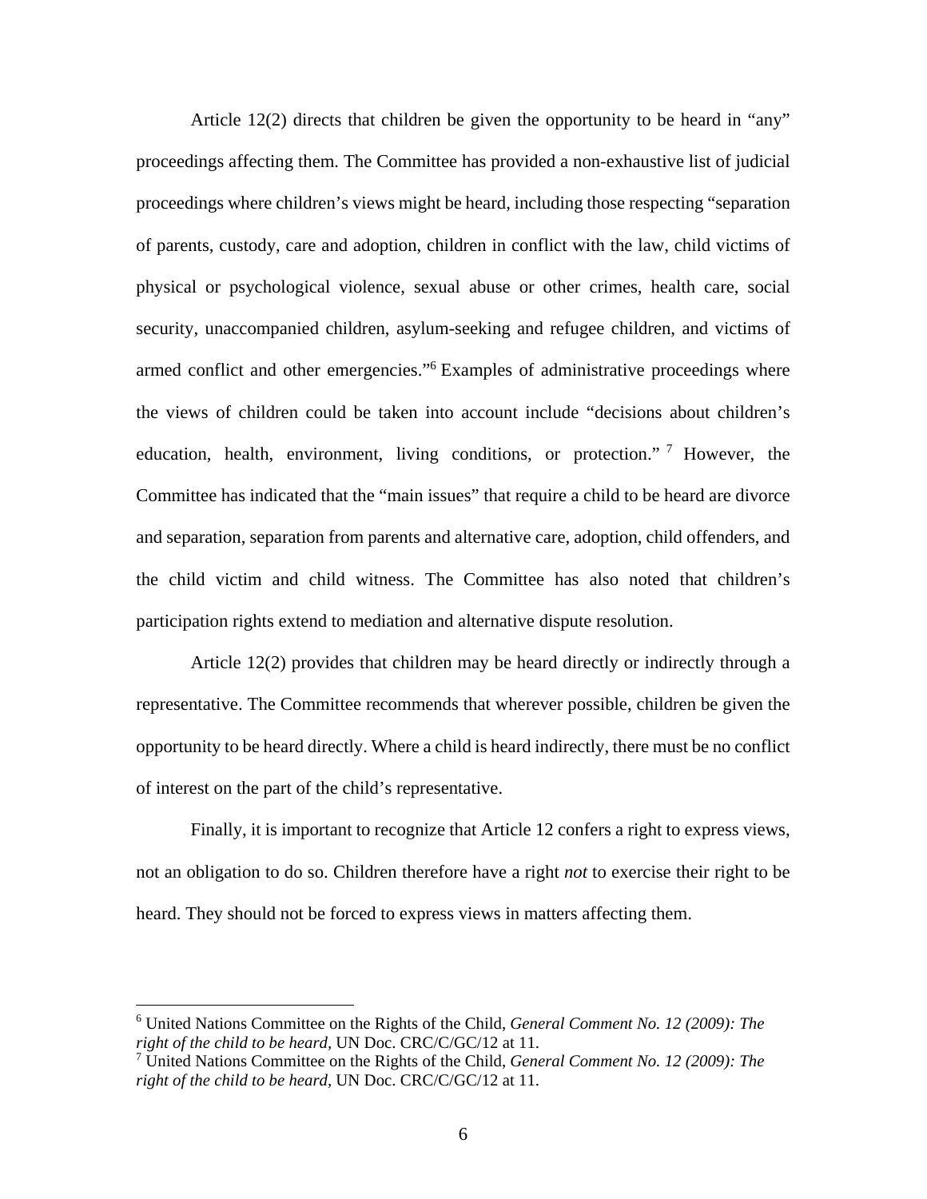Article 12(2) directs that children be given the opportunity to be heard in "any" proceedings affecting them. The Committee has provided a non-exhaustive list of judicial proceedings where children's views might be heard, including those respecting "separation of parents, custody, care and adoption, children in conflict with the law, child victims of physical or psychological violence, sexual abuse or other crimes, health care, social security, unaccompanied children, asylum-seeking and refugee children, and victims of armed conflict and other emergencies."[6] Examples of administrative proceedings where the views of children could be taken into account include "decisions about children's education, health, environment, living conditions, or protection."[7] However, the Committee has indicated that the "main issues" that require a child to be heard are divorce and separation, separation from parents and alternative care, adoption, child offenders, and the child victim and child witness. The Committee has also noted that children's participation rights extend to mediation and alternative dispute resolution.

Article 12(2) provides that children may be heard directly or indirectly through a representative. The Committee recommends that wherever possible, children be given the opportunity to be heard directly. Where a child is heard indirectly, there must be no conflict of interest on the part of the child's representative.

Finally, it is important to recognize that Article 12 confers a right to express views, not an obligation to do so. Children therefore have a right *not* to exercise their right to be heard. They should not be forced to express views in matters affecting them.

---

[6] United Nations Committee on the Rights of the Child, *General Comment No. 12 (2009): The right of the child to be heard,* UN Doc. CRC/C/GC/12 at 11.

[7] United Nations Committee on the Rights of the Child, *General Comment No. 12 (2009): The right of the child to be heard,* UN Doc. CRC/C/GC/12 at 11.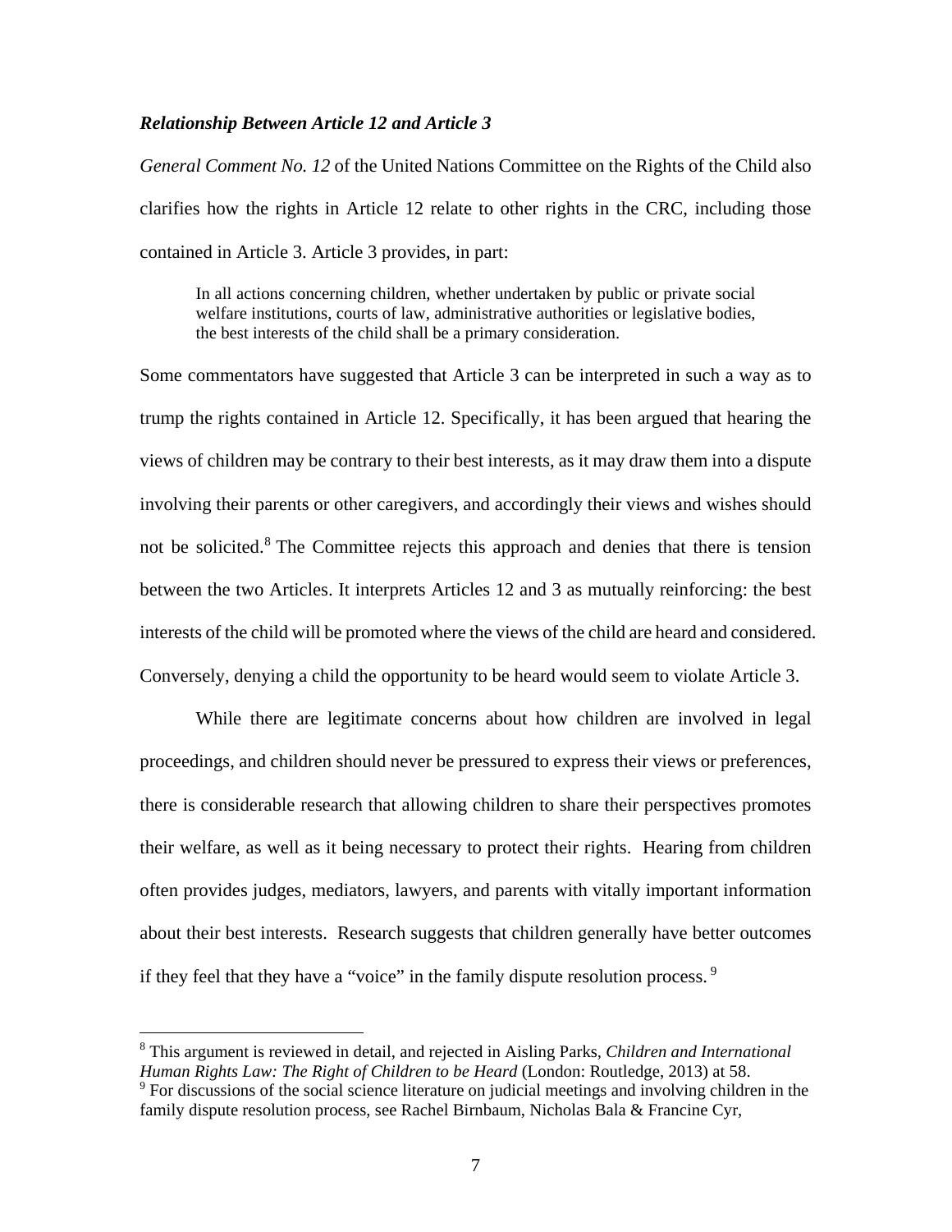### *Relationship Between Article 12 and Article 3*

*General Comment No. 12* of the United Nations Committee on the Rights of the Child also clarifies how the rights in Article 12 relate to other rights in the CRC, including those contained in Article 3. Article 3 provides, in part:

> In all actions concerning children, whether undertaken by public or private social welfare institutions, courts of law, administrative authorities or legislative bodies, the best interests of the child shall be a primary consideration.

Some commentators have suggested that Article 3 can be interpreted in such a way as to trump the rights contained in Article 12. Specifically, it has been argued that hearing the views of children may be contrary to their best interests, as it may draw them into a dispute involving their parents or other caregivers, and accordingly their views and wishes should not be solicited.[8] The Committee rejects this approach and denies that there is tension between the two Articles. It interprets Articles 12 and 3 as mutually reinforcing: the best interests of the child will be promoted where the views of the child are heard and considered. Conversely, denying a child the opportunity to be heard would seem to violate Article 3.

While there are legitimate concerns about how children are involved in legal proceedings, and children should never be pressured to express their views or preferences, there is considerable research that allowing children to share their perspectives promotes their welfare, as well as it being necessary to protect their rights. Hearing from children often provides judges, mediators, lawyers, and parents with vitally important information about their best interests. Research suggests that children generally have better outcomes if they feel that they have a "voice" in the family dispute resolution process.[9]

---

[8] This argument is reviewed in detail, and rejected in Aisling Parks, *Children and International Human Rights Law: The Right of Children to be Heard* (London: Routledge, 2013) at 58.

[9] For discussions of the social science literature on judicial meetings and involving children in the family dispute resolution process, see Rachel Birnbaum, Nicholas Bala & Francine Cyr,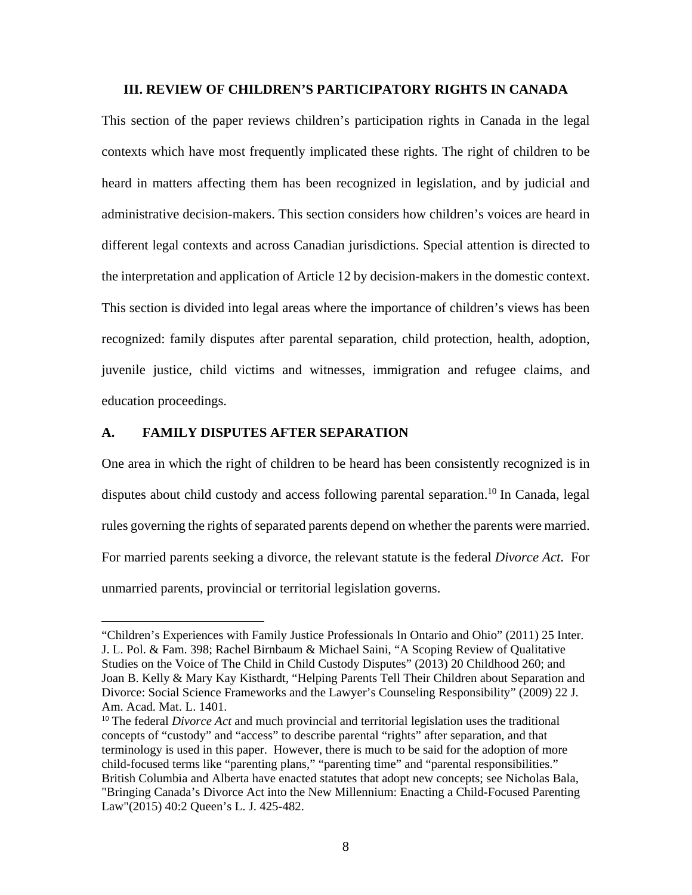## III. REVIEW OF CHILDREN'S PARTICIPATORY RIGHTS IN CANADA

This section of the paper reviews children's participation rights in Canada in the legal contexts which have most frequently implicated these rights. The right of children to be heard in matters affecting them has been recognized in legislation, and by judicial and administrative decision-makers. This section considers how children's voices are heard in different legal contexts and across Canadian jurisdictions. Special attention is directed to the interpretation and application of Article 12 by decision-makers in the domestic context. This section is divided into legal areas where the importance of children's views has been recognized: family disputes after parental separation, child protection, health, adoption, juvenile justice, child victims and witnesses, immigration and refugee claims, and education proceedings.

### A. FAMILY DISPUTES AFTER SEPARATION

One area in which the right of children to be heard has been consistently recognized is in disputes about child custody and access following parental separation.[10] In Canada, legal rules governing the rights of separated parents depend on whether the parents were married. For married parents seeking a divorce, the relevant statute is the federal *Divorce Act*. For unmarried parents, provincial or territorial legislation governs.

---

"Children's Experiences with Family Justice Professionals In Ontario and Ohio" (2011) 25 Inter. J. L. Pol. & Fam. 398; Rachel Birnbaum & Michael Saini, "A Scoping Review of Qualitative Studies on the Voice of The Child in Child Custody Disputes" (2013) 20 Childhood 260; and Joan B. Kelly & Mary Kay Kisthardt, "Helping Parents Tell Their Children about Separation and Divorce: Social Science Frameworks and the Lawyer's Counseling Responsibility" (2009) 22 J. Am. Acad. Mat. L. 1401.

[10] The federal *Divorce Act* and much provincial and territorial legislation uses the traditional concepts of "custody" and "access" to describe parental "rights" after separation, and that terminology is used in this paper. However, there is much to be said for the adoption of more child-focused terms like "parenting plans," "parenting time" and "parental responsibilities." British Columbia and Alberta have enacted statutes that adopt new concepts; see Nicholas Bala, "Bringing Canada's Divorce Act into the New Millennium: Enacting a Child-Focused Parenting Law"(2015) 40:2 Queen's L. J. 425-482.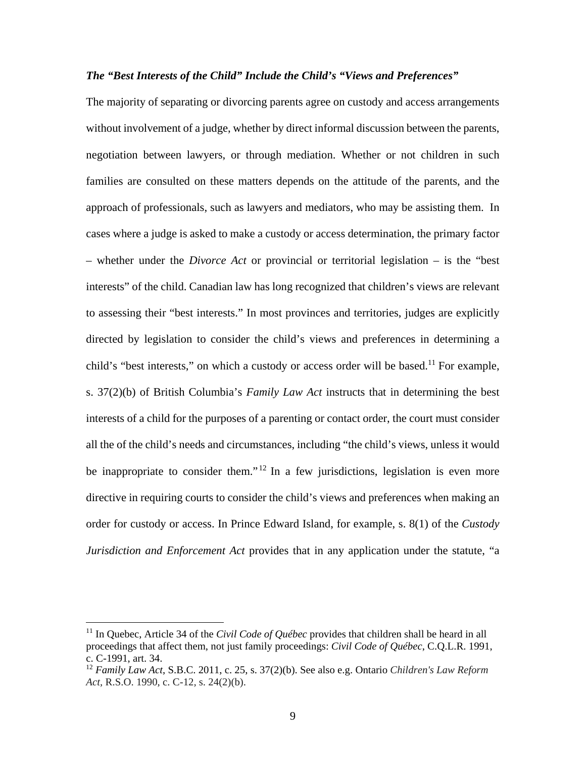### *The "Best Interests of the Child" Include the Child's "Views and Preferences"*

The majority of separating or divorcing parents agree on custody and access arrangements without involvement of a judge, whether by direct informal discussion between the parents, negotiation between lawyers, or through mediation. Whether or not children in such families are consulted on these matters depends on the attitude of the parents, and the approach of professionals, such as lawyers and mediators, who may be assisting them. In cases where a judge is asked to make a custody or access determination, the primary factor – whether under the *Divorce Act* or provincial or territorial legislation – is the "best interests" of the child. Canadian law has long recognized that children's views are relevant to assessing their "best interests." In most provinces and territories, judges are explicitly directed by legislation to consider the child's views and preferences in determining a child's "best interests," on which a custody or access order will be based.[11] For example, s. 37(2)(b) of British Columbia's *Family Law Act* instructs that in determining the best interests of a child for the purposes of a parenting or contact order, the court must consider all the of the child's needs and circumstances, including "the child's views, unless it would be inappropriate to consider them."[12] In a few jurisdictions, legislation is even more directive in requiring courts to consider the child's views and preferences when making an order for custody or access. In Prince Edward Island, for example, s. 8(1) of the *Custody Jurisdiction and Enforcement Act* provides that in any application under the statute, "a

---

[11] In Quebec, Article 34 of the *Civil Code of Québec* provides that children shall be heard in all proceedings that affect them, not just family proceedings: *Civil Code of Québec*, C.Q.L.R. 1991, c. C-1991, art. 34.

[12] *Family Law Act*, S.B.C. 2011, c. 25, s. 37(2)(b). See also e.g. Ontario *Children's Law Reform Act*, R.S.O. 1990, c. C-12, s. 24(2)(b).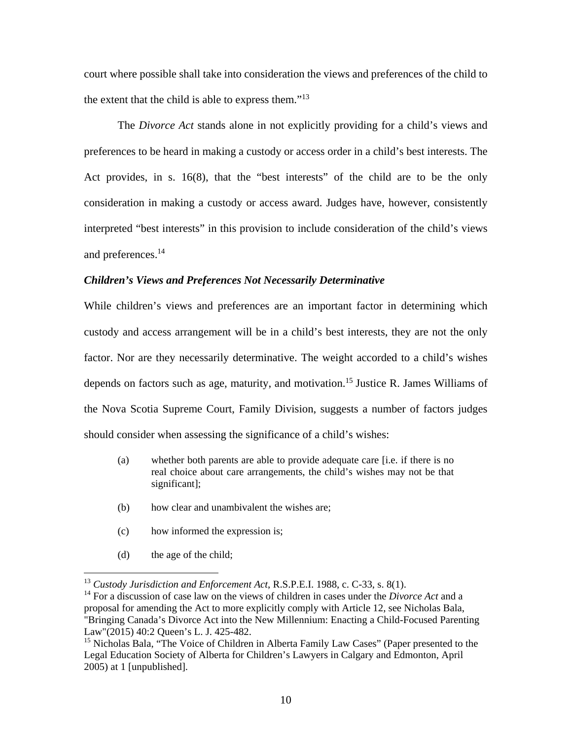court where possible shall take into consideration the views and preferences of the child to the extent that the child is able to express them."[13]

The *Divorce Act* stands alone in not explicitly providing for a child's views and preferences to be heard in making a custody or access order in a child's best interests. The Act provides, in s. 16(8), that the "best interests" of the child are to be the only consideration in making a custody or access award. Judges have, however, consistently interpreted "best interests" in this provision to include consideration of the child's views and preferences.[14]

### *Children's Views and Preferences Not Necessarily Determinative*

While children's views and preferences are an important factor in determining which custody and access arrangement will be in a child's best interests, they are not the only factor. Nor are they necessarily determinative. The weight accorded to a child's wishes depends on factors such as age, maturity, and motivation.[15] Justice R. James Williams of the Nova Scotia Supreme Court, Family Division, suggests a number of factors judges should consider when assessing the significance of a child's wishes:

> (a) whether both parents are able to provide adequate care [i.e. if there is no real choice about care arrangements, the child's wishes may not be that significant];
>
> (b) how clear and unambivalent the wishes are;
>
> (c) how informed the expression is;
>
> (d) the age of the child;

---

[13] *Custody Jurisdiction and Enforcement Act*, R.S.P.E.I. 1988, c. C-33, s. 8(1).

[14] For a discussion of case law on the views of children in cases under the *Divorce Act* and a proposal for amending the Act to more explicitly comply with Article 12, see Nicholas Bala, "Bringing Canada's Divorce Act into the New Millennium: Enacting a Child-Focused Parenting Law"(2015) 40:2 Queen's L. J. 425-482.

[15] Nicholas Bala, "The Voice of Children in Alberta Family Law Cases" (Paper presented to the Legal Education Society of Alberta for Children's Lawyers in Calgary and Edmonton, April 2005) at 1 [unpublished].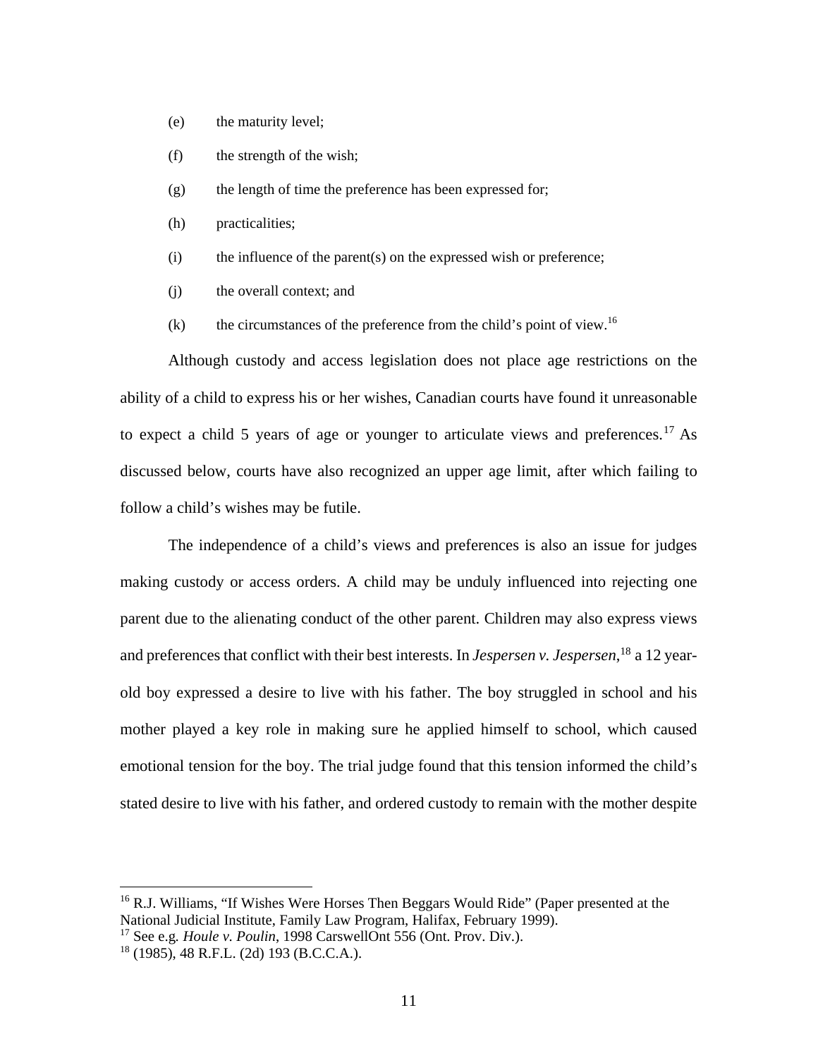(e) the maturity level;

(f) the strength of the wish;

(g) the length of time the preference has been expressed for;

(h) practicalities;

(i) the influence of the parent(s) on the expressed wish or preference;

(j) the overall context; and

(k) the circumstances of the preference from the child's point of view.[16]

Although custody and access legislation does not place age restrictions on the ability of a child to express his or her wishes, Canadian courts have found it unreasonable to expect a child 5 years of age or younger to articulate views and preferences.[17] As discussed below, courts have also recognized an upper age limit, after which failing to follow a child's wishes may be futile.

The independence of a child's views and preferences is also an issue for judges making custody or access orders. A child may be unduly influenced into rejecting one parent due to the alienating conduct of the other parent. Children may also express views and preferences that conflict with their best interests. In *Jespersen v. Jespersen*,[18] a 12 year-old boy expressed a desire to live with his father. The boy struggled in school and his mother played a key role in making sure he applied himself to school, which caused emotional tension for the boy. The trial judge found that this tension informed the child's stated desire to live with his father, and ordered custody to remain with the mother despite

---

[16] R.J. Williams, "If Wishes Were Horses Then Beggars Would Ride" (Paper presented at the National Judicial Institute, Family Law Program, Halifax, February 1999).

[17] See e.g. *Houle v. Poulin*, 1998 CarswellOnt 556 (Ont. Prov. Div.).

[18] (1985), 48 R.F.L. (2d) 193 (B.C.C.A.).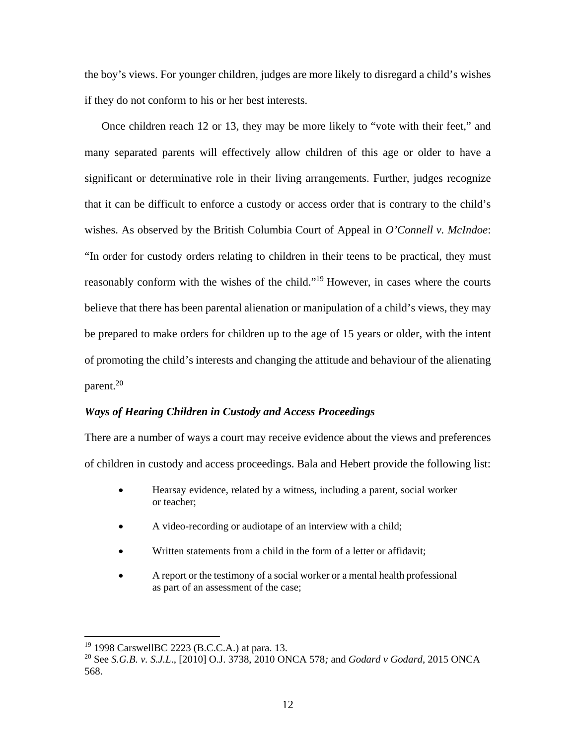the boy's views. For younger children, judges are more likely to disregard a child's wishes if they do not conform to his or her best interests.

Once children reach 12 or 13, they may be more likely to "vote with their feet," and many separated parents will effectively allow children of this age or older to have a significant or determinative role in their living arrangements. Further, judges recognize that it can be difficult to enforce a custody or access order that is contrary to the child's wishes. As observed by the British Columbia Court of Appeal in *O'Connell v. McIndoe*: "In order for custody orders relating to children in their teens to be practical, they must reasonably conform with the wishes of the child."[19] However, in cases where the courts believe that there has been parental alienation or manipulation of a child's views, they may be prepared to make orders for children up to the age of 15 years or older, with the intent of promoting the child's interests and changing the attitude and behaviour of the alienating parent.[20]

### *Ways of Hearing Children in Custody and Access Proceedings*

There are a number of ways a court may receive evidence about the views and preferences of children in custody and access proceedings. Bala and Hebert provide the following list:

- Hearsay evidence, related by a witness, including a parent, social worker or teacher;
- A video-recording or audiotape of an interview with a child;
- Written statements from a child in the form of a letter or affidavit;
- A report or the testimony of a social worker or a mental health professional as part of an assessment of the case;

---

[19] 1998 CarswellBC 2223 (B.C.C.A.) at para. 13.

[20] See *S.G.B. v. S.J.L.*, [2010] O.J. 3738, 2010 ONCA 578*;* and *Godard v Godard*, 2015 ONCA 568.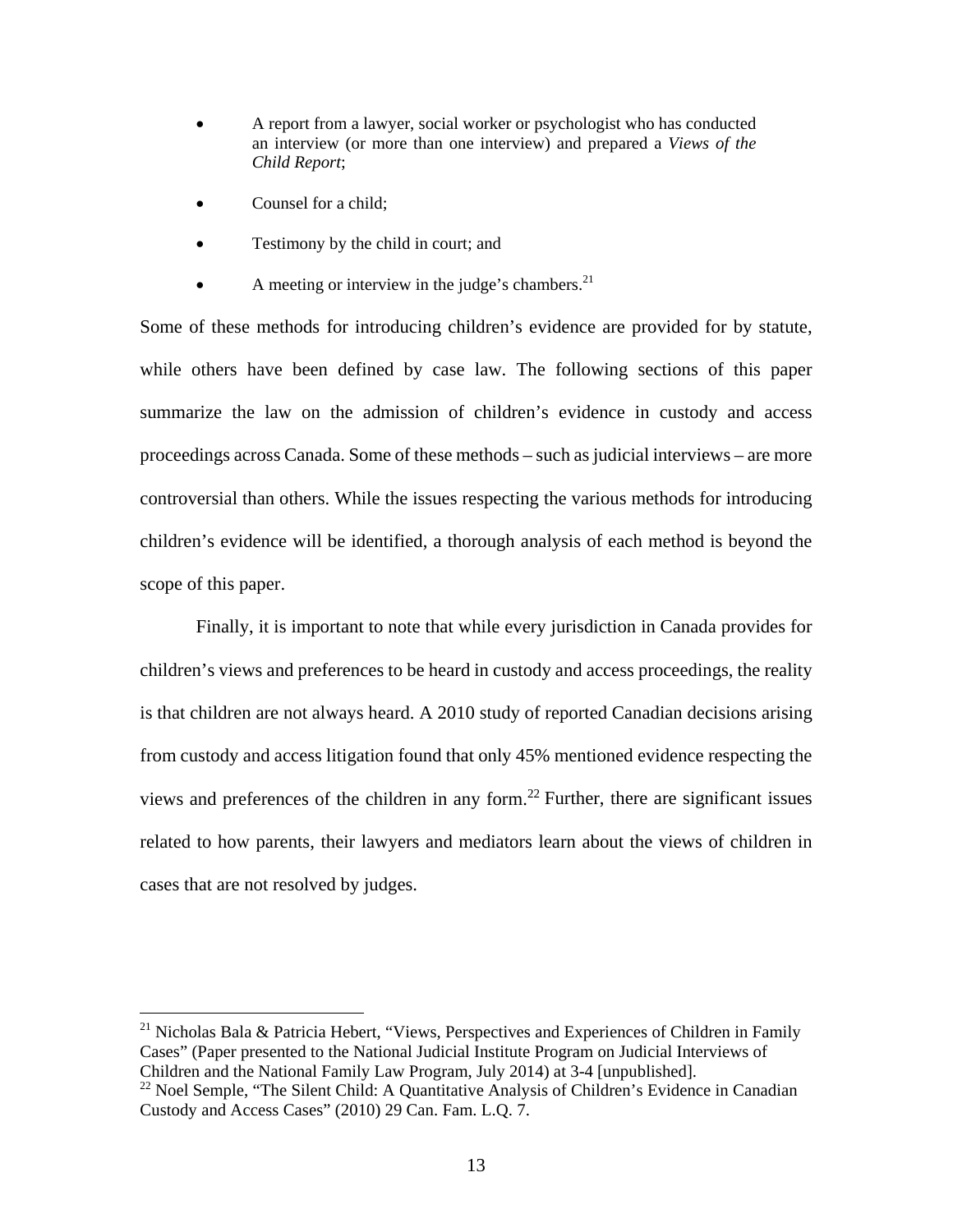- A report from a lawyer, social worker or psychologist who has conducted an interview (or more than one interview) and prepared a *Views of the Child Report*;

- Counsel for a child;

- Testimony by the child in court; and

- A meeting or interview in the judge's chambers.[21]

Some of these methods for introducing children's evidence are provided for by statute, while others have been defined by case law. The following sections of this paper summarize the law on the admission of children's evidence in custody and access proceedings across Canada. Some of these methods – such as judicial interviews – are more controversial than others. While the issues respecting the various methods for introducing children's evidence will be identified, a thorough analysis of each method is beyond the scope of this paper.

Finally, it is important to note that while every jurisdiction in Canada provides for children's views and preferences to be heard in custody and access proceedings, the reality is that children are not always heard. A 2010 study of reported Canadian decisions arising from custody and access litigation found that only 45% mentioned evidence respecting the views and preferences of the children in any form.[22] Further, there are significant issues related to how parents, their lawyers and mediators learn about the views of children in cases that are not resolved by judges.

---

[21] Nicholas Bala & Patricia Hebert, "Views, Perspectives and Experiences of Children in Family Cases" (Paper presented to the National Judicial Institute Program on Judicial Interviews of Children and the National Family Law Program, July 2014) at 3-4 [unpublished].

[22] Noel Semple, "The Silent Child: A Quantitative Analysis of Children's Evidence in Canadian Custody and Access Cases" (2010) 29 Can. Fam. L.Q. 7.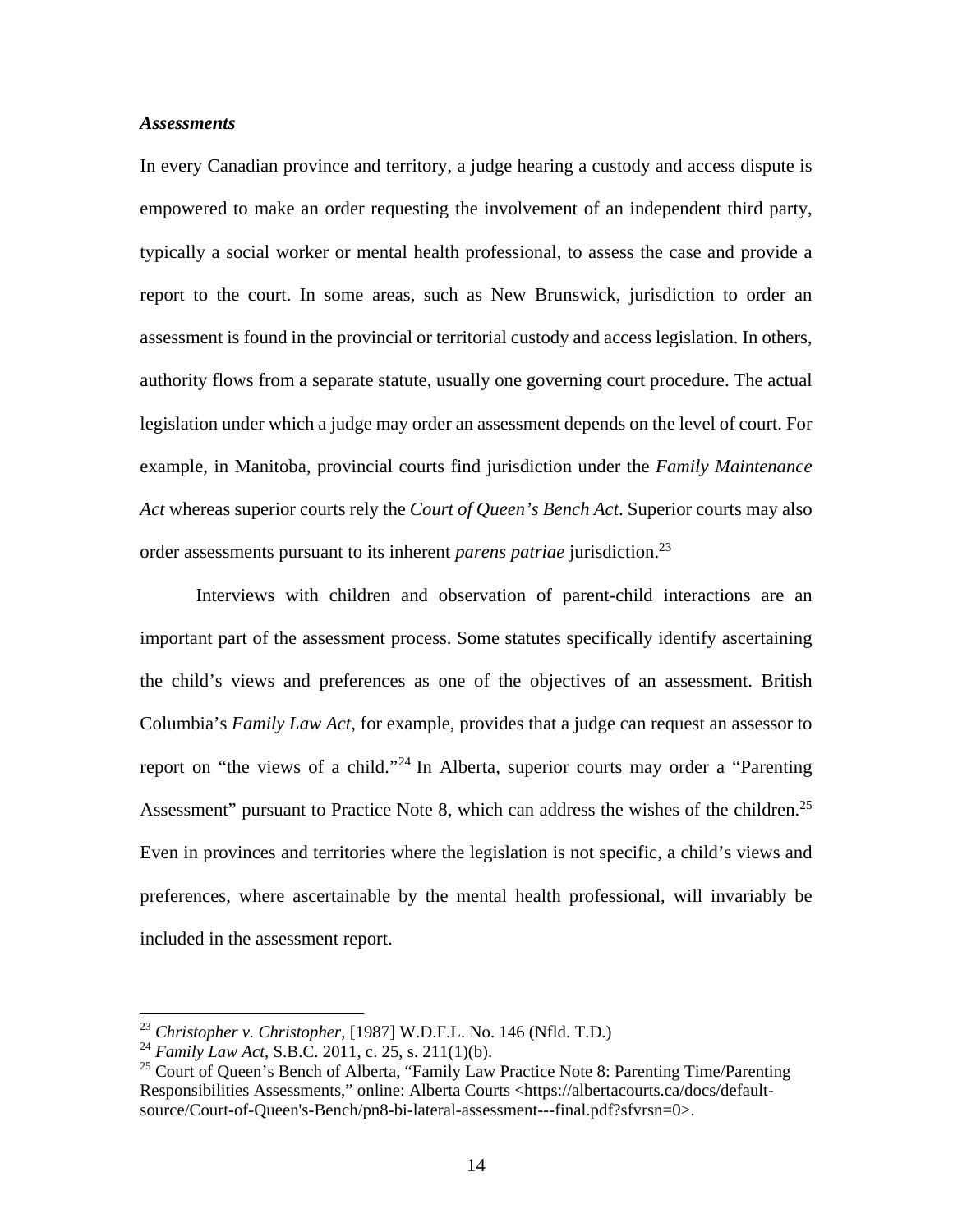***Assessments***

In every Canadian province and territory, a judge hearing a custody and access dispute is empowered to make an order requesting the involvement of an independent third party, typically a social worker or mental health professional, to assess the case and provide a report to the court. In some areas, such as New Brunswick, jurisdiction to order an assessment is found in the provincial or territorial custody and access legislation. In others, authority flows from a separate statute, usually one governing court procedure. The actual legislation under which a judge may order an assessment depends on the level of court. For example, in Manitoba, provincial courts find jurisdiction under the *Family Maintenance Act* whereas superior courts rely the *Court of Queen's Bench Act*. Superior courts may also order assessments pursuant to its inherent *parens patriae* jurisdiction.[23]

Interviews with children and observation of parent-child interactions are an important part of the assessment process. Some statutes specifically identify ascertaining the child's views and preferences as one of the objectives of an assessment. British Columbia's *Family Law Act*, for example, provides that a judge can request an assessor to report on "the views of a child."[24] In Alberta, superior courts may order a "Parenting Assessment" pursuant to Practice Note 8, which can address the wishes of the children.[25] Even in provinces and territories where the legislation is not specific, a child's views and preferences, where ascertainable by the mental health professional, will invariably be included in the assessment report.

---

[23] *Christopher v. Christopher*, [1987] W.D.F.L. No. 146 (Nfld. T.D.)

[24] *Family Law Act*, S.B.C. 2011, c. 25, s. 211(1)(b).

[25] Court of Queen's Bench of Alberta, "Family Law Practice Note 8: Parenting Time/Parenting Responsibilities Assessments," online: Alberta Courts <https://albertacourts.ca/docs/default-source/Court-of-Queen's-Bench/pn8-bi-lateral-assessment---final.pdf?sfvrsn=0>.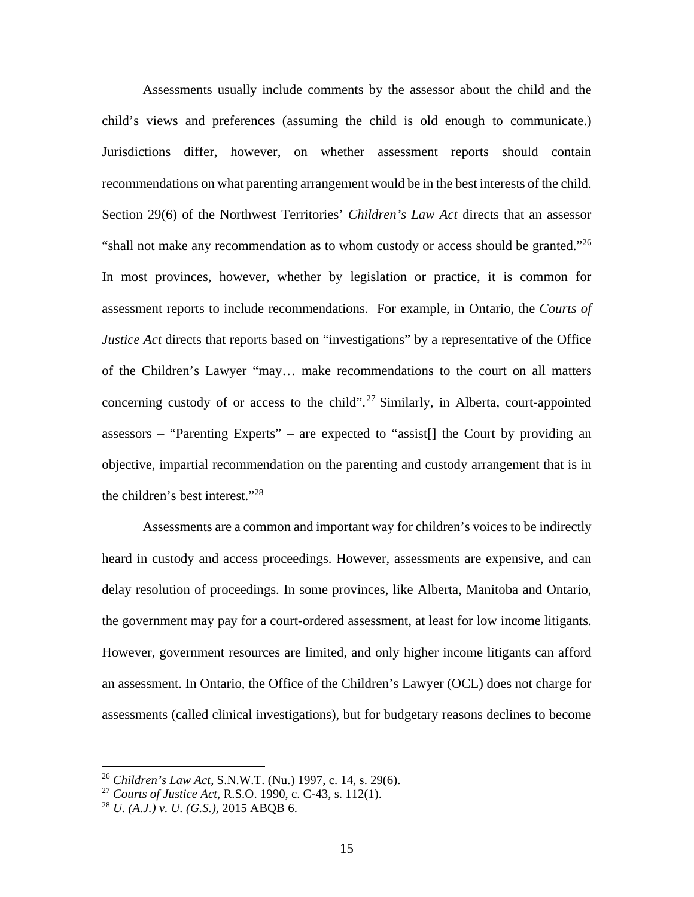Assessments usually include comments by the assessor about the child and the child's views and preferences (assuming the child is old enough to communicate.) Jurisdictions differ, however, on whether assessment reports should contain recommendations on what parenting arrangement would be in the best interests of the child. Section 29(6) of the Northwest Territories' *Children's Law Act* directs that an assessor "shall not make any recommendation as to whom custody or access should be granted."[26] In most provinces, however, whether by legislation or practice, it is common for assessment reports to include recommendations. For example, in Ontario, the *Courts of Justice Act* directs that reports based on "investigations" by a representative of the Office of the Children's Lawyer "may… make recommendations to the court on all matters concerning custody of or access to the child".[27] Similarly, in Alberta, court-appointed assessors – "Parenting Experts" – are expected to "assist[] the Court by providing an objective, impartial recommendation on the parenting and custody arrangement that is in the children's best interest."[28]

Assessments are a common and important way for children's voices to be indirectly heard in custody and access proceedings. However, assessments are expensive, and can delay resolution of proceedings. In some provinces, like Alberta, Manitoba and Ontario, the government may pay for a court-ordered assessment, at least for low income litigants. However, government resources are limited, and only higher income litigants can afford an assessment. In Ontario, the Office of the Children's Lawyer (OCL) does not charge for assessments (called clinical investigations), but for budgetary reasons declines to become

---

[26] *Children's Law Act*, S.N.W.T. (Nu.) 1997, c. 14, s. 29(6).
[27] *Courts of Justice Act*, R.S.O. 1990, c. C-43, s. 112(1).
[28] *U. (A.J.) v. U. (G.S.)*, 2015 ABQB 6.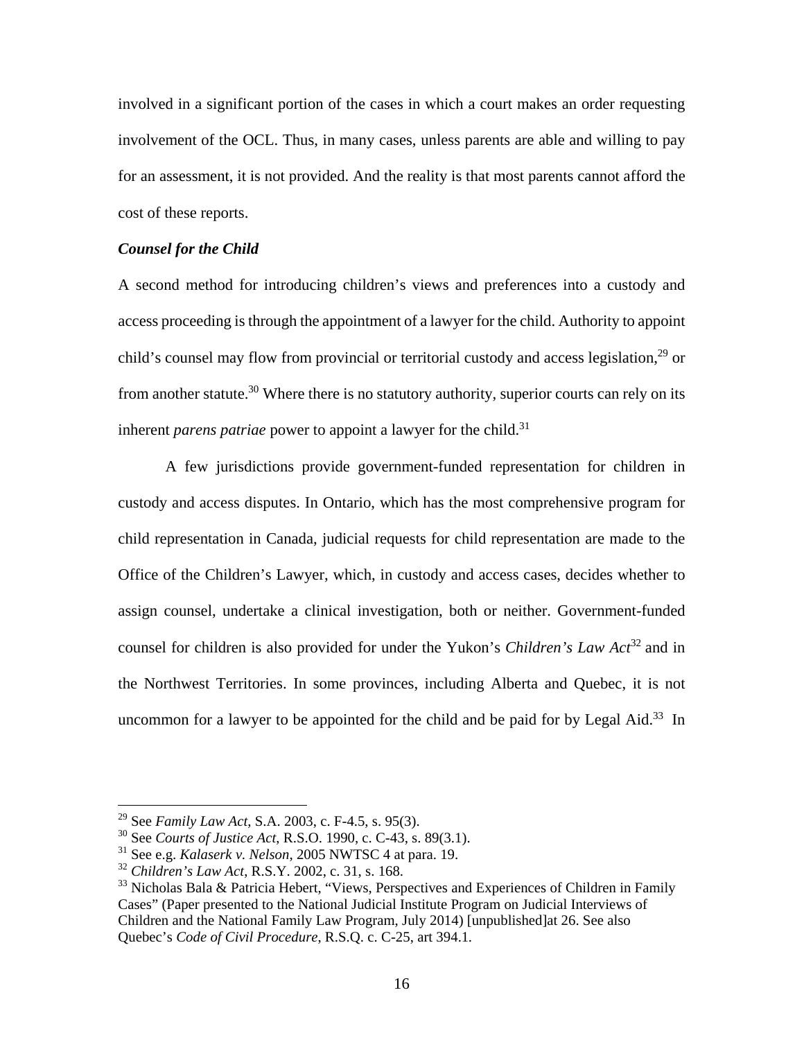involved in a significant portion of the cases in which a court makes an order requesting involvement of the OCL. Thus, in many cases, unless parents are able and willing to pay for an assessment, it is not provided. And the reality is that most parents cannot afford the cost of these reports.

***Counsel for the Child***

A second method for introducing children's views and preferences into a custody and access proceeding is through the appointment of a lawyer for the child. Authority to appoint child's counsel may flow from provincial or territorial custody and access legislation,[29] or from another statute.[30] Where there is no statutory authority, superior courts can rely on its inherent *parens patriae* power to appoint a lawyer for the child.[31]

A few jurisdictions provide government-funded representation for children in custody and access disputes. In Ontario, which has the most comprehensive program for child representation in Canada, judicial requests for child representation are made to the Office of the Children's Lawyer, which, in custody and access cases, decides whether to assign counsel, undertake a clinical investigation, both or neither. Government-funded counsel for children is also provided for under the Yukon's *Children's Law Act*[32] and in the Northwest Territories. In some provinces, including Alberta and Quebec, it is not uncommon for a lawyer to be appointed for the child and be paid for by Legal Aid.[33] In

---

[29] See *Family Law Act*, S.A. 2003, c. F-4.5, s. 95(3).

[30] See *Courts of Justice Act*, R.S.O. 1990, c. C-43, s. 89(3.1).

[31] See e.g. *Kalaserk v. Nelson*, 2005 NWTSC 4 at para. 19.

[32] *Children's Law Act*, R.S.Y. 2002, c. 31, s. 168.

[33] Nicholas Bala & Patricia Hebert, "Views, Perspectives and Experiences of Children in Family Cases" (Paper presented to the National Judicial Institute Program on Judicial Interviews of Children and the National Family Law Program, July 2014) [unpublished]at 26. See also Quebec's *Code of Civil Procedure*, R.S.Q. c. C-25, art 394.1.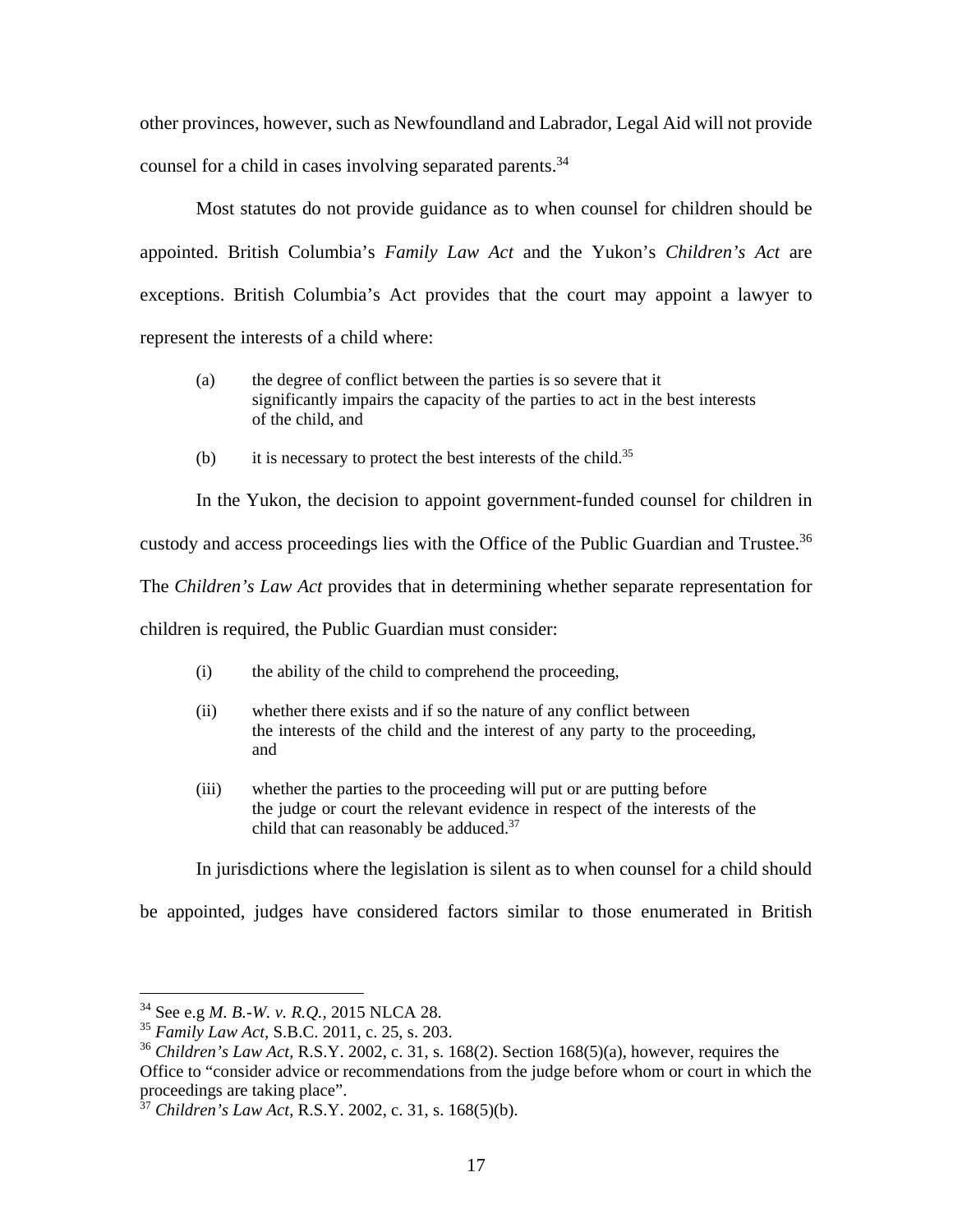other provinces, however, such as Newfoundland and Labrador, Legal Aid will not provide counsel for a child in cases involving separated parents.[34]

Most statutes do not provide guidance as to when counsel for children should be appointed. British Columbia's *Family Law Act* and the Yukon's *Children's Act* are exceptions. British Columbia's Act provides that the court may appoint a lawyer to represent the interests of a child where:

> (a) the degree of conflict between the parties is so severe that it significantly impairs the capacity of the parties to act in the best interests of the child, and
>
> (b) it is necessary to protect the best interests of the child.[35]

In the Yukon, the decision to appoint government-funded counsel for children in custody and access proceedings lies with the Office of the Public Guardian and Trustee.[36] The *Children's Law Act* provides that in determining whether separate representation for children is required, the Public Guardian must consider:

> (i) the ability of the child to comprehend the proceeding,
>
> (ii) whether there exists and if so the nature of any conflict between the interests of the child and the interest of any party to the proceeding, and
>
> (iii) whether the parties to the proceeding will put or are putting before the judge or court the relevant evidence in respect of the interests of the child that can reasonably be adduced.[37]

In jurisdictions where the legislation is silent as to when counsel for a child should be appointed, judges have considered factors similar to those enumerated in British

---

[34] See e.g *M. B.-W. v. R.Q.*, 2015 NLCA 28.

[35] *Family Law Act*, S.B.C. 2011, c. 25, s. 203.

[36] *Children's Law Act*, R.S.Y. 2002, c. 31, s. 168(2). Section 168(5)(a), however, requires the Office to "consider advice or recommendations from the judge before whom or court in which the proceedings are taking place".

[37] *Children's Law Act*, R.S.Y. 2002, c. 31, s. 168(5)(b).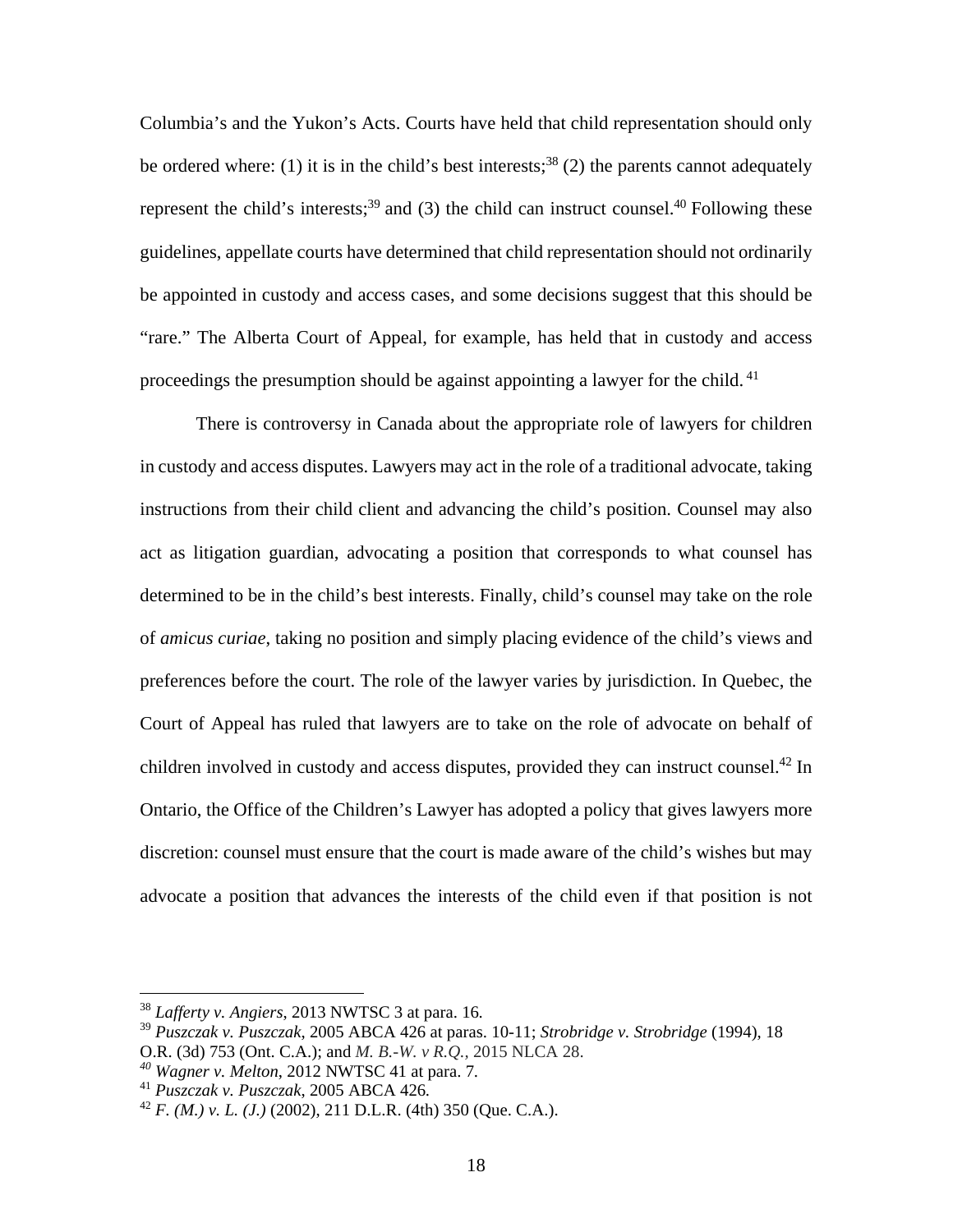Columbia's and the Yukon's Acts. Courts have held that child representation should only be ordered where: (1) it is in the child's best interests;[38] (2) the parents cannot adequately represent the child's interests;[39] and (3) the child can instruct counsel.[40] Following these guidelines, appellate courts have determined that child representation should not ordinarily be appointed in custody and access cases, and some decisions suggest that this should be "rare." The Alberta Court of Appeal, for example, has held that in custody and access proceedings the presumption should be against appointing a lawyer for the child.[41]

There is controversy in Canada about the appropriate role of lawyers for children in custody and access disputes. Lawyers may act in the role of a traditional advocate, taking instructions from their child client and advancing the child's position. Counsel may also act as litigation guardian, advocating a position that corresponds to what counsel has determined to be in the child's best interests. Finally, child's counsel may take on the role of *amicus curiae*, taking no position and simply placing evidence of the child's views and preferences before the court. The role of the lawyer varies by jurisdiction. In Quebec, the Court of Appeal has ruled that lawyers are to take on the role of advocate on behalf of children involved in custody and access disputes, provided they can instruct counsel.[42] In Ontario, the Office of the Children's Lawyer has adopted a policy that gives lawyers more discretion: counsel must ensure that the court is made aware of the child's wishes but may advocate a position that advances the interests of the child even if that position is not

---

[38] *Lafferty v. Angiers*, 2013 NWTSC 3 at para. 16.

[39] *Puszczak v. Puszczak*, 2005 ABCA 426 at paras. 10-11; *Strobridge v. Strobridge* (1994), 18 O.R. (3d) 753 (Ont. C.A.); and *M. B.-W. v R.Q.*, 2015 NLCA 28.

[40] *Wagner v. Melton*, 2012 NWTSC 41 at para. 7.

[41] *Puszczak v. Puszczak*, 2005 ABCA 426.

[42] *F. (M.) v. L. (J.)* (2002), 211 D.L.R. (4th) 350 (Que. C.A.).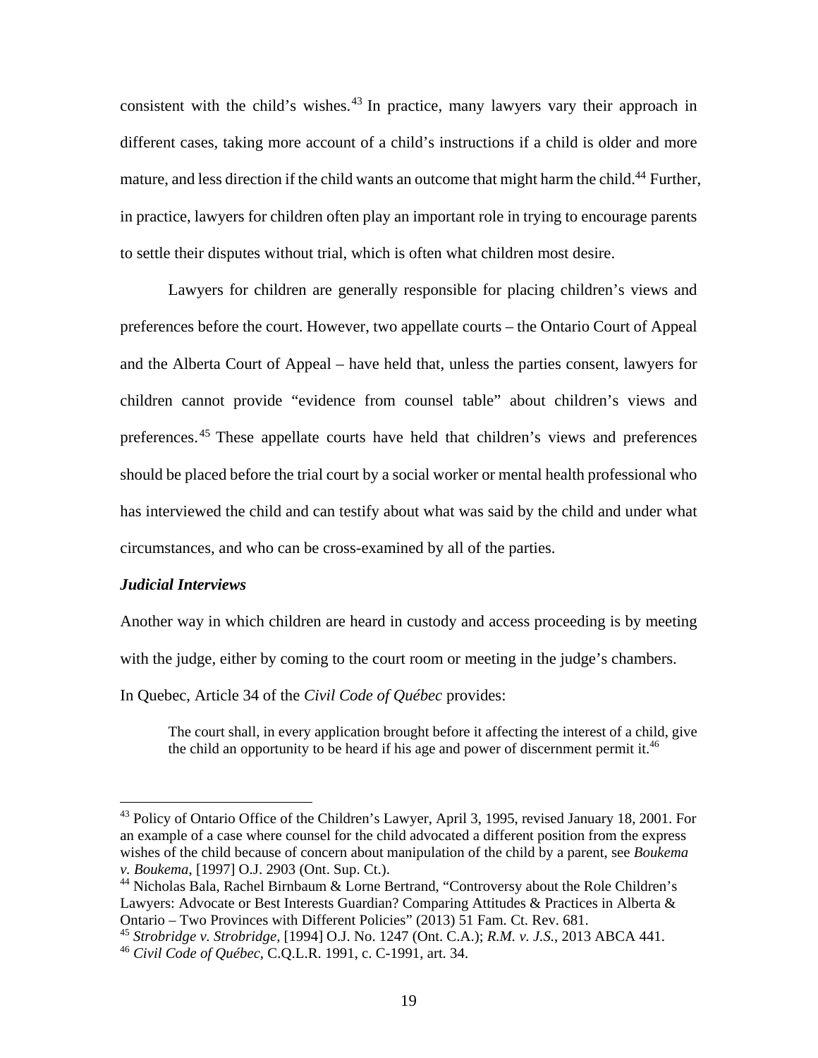consistent with the child's wishes.[43] In practice, many lawyers vary their approach in different cases, taking more account of a child's instructions if a child is older and more mature, and less direction if the child wants an outcome that might harm the child.[44] Further, in practice, lawyers for children often play an important role in trying to encourage parents to settle their disputes without trial, which is often what children most desire.

Lawyers for children are generally responsible for placing children's views and preferences before the court. However, two appellate courts – the Ontario Court of Appeal and the Alberta Court of Appeal – have held that, unless the parties consent, lawyers for children cannot provide "evidence from counsel table" about children's views and preferences.[45] These appellate courts have held that children's views and preferences should be placed before the trial court by a social worker or mental health professional who has interviewed the child and can testify about what was said by the child and under what circumstances, and who can be cross-examined by all of the parties.

***Judicial Interviews***

Another way in which children are heard in custody and access proceeding is by meeting with the judge, either by coming to the court room or meeting in the judge's chambers.

In Quebec, Article 34 of the *Civil Code of Québec* provides:

> The court shall, in every application brought before it affecting the interest of a child, give the child an opportunity to be heard if his age and power of discernment permit it.[46]

---

[43] Policy of Ontario Office of the Children's Lawyer, April 3, 1995, revised January 18, 2001. For an example of a case where counsel for the child advocated a different position from the express wishes of the child because of concern about manipulation of the child by a parent, see *Boukema v. Boukema*, [1997] O.J. 2903 (Ont. Sup. Ct.).

[44] Nicholas Bala, Rachel Birnbaum & Lorne Bertrand, "Controversy about the Role Children's Lawyers: Advocate or Best Interests Guardian? Comparing Attitudes & Practices in Alberta & Ontario – Two Provinces with Different Policies" (2013) 51 Fam. Ct. Rev. 681.

[45] *Strobridge v. Strobridge*, [1994] O.J. No. 1247 (Ont. C.A.); *R.M. v. J.S.*, 2013 ABCA 441.

[46] *Civil Code of Québec*, C.Q.L.R. 1991, c. C-1991, art. 34.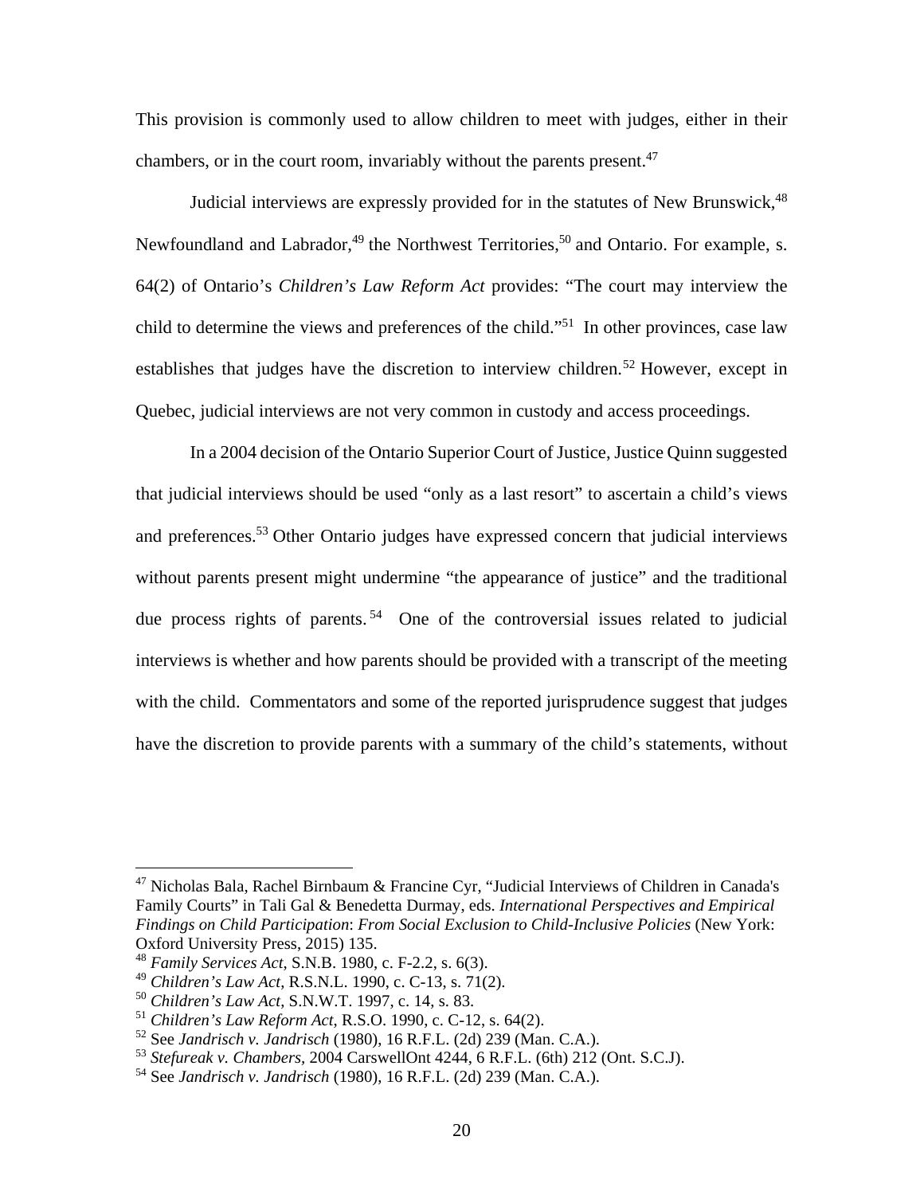This provision is commonly used to allow children to meet with judges, either in their chambers, or in the court room, invariably without the parents present.[47]

Judicial interviews are expressly provided for in the statutes of New Brunswick,[48] Newfoundland and Labrador,[49] the Northwest Territories,[50] and Ontario. For example, s. 64(2) of Ontario's *Children's Law Reform Act* provides: "The court may interview the child to determine the views and preferences of the child."[51] In other provinces, case law establishes that judges have the discretion to interview children.[52] However, except in Quebec, judicial interviews are not very common in custody and access proceedings.

In a 2004 decision of the Ontario Superior Court of Justice, Justice Quinn suggested that judicial interviews should be used "only as a last resort" to ascertain a child's views and preferences.[53] Other Ontario judges have expressed concern that judicial interviews without parents present might undermine "the appearance of justice" and the traditional due process rights of parents.[54] One of the controversial issues related to judicial interviews is whether and how parents should be provided with a transcript of the meeting with the child. Commentators and some of the reported jurisprudence suggest that judges have the discretion to provide parents with a summary of the child's statements, without

---

[47] Nicholas Bala, Rachel Birnbaum & Francine Cyr, "Judicial Interviews of Children in Canada's Family Courts" in Tali Gal & Benedetta Durmay, eds. *International Perspectives and Empirical Findings on Child Participation*: *From Social Exclusion to Child-Inclusive Policies* (New York: Oxford University Press, 2015) 135.

[48] *Family Services Act*, S.N.B. 1980, c. F-2.2, s. 6(3).

[49] *Children's Law Act*, R.S.N.L. 1990, c. C-13, s. 71(2).

[50] *Children's Law Act*, S.N.W.T. 1997, c. 14, s. 83.

[51] *Children's Law Reform Act*, R.S.O. 1990, c. C-12, s. 64(2).

[52] See *Jandrisch v. Jandrisch* (1980), 16 R.F.L. (2d) 239 (Man. C.A.).

[53] *Stefureak v. Chambers*, 2004 CarswellOnt 4244, 6 R.F.L. (6th) 212 (Ont. S.C.J).

[54] See *Jandrisch v. Jandrisch* (1980), 16 R.F.L. (2d) 239 (Man. C.A.).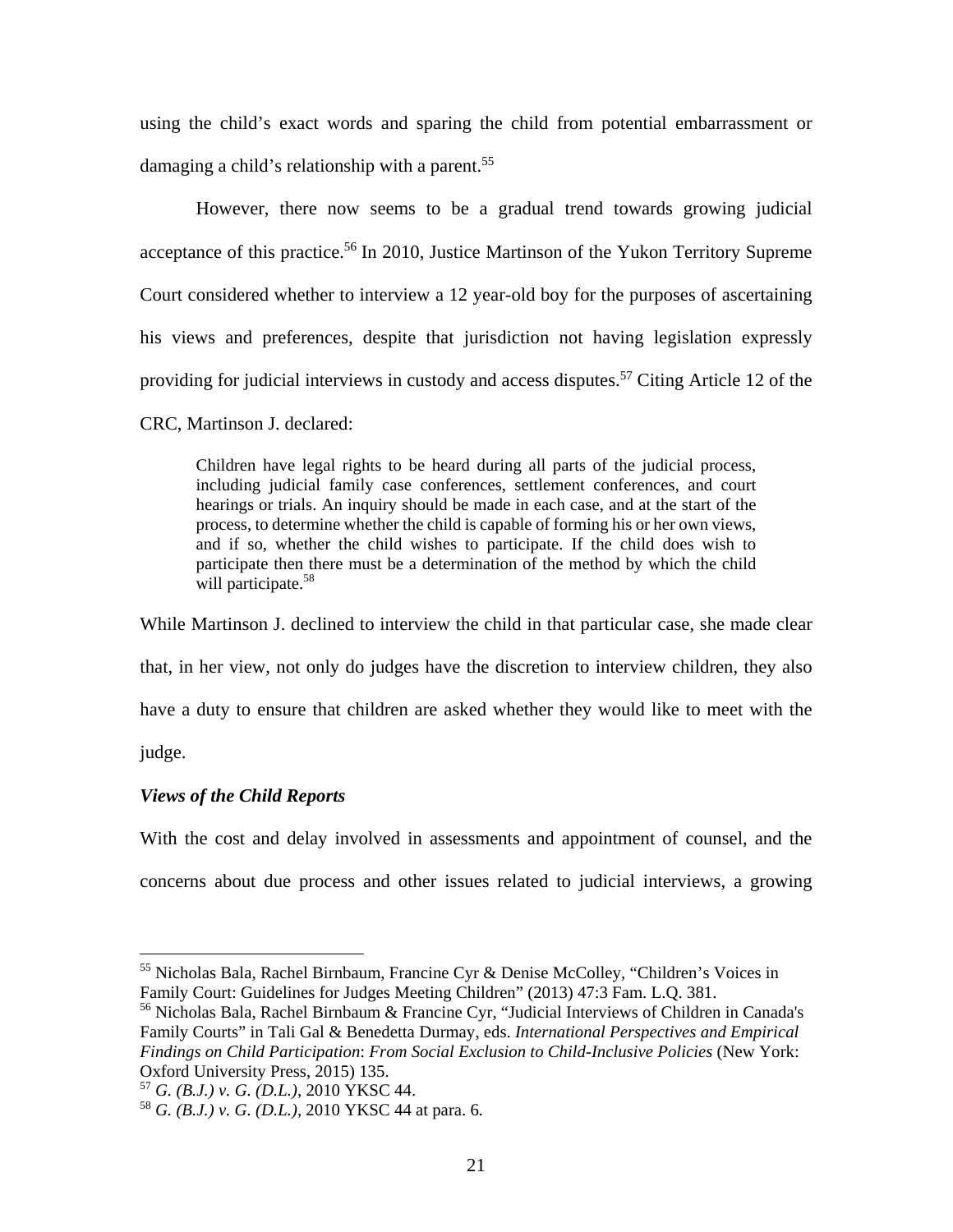using the child's exact words and sparing the child from potential embarrassment or damaging a child's relationship with a parent.[55]

However, there now seems to be a gradual trend towards growing judicial acceptance of this practice.[56] In 2010, Justice Martinson of the Yukon Territory Supreme Court considered whether to interview a 12 year-old boy for the purposes of ascertaining his views and preferences, despite that jurisdiction not having legislation expressly providing for judicial interviews in custody and access disputes.[57] Citing Article 12 of the CRC, Martinson J. declared:

> Children have legal rights to be heard during all parts of the judicial process, including judicial family case conferences, settlement conferences, and court hearings or trials. An inquiry should be made in each case, and at the start of the process, to determine whether the child is capable of forming his or her own views, and if so, whether the child wishes to participate. If the child does wish to participate then there must be a determination of the method by which the child will participate.[58]

While Martinson J. declined to interview the child in that particular case, she made clear that, in her view, not only do judges have the discretion to interview children, they also have a duty to ensure that children are asked whether they would like to meet with the judge.

***Views of the Child Reports***

With the cost and delay involved in assessments and appointment of counsel, and the concerns about due process and other issues related to judicial interviews, a growing

---

[55] Nicholas Bala, Rachel Birnbaum, Francine Cyr & Denise McColley, "Children's Voices in Family Court: Guidelines for Judges Meeting Children" (2013) 47:3 Fam. L.Q. 381.

[56] Nicholas Bala, Rachel Birnbaum & Francine Cyr, "Judicial Interviews of Children in Canada's Family Courts" in Tali Gal & Benedetta Durmay, eds. *International Perspectives and Empirical Findings on Child Participation*: *From Social Exclusion to Child-Inclusive Policies* (New York: Oxford University Press, 2015) 135.

[57] *G. (B.J.) v. G. (D.L.),* 2010 YKSC 44.

[58] *G. (B.J.) v. G. (D.L.),* 2010 YKSC 44 at para. 6.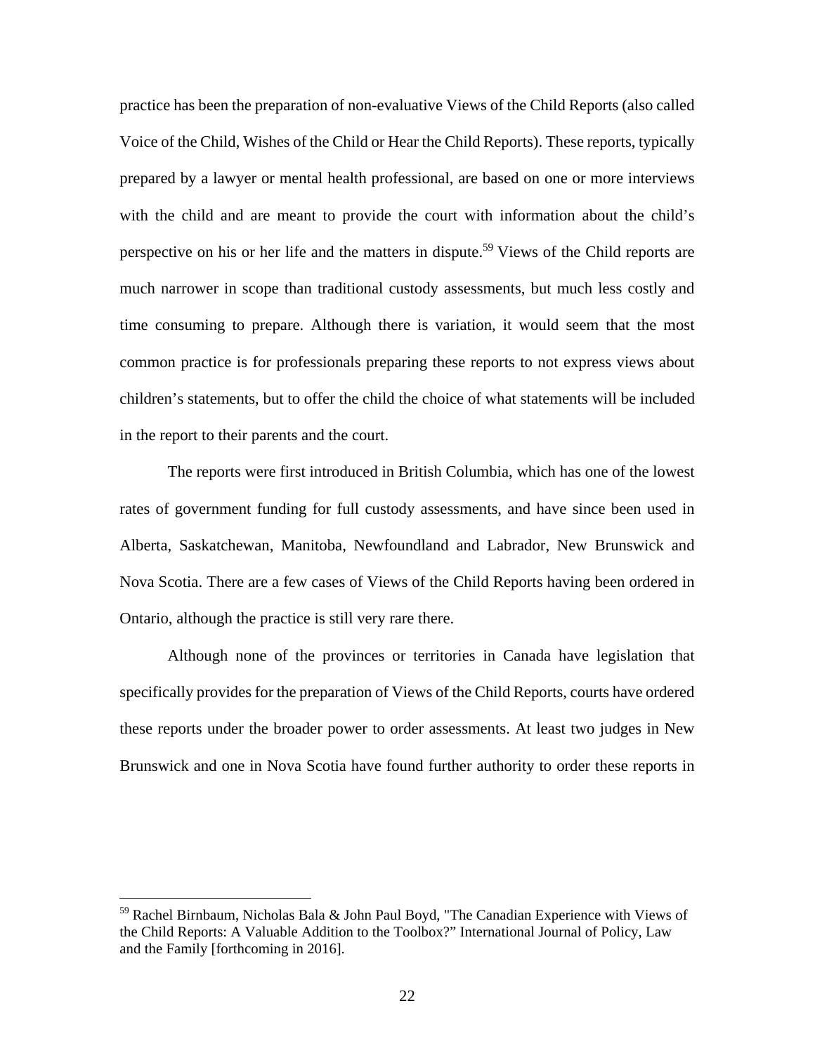practice has been the preparation of non-evaluative Views of the Child Reports (also called Voice of the Child, Wishes of the Child or Hear the Child Reports). These reports, typically prepared by a lawyer or mental health professional, are based on one or more interviews with the child and are meant to provide the court with information about the child's perspective on his or her life and the matters in dispute.[59] Views of the Child reports are much narrower in scope than traditional custody assessments, but much less costly and time consuming to prepare. Although there is variation, it would seem that the most common practice is for professionals preparing these reports to not express views about children's statements, but to offer the child the choice of what statements will be included in the report to their parents and the court.

The reports were first introduced in British Columbia, which has one of the lowest rates of government funding for full custody assessments, and have since been used in Alberta, Saskatchewan, Manitoba, Newfoundland and Labrador, New Brunswick and Nova Scotia. There are a few cases of Views of the Child Reports having been ordered in Ontario, although the practice is still very rare there.

Although none of the provinces or territories in Canada have legislation that specifically provides for the preparation of Views of the Child Reports, courts have ordered these reports under the broader power to order assessments. At least two judges in New Brunswick and one in Nova Scotia have found further authority to order these reports in

---

[59] Rachel Birnbaum, Nicholas Bala & John Paul Boyd, "The Canadian Experience with Views of the Child Reports: A Valuable Addition to the Toolbox?" International Journal of Policy, Law and the Family [forthcoming in 2016].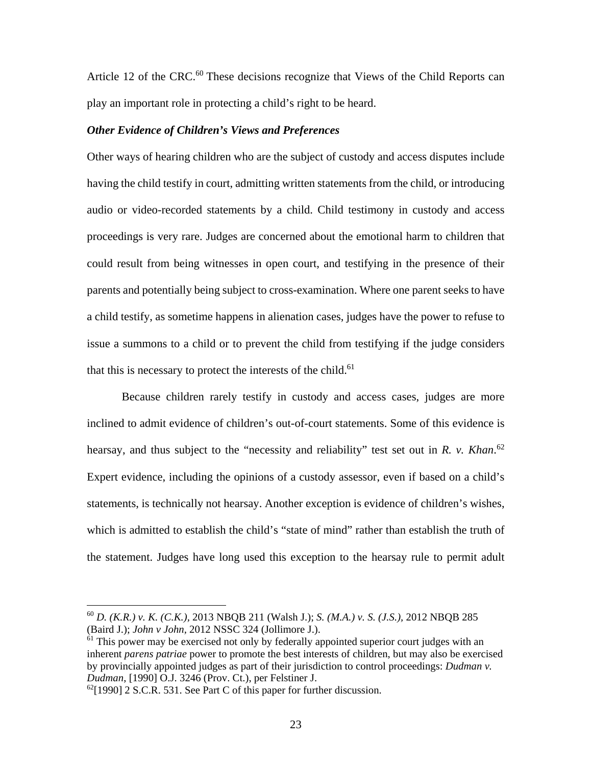Article 12 of the CRC.[60] These decisions recognize that Views of the Child Reports can play an important role in protecting a child's right to be heard.

***Other Evidence of Children's Views and Preferences***

Other ways of hearing children who are the subject of custody and access disputes include having the child testify in court, admitting written statements from the child, or introducing audio or video-recorded statements by a child. Child testimony in custody and access proceedings is very rare. Judges are concerned about the emotional harm to children that could result from being witnesses in open court, and testifying in the presence of their parents and potentially being subject to cross-examination. Where one parent seeks to have a child testify, as sometime happens in alienation cases, judges have the power to refuse to issue a summons to a child or to prevent the child from testifying if the judge considers that this is necessary to protect the interests of the child.[61]

Because children rarely testify in custody and access cases, judges are more inclined to admit evidence of children's out-of-court statements. Some of this evidence is hearsay, and thus subject to the "necessity and reliability" test set out in *R. v. Khan*.[62] Expert evidence, including the opinions of a custody assessor, even if based on a child's statements, is technically not hearsay. Another exception is evidence of children's wishes, which is admitted to establish the child's "state of mind" rather than establish the truth of the statement. Judges have long used this exception to the hearsay rule to permit adult

---

[60] *D. (K.R.) v. K. (C.K.)*, 2013 NBQB 211 (Walsh J.); *S. (M.A.) v. S. (J.S.)*, 2012 NBQB 285 (Baird J.); *John v John*, 2012 NSSC 324 (Jollimore J.).

[61] This power may be exercised not only by federally appointed superior court judges with an inherent *parens patriae* power to promote the best interests of children, but may also be exercised by provincially appointed judges as part of their jurisdiction to control proceedings: *Dudman v. Dudman*, [1990] O.J. 3246 (Prov. Ct.), per Felstiner J.

[62][1990] 2 S.C.R. 531. See Part C of this paper for further discussion.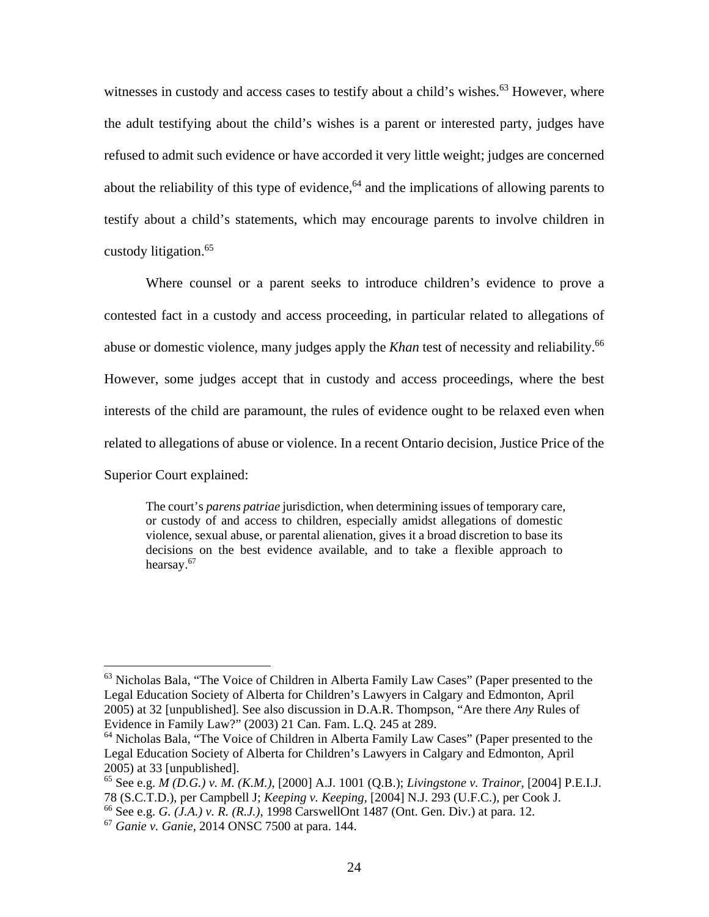witnesses in custody and access cases to testify about a child's wishes.[63] However, where the adult testifying about the child's wishes is a parent or interested party, judges have refused to admit such evidence or have accorded it very little weight; judges are concerned about the reliability of this type of evidence,[64] and the implications of allowing parents to testify about a child's statements, which may encourage parents to involve children in custody litigation.[65]

Where counsel or a parent seeks to introduce children's evidence to prove a contested fact in a custody and access proceeding, in particular related to allegations of abuse or domestic violence, many judges apply the *Khan* test of necessity and reliability.[66] However, some judges accept that in custody and access proceedings, where the best interests of the child are paramount, the rules of evidence ought to be relaxed even when related to allegations of abuse or violence. In a recent Ontario decision, Justice Price of the Superior Court explained:

> The court's *parens patriae* jurisdiction, when determining issues of temporary care, or custody of and access to children, especially amidst allegations of domestic violence, sexual abuse, or parental alienation, gives it a broad discretion to base its decisions on the best evidence available, and to take a flexible approach to hearsay.[67]

---

[63] Nicholas Bala, "The Voice of Children in Alberta Family Law Cases" (Paper presented to the Legal Education Society of Alberta for Children's Lawyers in Calgary and Edmonton, April 2005) at 32 [unpublished]. See also discussion in D.A.R. Thompson, "Are there *Any* Rules of Evidence in Family Law?" (2003) 21 Can. Fam. L.Q. 245 at 289.

[64] Nicholas Bala, "The Voice of Children in Alberta Family Law Cases" (Paper presented to the Legal Education Society of Alberta for Children's Lawyers in Calgary and Edmonton, April 2005) at 33 [unpublished].

[65] See e.g. *M (D.G.) v. M. (K.M.)*, [2000] A.J. 1001 (Q.B.); *Livingstone v. Trainor*, [2004] P.E.I.J. 78 (S.C.T.D.), per Campbell J; *Keeping v. Keeping*, [2004] N.J. 293 (U.F.C.), per Cook J.

[66] See e.g. *G. (J.A.) v. R. (R.J.)*, 1998 CarswellOnt 1487 (Ont. Gen. Div.) at para. 12.

[67] *Ganie v. Ganie*, 2014 ONSC 7500 at para. 144.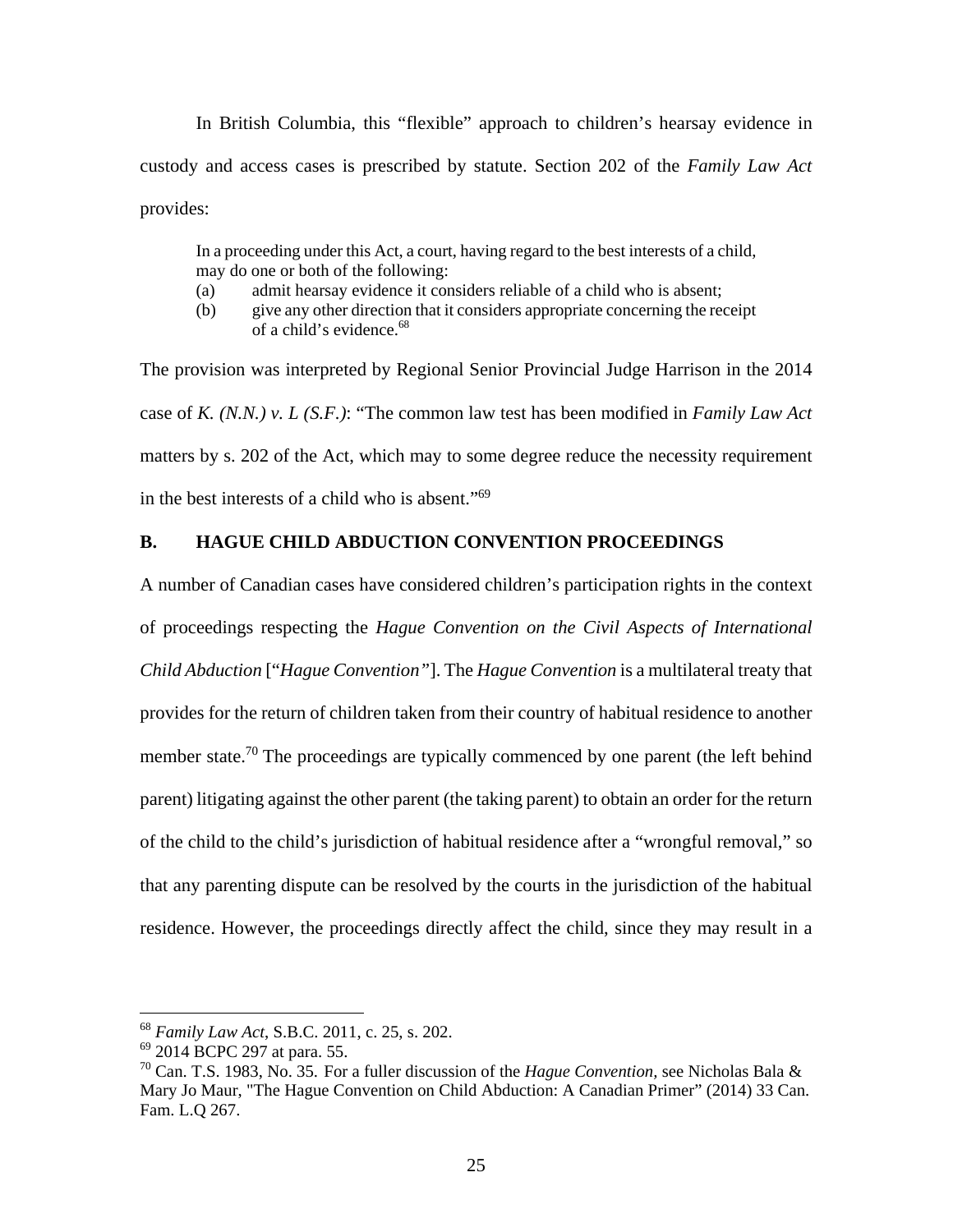In British Columbia, this "flexible" approach to children's hearsay evidence in custody and access cases is prescribed by statute. Section 202 of the *Family Law Act* provides:

> In a proceeding under this Act, a court, having regard to the best interests of a child, may do one or both of the following:
>
> (a) admit hearsay evidence it considers reliable of a child who is absent;
>
> (b) give any other direction that it considers appropriate concerning the receipt of a child's evidence.[68]

The provision was interpreted by Regional Senior Provincial Judge Harrison in the 2014 case of *K. (N.N.) v. L (S.F.)*: "The common law test has been modified in *Family Law Act* matters by s. 202 of the Act, which may to some degree reduce the necessity requirement in the best interests of a child who is absent."[69]

## B. HAGUE CHILD ABDUCTION CONVENTION PROCEEDINGS

A number of Canadian cases have considered children's participation rights in the context of proceedings respecting the *Hague Convention on the Civil Aspects of International Child Abduction* ["*Hague Convention"*]. The *Hague Convention* is a multilateral treaty that provides for the return of children taken from their country of habitual residence to another member state.[70] The proceedings are typically commenced by one parent (the left behind parent) litigating against the other parent (the taking parent) to obtain an order for the return of the child to the child's jurisdiction of habitual residence after a "wrongful removal," so that any parenting dispute can be resolved by the courts in the jurisdiction of the habitual residence. However, the proceedings directly affect the child, since they may result in a

---

[68] *Family Law Act*, S.B.C. 2011, c. 25, s. 202.

[69] 2014 BCPC 297 at para. 55.

[70] Can. T.S. 1983, No. 35. For a fuller discussion of the *Hague Convention*, see Nicholas Bala & Mary Jo Maur, "The Hague Convention on Child Abduction: A Canadian Primer" (2014) 33 Can. Fam. L.Q 267.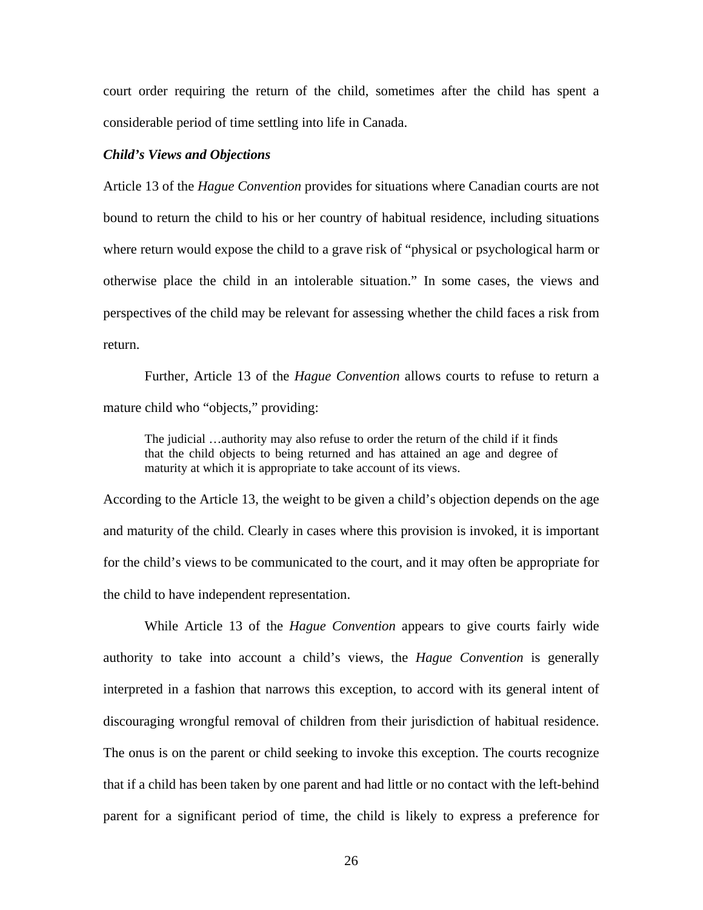court order requiring the return of the child, sometimes after the child has spent a considerable period of time settling into life in Canada.

***Child's Views and Objections***

Article 13 of the *Hague Convention* provides for situations where Canadian courts are not bound to return the child to his or her country of habitual residence, including situations where return would expose the child to a grave risk of "physical or psychological harm or otherwise place the child in an intolerable situation." In some cases, the views and perspectives of the child may be relevant for assessing whether the child faces a risk from return.

Further, Article 13 of the *Hague Convention* allows courts to refuse to return a mature child who "objects," providing:

> The judicial …authority may also refuse to order the return of the child if it finds that the child objects to being returned and has attained an age and degree of maturity at which it is appropriate to take account of its views.

According to the Article 13, the weight to be given a child's objection depends on the age and maturity of the child. Clearly in cases where this provision is invoked, it is important for the child's views to be communicated to the court, and it may often be appropriate for the child to have independent representation.

While Article 13 of the *Hague Convention* appears to give courts fairly wide authority to take into account a child's views, the *Hague Convention* is generally interpreted in a fashion that narrows this exception, to accord with its general intent of discouraging wrongful removal of children from their jurisdiction of habitual residence. The onus is on the parent or child seeking to invoke this exception. The courts recognize that if a child has been taken by one parent and had little or no contact with the left-behind parent for a significant period of time, the child is likely to express a preference for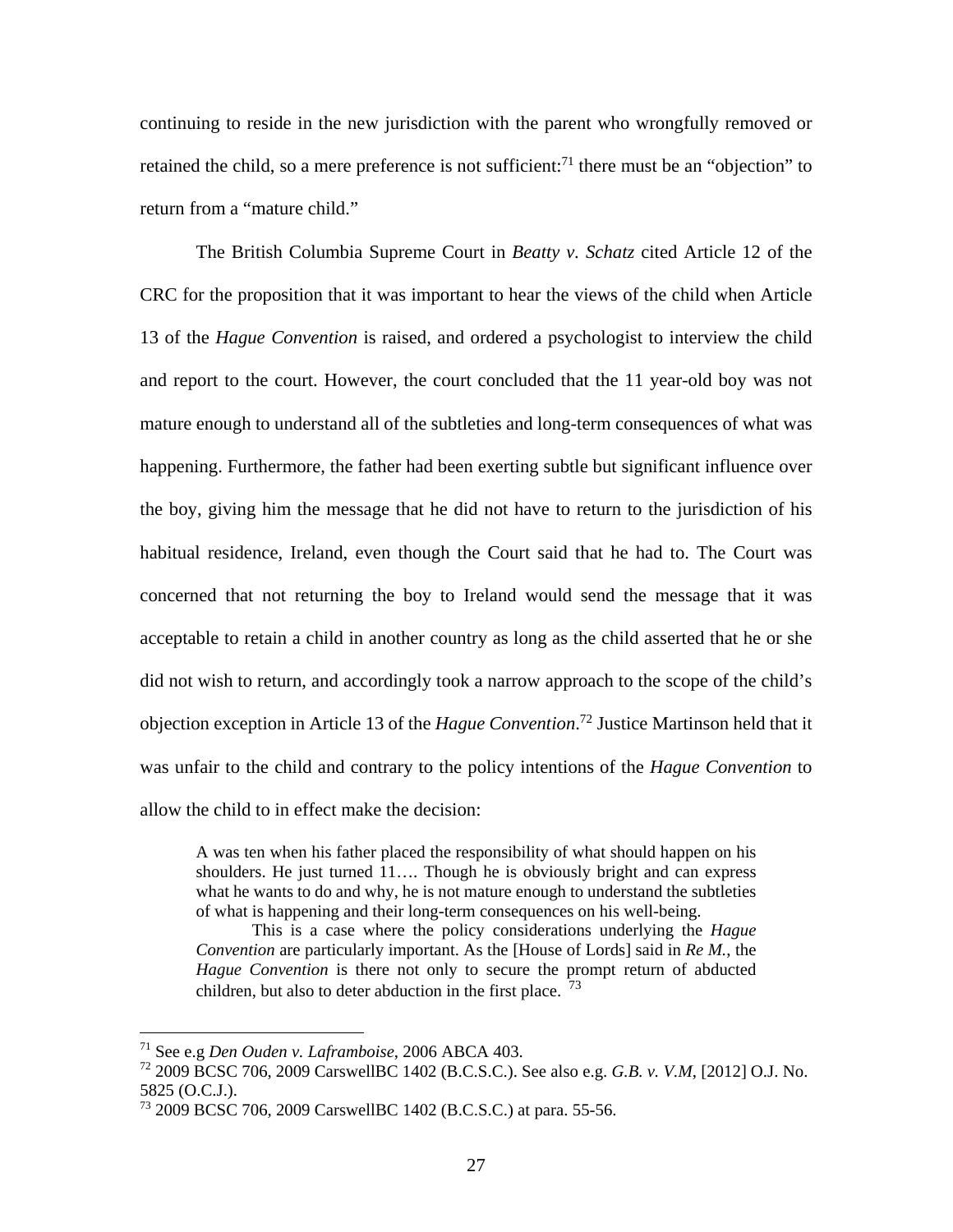continuing to reside in the new jurisdiction with the parent who wrongfully removed or retained the child, so a mere preference is not sufficient:[71] there must be an "objection" to return from a "mature child."

The British Columbia Supreme Court in *Beatty v. Schatz* cited Article 12 of the CRC for the proposition that it was important to hear the views of the child when Article 13 of the *Hague Convention* is raised, and ordered a psychologist to interview the child and report to the court. However, the court concluded that the 11 year-old boy was not mature enough to understand all of the subtleties and long-term consequences of what was happening. Furthermore, the father had been exerting subtle but significant influence over the boy, giving him the message that he did not have to return to the jurisdiction of his habitual residence, Ireland, even though the Court said that he had to. The Court was concerned that not returning the boy to Ireland would send the message that it was acceptable to retain a child in another country as long as the child asserted that he or she did not wish to return, and accordingly took a narrow approach to the scope of the child's objection exception in Article 13 of the *Hague Convention*.[72] Justice Martinson held that it was unfair to the child and contrary to the policy intentions of the *Hague Convention* to allow the child to in effect make the decision:

> A was ten when his father placed the responsibility of what should happen on his shoulders. He just turned 11…. Though he is obviously bright and can express what he wants to do and why, he is not mature enough to understand the subtleties of what is happening and their long-term consequences on his well-being.
>
> This is a case where the policy considerations underlying the *Hague Convention* are particularly important. As the [House of Lords] said in *Re M.*, the *Hague Convention* is there not only to secure the prompt return of abducted children, but also to deter abduction in the first place. [73]

---

[71] See e.g *Den Ouden v. Laframboise*, 2006 ABCA 403.

[72] 2009 BCSC 706, 2009 CarswellBC 1402 (B.C.S.C.). See also e.g. *G.B. v. V.M*, [2012] O.J. No. 5825 (O.C.J.).

[73] 2009 BCSC 706, 2009 CarswellBC 1402 (B.C.S.C.) at para. 55-56.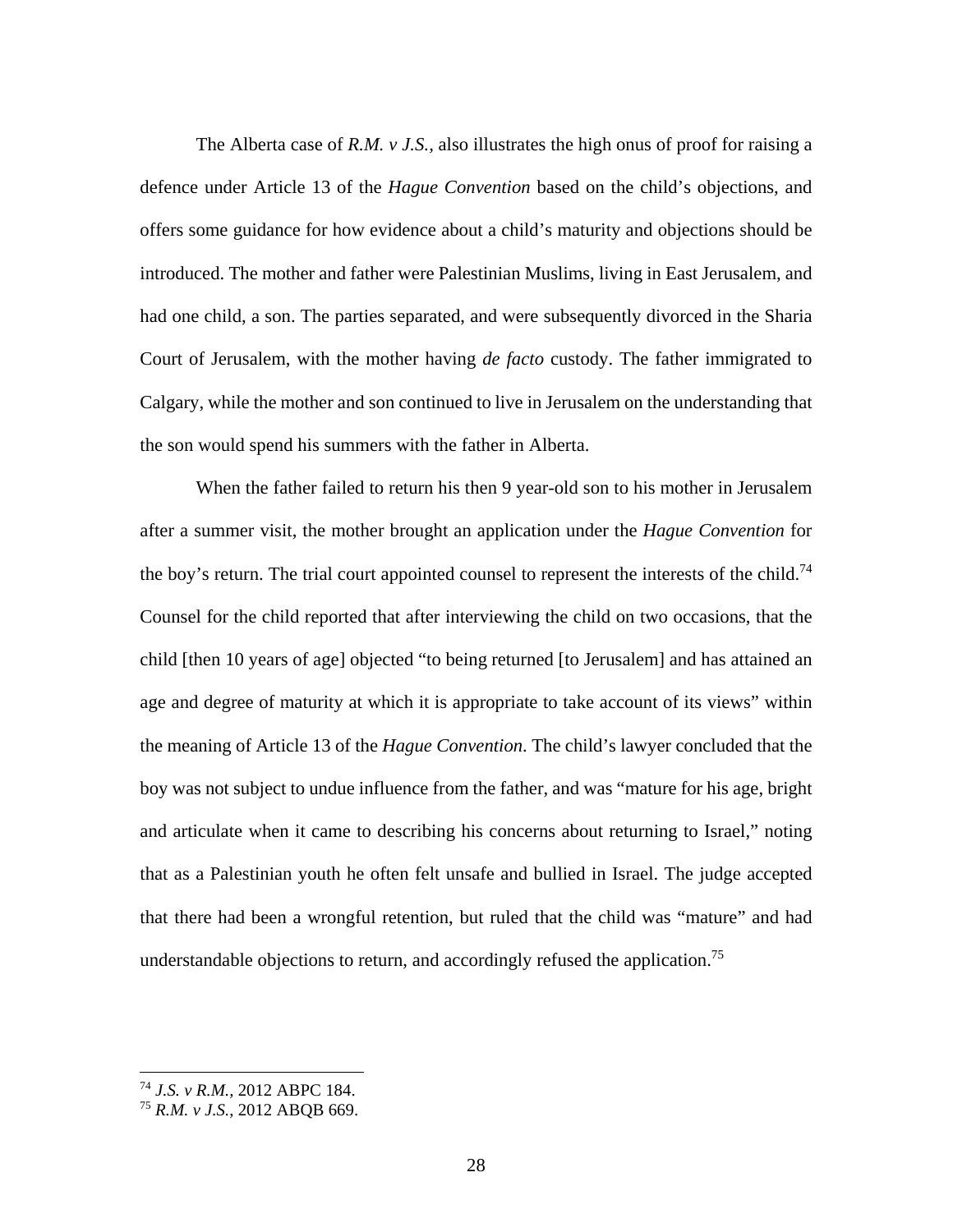The Alberta case of *R.M. v J.S.*, also illustrates the high onus of proof for raising a defence under Article 13 of the *Hague Convention* based on the child's objections, and offers some guidance for how evidence about a child's maturity and objections should be introduced. The mother and father were Palestinian Muslims, living in East Jerusalem, and had one child, a son. The parties separated, and were subsequently divorced in the Sharia Court of Jerusalem, with the mother having *de facto* custody. The father immigrated to Calgary, while the mother and son continued to live in Jerusalem on the understanding that the son would spend his summers with the father in Alberta.

When the father failed to return his then 9 year-old son to his mother in Jerusalem after a summer visit, the mother brought an application under the *Hague Convention* for the boy's return. The trial court appointed counsel to represent the interests of the child.[74] Counsel for the child reported that after interviewing the child on two occasions, that the child [then 10 years of age] objected "to being returned [to Jerusalem] and has attained an age and degree of maturity at which it is appropriate to take account of its views" within the meaning of Article 13 of the *Hague Convention*. The child's lawyer concluded that the boy was not subject to undue influence from the father, and was "mature for his age, bright and articulate when it came to describing his concerns about returning to Israel," noting that as a Palestinian youth he often felt unsafe and bullied in Israel. The judge accepted that there had been a wrongful retention, but ruled that the child was "mature" and had understandable objections to return, and accordingly refused the application.[75]

---

[74] *J.S. v R.M.*, 2012 ABPC 184.

[75] *R.M. v J.S.*, 2012 ABQB 669.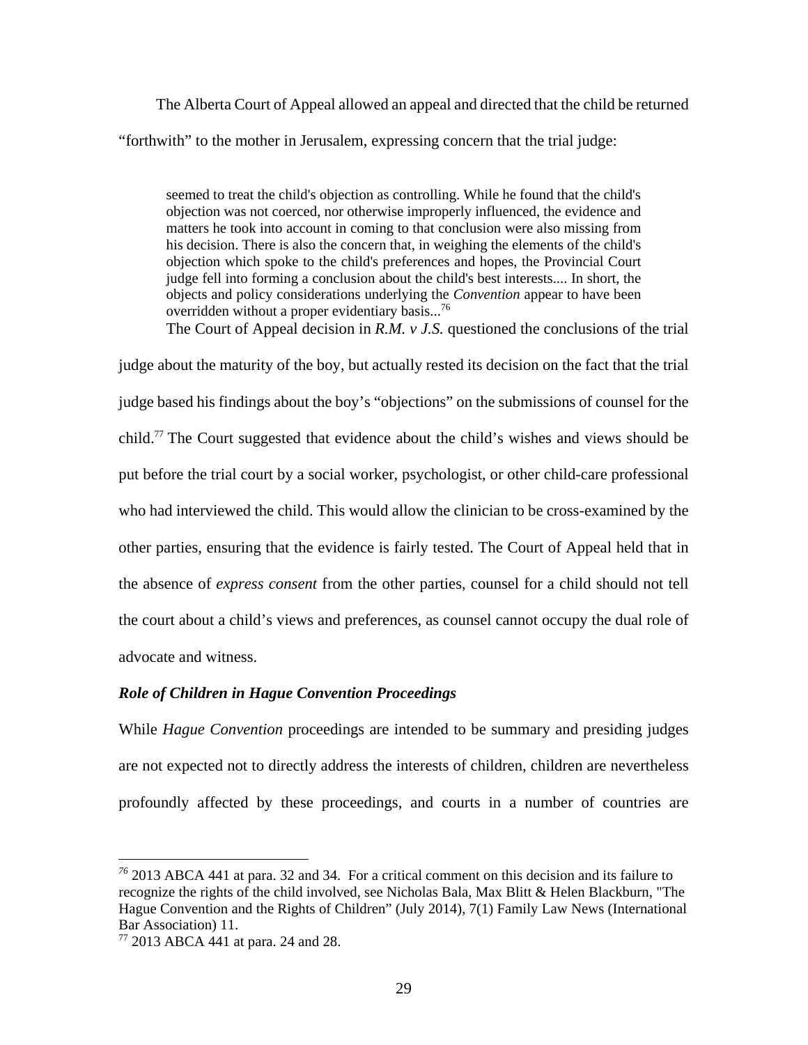The Alberta Court of Appeal allowed an appeal and directed that the child be returned "forthwith" to the mother in Jerusalem, expressing concern that the trial judge:

> seemed to treat the child's objection as controlling. While he found that the child's objection was not coerced, nor otherwise improperly influenced, the evidence and matters he took into account in coming to that conclusion were also missing from his decision. There is also the concern that, in weighing the elements of the child's objection which spoke to the child's preferences and hopes, the Provincial Court judge fell into forming a conclusion about the child's best interests.... In short, the objects and policy considerations underlying the *Convention* appear to have been overridden without a proper evidentiary basis...[76]

The Court of Appeal decision in *R.M. v J.S.* questioned the conclusions of the trial judge about the maturity of the boy, but actually rested its decision on the fact that the trial judge based his findings about the boy's "objections" on the submissions of counsel for the child.[77] The Court suggested that evidence about the child's wishes and views should be put before the trial court by a social worker, psychologist, or other child-care professional who had interviewed the child. This would allow the clinician to be cross-examined by the other parties, ensuring that the evidence is fairly tested. The Court of Appeal held that in the absence of *express consent* from the other parties, counsel for a child should not tell the court about a child's views and preferences, as counsel cannot occupy the dual role of advocate and witness.

### *Role of Children in Hague Convention Proceedings*

While *Hague Convention* proceedings are intended to be summary and presiding judges are not expected not to directly address the interests of children, children are nevertheless profoundly affected by these proceedings, and courts in a number of countries are

---

[76] 2013 ABCA 441 at para. 32 and 34. For a critical comment on this decision and its failure to recognize the rights of the child involved, see Nicholas Bala, Max Blitt & Helen Blackburn, "The Hague Convention and the Rights of Children" (July 2014), 7(1) Family Law News (International Bar Association) 11.

[77] 2013 ABCA 441 at para. 24 and 28.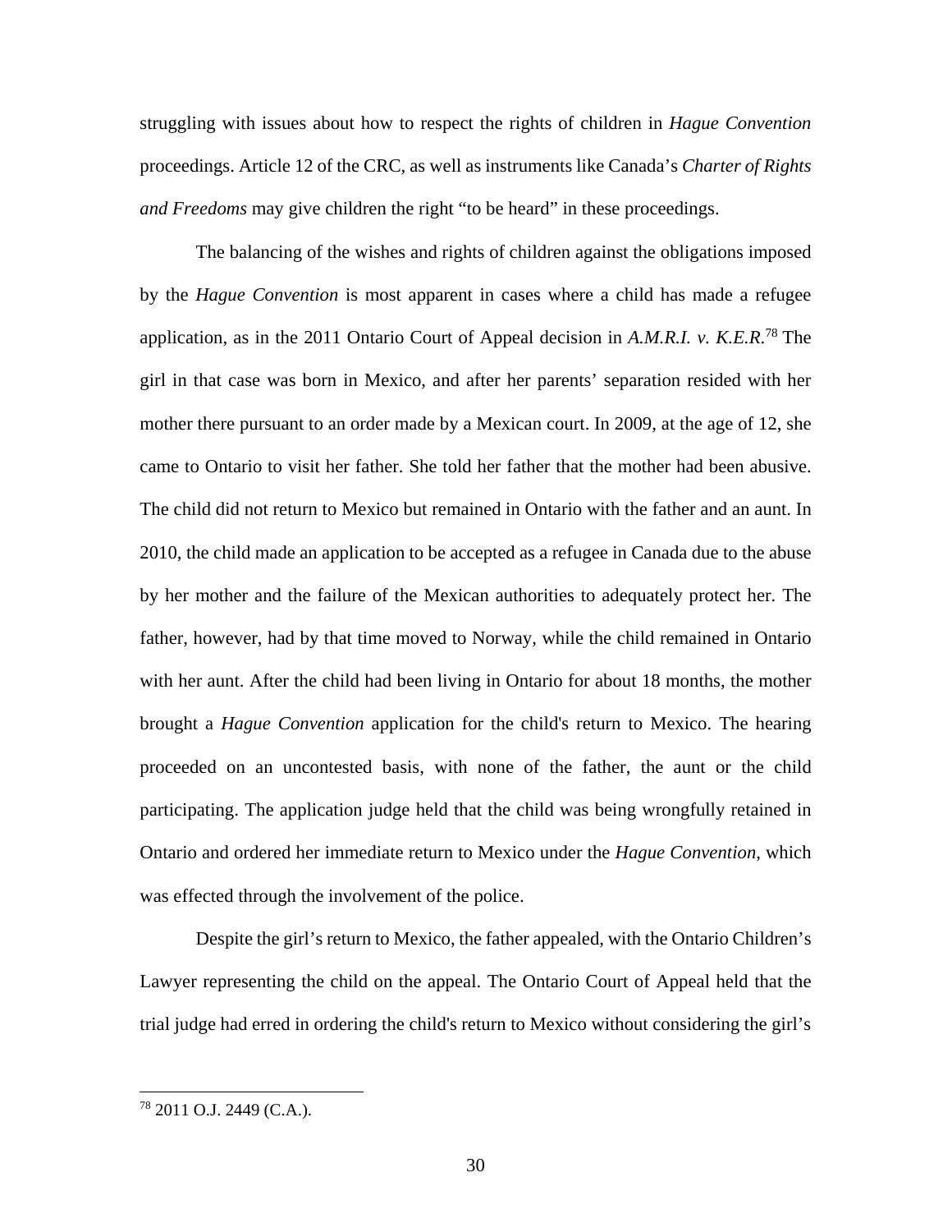struggling with issues about how to respect the rights of children in *Hague Convention* proceedings. Article 12 of the CRC, as well as instruments like Canada's *Charter of Rights and Freedoms* may give children the right "to be heard" in these proceedings.

The balancing of the wishes and rights of children against the obligations imposed by the *Hague Convention* is most apparent in cases where a child has made a refugee application, as in the 2011 Ontario Court of Appeal decision in *A.M.R.I. v. K.E.R.*[78] The girl in that case was born in Mexico, and after her parents' separation resided with her mother there pursuant to an order made by a Mexican court. In 2009, at the age of 12, she came to Ontario to visit her father. She told her father that the mother had been abusive. The child did not return to Mexico but remained in Ontario with the father and an aunt. In 2010, the child made an application to be accepted as a refugee in Canada due to the abuse by her mother and the failure of the Mexican authorities to adequately protect her. The father, however, had by that time moved to Norway, while the child remained in Ontario with her aunt. After the child had been living in Ontario for about 18 months, the mother brought a *Hague Convention* application for the child's return to Mexico. The hearing proceeded on an uncontested basis, with none of the father, the aunt or the child participating. The application judge held that the child was being wrongfully retained in Ontario and ordered her immediate return to Mexico under the *Hague Convention*, which was effected through the involvement of the police.

Despite the girl's return to Mexico, the father appealed, with the Ontario Children's Lawyer representing the child on the appeal. The Ontario Court of Appeal held that the trial judge had erred in ordering the child's return to Mexico without considering the girl's

---

[78] 2011 O.J. 2449 (C.A.).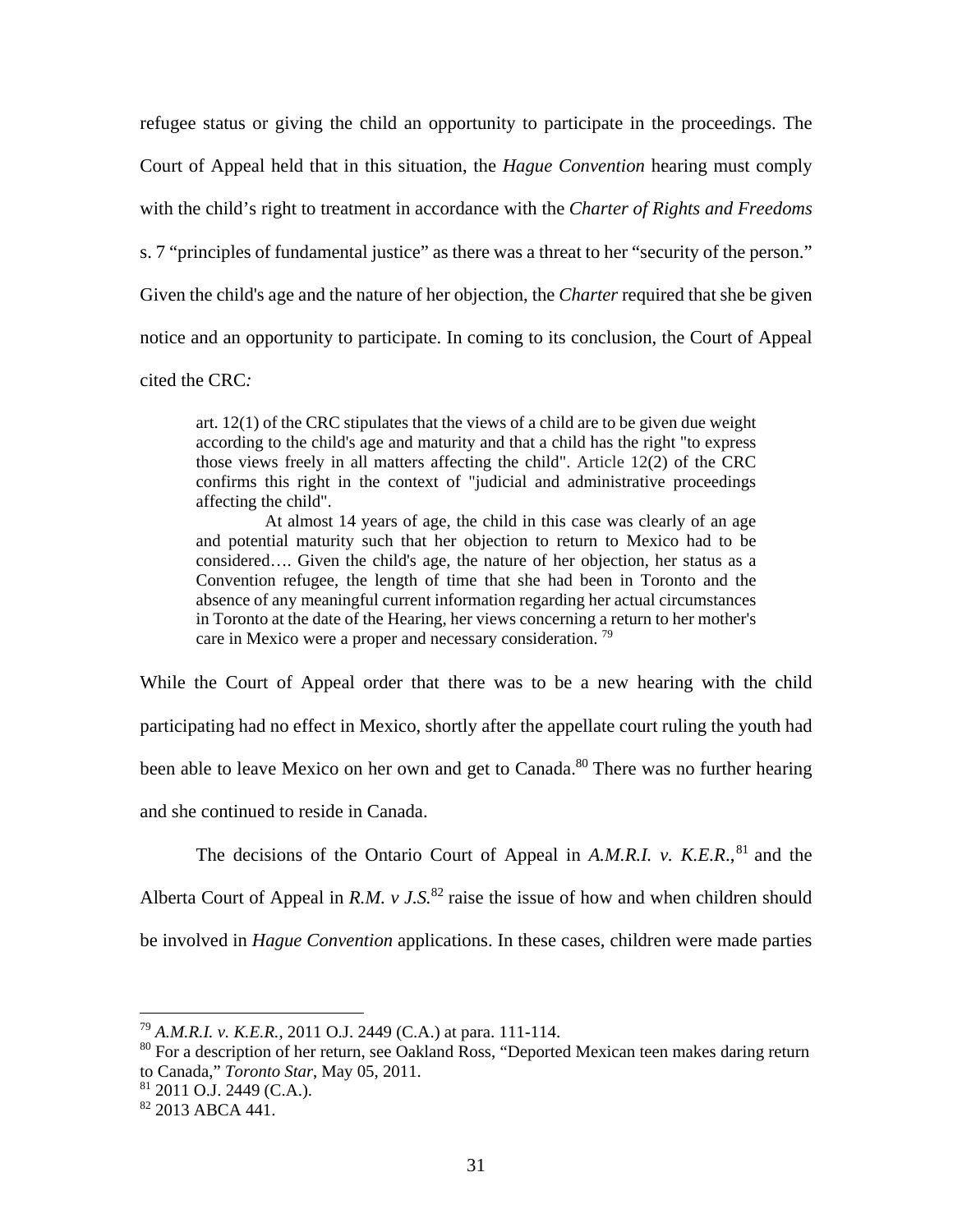refugee status or giving the child an opportunity to participate in the proceedings. The Court of Appeal held that in this situation, the *Hague Convention* hearing must comply with the child's right to treatment in accordance with the *Charter of Rights and Freedoms* s. 7 "principles of fundamental justice" as there was a threat to her "security of the person." Given the child's age and the nature of her objection, the *Charter* required that she be given notice and an opportunity to participate. In coming to its conclusion, the Court of Appeal cited the CRC:

> art. 12(1) of the CRC stipulates that the views of a child are to be given due weight according to the child's age and maturity and that a child has the right "to express those views freely in all matters affecting the child". Article 12(2) of the CRC confirms this right in the context of "judicial and administrative proceedings affecting the child".
>
> At almost 14 years of age, the child in this case was clearly of an age and potential maturity such that her objection to return to Mexico had to be considered…. Given the child's age, the nature of her objection, her status as a Convention refugee, the length of time that she had been in Toronto and the absence of any meaningful current information regarding her actual circumstances in Toronto at the date of the Hearing, her views concerning a return to her mother's care in Mexico were a proper and necessary consideration. [79]

While the Court of Appeal order that there was to be a new hearing with the child participating had no effect in Mexico, shortly after the appellate court ruling the youth had been able to leave Mexico on her own and get to Canada.[80] There was no further hearing and she continued to reside in Canada.

The decisions of the Ontario Court of Appeal in *A.M.R.I. v. K.E.R.*,[81] and the Alberta Court of Appeal in *R.M. v J.S.*[82] raise the issue of how and when children should be involved in *Hague Convention* applications. In these cases, children were made parties

---

[79] *A.M.R.I. v. K.E.R.*, 2011 O.J. 2449 (C.A.) at para. 111-114.

[80] For a description of her return, see Oakland Ross, "Deported Mexican teen makes daring return to Canada," *Toronto Star*, May 05, 2011.

[81] 2011 O.J. 2449 (C.A.).

[82] 2013 ABCA 441.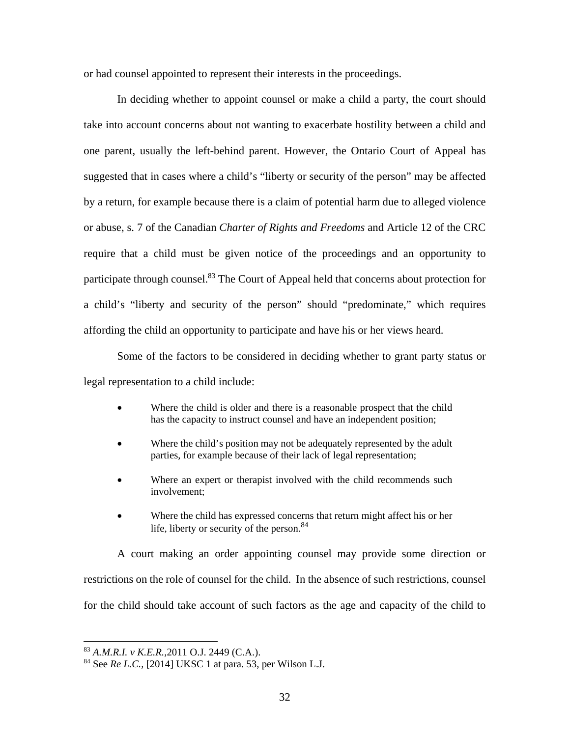or had counsel appointed to represent their interests in the proceedings.

In deciding whether to appoint counsel or make a child a party, the court should take into account concerns about not wanting to exacerbate hostility between a child and one parent, usually the left-behind parent. However, the Ontario Court of Appeal has suggested that in cases where a child's "liberty or security of the person" may be affected by a return, for example because there is a claim of potential harm due to alleged violence or abuse, s. 7 of the Canadian *Charter of Rights and Freedoms* and Article 12 of the CRC require that a child must be given notice of the proceedings and an opportunity to participate through counsel.[83] The Court of Appeal held that concerns about protection for a child's "liberty and security of the person" should "predominate," which requires affording the child an opportunity to participate and have his or her views heard.

Some of the factors to be considered in deciding whether to grant party status or legal representation to a child include:

- Where the child is older and there is a reasonable prospect that the child has the capacity to instruct counsel and have an independent position;
- Where the child's position may not be adequately represented by the adult parties, for example because of their lack of legal representation;
- Where an expert or therapist involved with the child recommends such involvement;
- Where the child has expressed concerns that return might affect his or her life, liberty or security of the person.[84]

A court making an order appointing counsel may provide some direction or restrictions on the role of counsel for the child. In the absence of such restrictions, counsel for the child should take account of such factors as the age and capacity of the child to

---

[83] *A.M.R.I. v K.E.R.*,2011 O.J. 2449 (C.A.).

[84] See *Re L.C.*, [2014] UKSC 1 at para. 53, per Wilson L.J.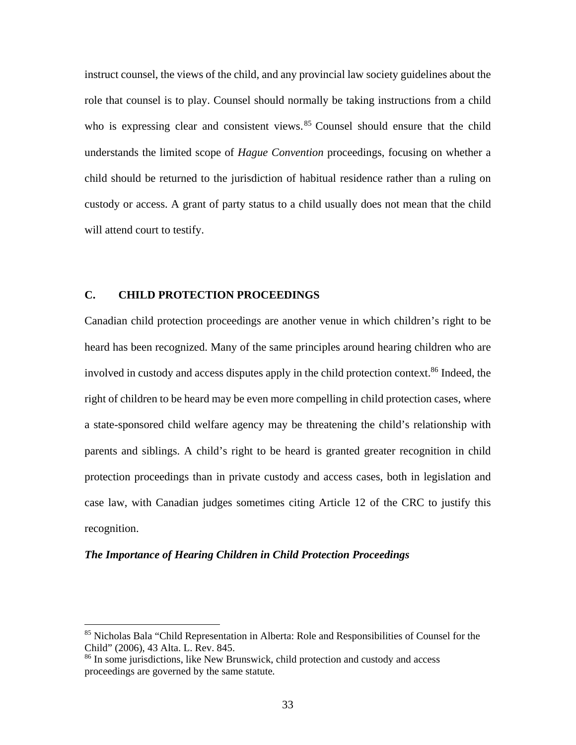instruct counsel, the views of the child, and any provincial law society guidelines about the role that counsel is to play. Counsel should normally be taking instructions from a child who is expressing clear and consistent views.[85] Counsel should ensure that the child understands the limited scope of *Hague Convention* proceedings, focusing on whether a child should be returned to the jurisdiction of habitual residence rather than a ruling on custody or access. A grant of party status to a child usually does not mean that the child will attend court to testify.

## C. CHILD PROTECTION PROCEEDINGS

Canadian child protection proceedings are another venue in which children's right to be heard has been recognized. Many of the same principles around hearing children who are involved in custody and access disputes apply in the child protection context.[86] Indeed, the right of children to be heard may be even more compelling in child protection cases, where a state-sponsored child welfare agency may be threatening the child's relationship with parents and siblings. A child's right to be heard is granted greater recognition in child protection proceedings than in private custody and access cases, both in legislation and case law, with Canadian judges sometimes citing Article 12 of the CRC to justify this recognition.

### *The Importance of Hearing Children in Child Protection Proceedings*

---

[85] Nicholas Bala "Child Representation in Alberta: Role and Responsibilities of Counsel for the Child" (2006), 43 Alta. L. Rev. 845.

[86] In some jurisdictions, like New Brunswick, child protection and custody and access proceedings are governed by the same statute.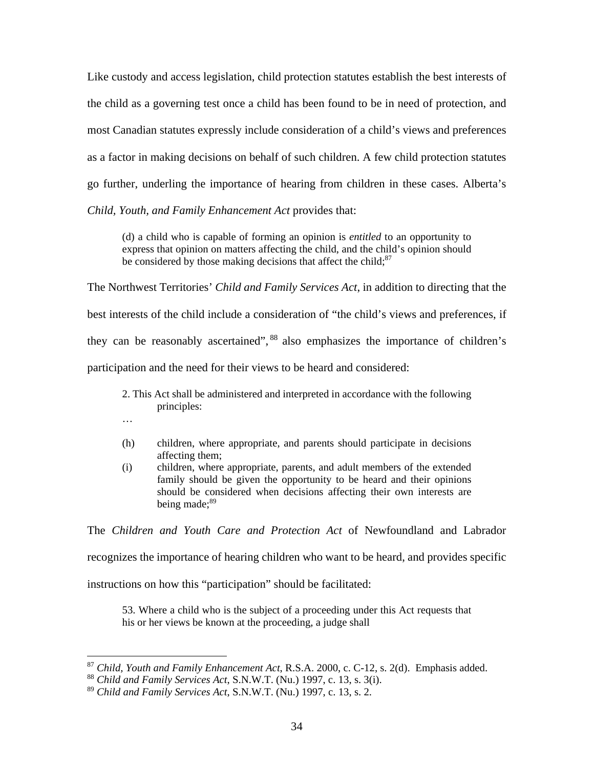Like custody and access legislation, child protection statutes establish the best interests of the child as a governing test once a child has been found to be in need of protection, and most Canadian statutes expressly include consideration of a child's views and preferences as a factor in making decisions on behalf of such children. A few child protection statutes go further, underling the importance of hearing from children in these cases. Alberta's *Child, Youth, and Family Enhancement Act* provides that:

> (d) a child who is capable of forming an opinion is *entitled* to an opportunity to express that opinion on matters affecting the child, and the child's opinion should be considered by those making decisions that affect the child;[87]

The Northwest Territories' *Child and Family Services Act*, in addition to directing that the best interests of the child include a consideration of "the child's views and preferences, if they can be reasonably ascertained",[88] also emphasizes the importance of children's participation and the need for their views to be heard and considered:

> 2. This Act shall be administered and interpreted in accordance with the following principles:
>
> …
>
> (h) children, where appropriate, and parents should participate in decisions affecting them;
>
> (i) children, where appropriate, parents, and adult members of the extended family should be given the opportunity to be heard and their opinions should be considered when decisions affecting their own interests are being made;[89]

The *Children and Youth Care and Protection Act* of Newfoundland and Labrador recognizes the importance of hearing children who want to be heard, and provides specific instructions on how this "participation" should be facilitated:

> 53. Where a child who is the subject of a proceeding under this Act requests that his or her views be known at the proceeding, a judge shall

---

[87] *Child, Youth and Family Enhancement Act*, R.S.A. 2000, c. C-12, s. 2(d). Emphasis added.

[88] *Child and Family Services Act*, S.N.W.T. (Nu.) 1997, c. 13, s. 3(i).

[89] *Child and Family Services Act*, S.N.W.T. (Nu.) 1997, c. 13, s. 2.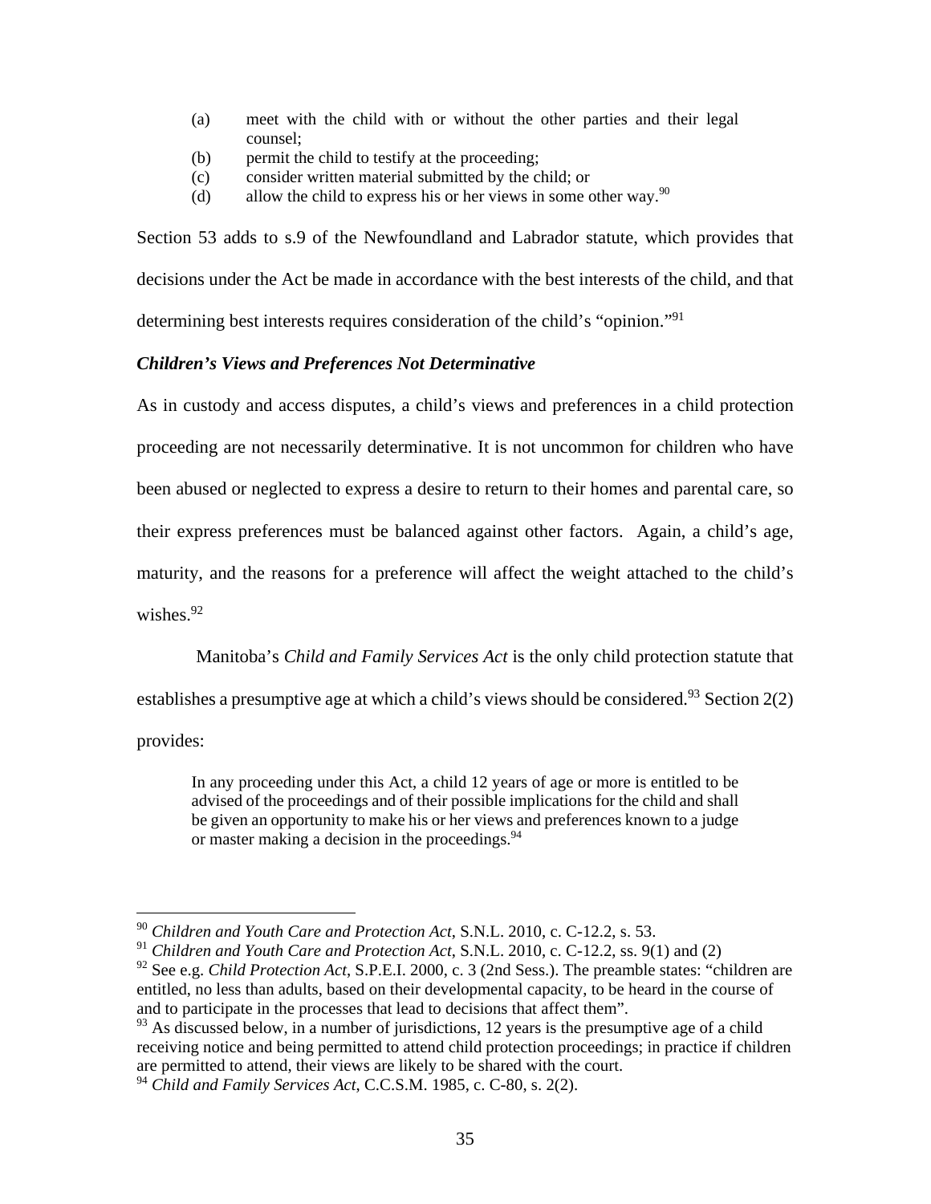(a) meet with the child with or without the other parties and their legal counsel;
(b) permit the child to testify at the proceeding;
(c) consider written material submitted by the child; or
(d) allow the child to express his or her views in some other way.[90]

Section 53 adds to s.9 of the Newfoundland and Labrador statute, which provides that decisions under the Act be made in accordance with the best interests of the child, and that determining best interests requires consideration of the child's "opinion."[91]

### *Children's Views and Preferences Not Determinative*

As in custody and access disputes, a child's views and preferences in a child protection proceeding are not necessarily determinative. It is not uncommon for children who have been abused or neglected to express a desire to return to their homes and parental care, so their express preferences must be balanced against other factors. Again, a child's age, maturity, and the reasons for a preference will affect the weight attached to the child's wishes.[92]

Manitoba's *Child and Family Services Act* is the only child protection statute that establishes a presumptive age at which a child's views should be considered.[93] Section 2(2) provides:

> In any proceeding under this Act, a child 12 years of age or more is entitled to be advised of the proceedings and of their possible implications for the child and shall be given an opportunity to make his or her views and preferences known to a judge or master making a decision in the proceedings.[94]

---

[90] *Children and Youth Care and Protection Act*, S.N.L. 2010, c. C-12.2, s. 53.

[91] *Children and Youth Care and Protection Act*, S.N.L. 2010, c. C-12.2, ss. 9(1) and (2)

[92] See e.g. *Child Protection Act*, S.P.E.I. 2000, c. 3 (2nd Sess.). The preamble states: "children are entitled, no less than adults, based on their developmental capacity, to be heard in the course of and to participate in the processes that lead to decisions that affect them".

[93] As discussed below, in a number of jurisdictions, 12 years is the presumptive age of a child receiving notice and being permitted to attend child protection proceedings; in practice if children are permitted to attend, their views are likely to be shared with the court.

[94] *Child and Family Services Act*, C.C.S.M. 1985, c. C-80, s. 2(2).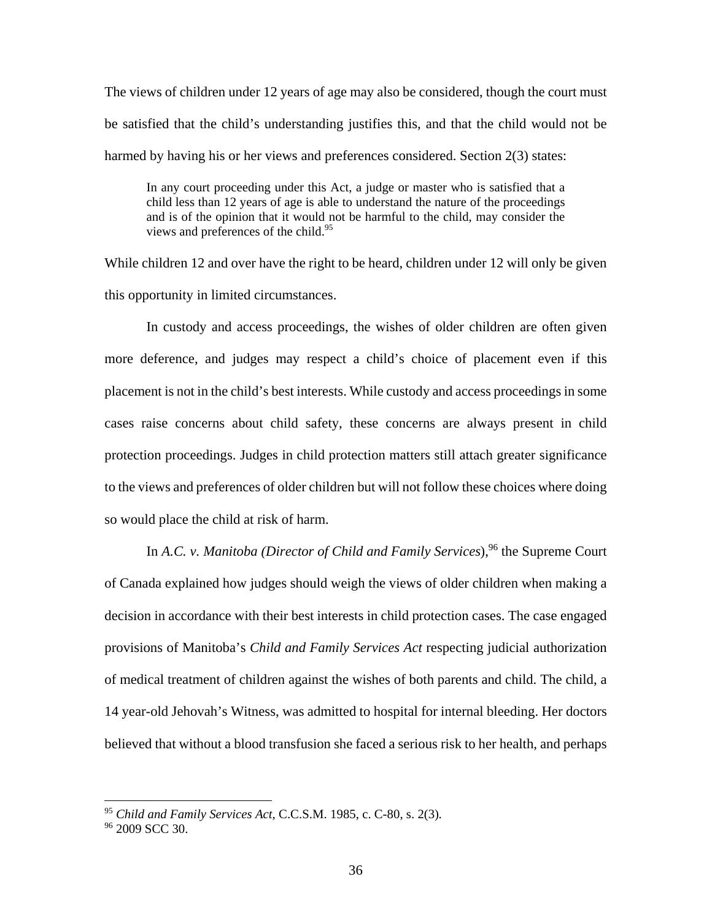The views of children under 12 years of age may also be considered, though the court must be satisfied that the child's understanding justifies this, and that the child would not be harmed by having his or her views and preferences considered. Section 2(3) states:

> In any court proceeding under this Act, a judge or master who is satisfied that a child less than 12 years of age is able to understand the nature of the proceedings and is of the opinion that it would not be harmful to the child, may consider the views and preferences of the child.[95]

While children 12 and over have the right to be heard, children under 12 will only be given this opportunity in limited circumstances.

In custody and access proceedings, the wishes of older children are often given more deference, and judges may respect a child's choice of placement even if this placement is not in the child's best interests. While custody and access proceedings in some cases raise concerns about child safety, these concerns are always present in child protection proceedings. Judges in child protection matters still attach greater significance to the views and preferences of older children but will not follow these choices where doing so would place the child at risk of harm.

In *A.C. v. Manitoba (Director of Child and Family Services)*,[96] the Supreme Court of Canada explained how judges should weigh the views of older children when making a decision in accordance with their best interests in child protection cases. The case engaged provisions of Manitoba's *Child and Family Services Act* respecting judicial authorization of medical treatment of children against the wishes of both parents and child. The child, a 14 year-old Jehovah's Witness, was admitted to hospital for internal bleeding. Her doctors believed that without a blood transfusion she faced a serious risk to her health, and perhaps

---

[95] *Child and Family Services Act*, C.C.S.M. 1985, c. C-80, s. 2(3).

[96] 2009 SCC 30.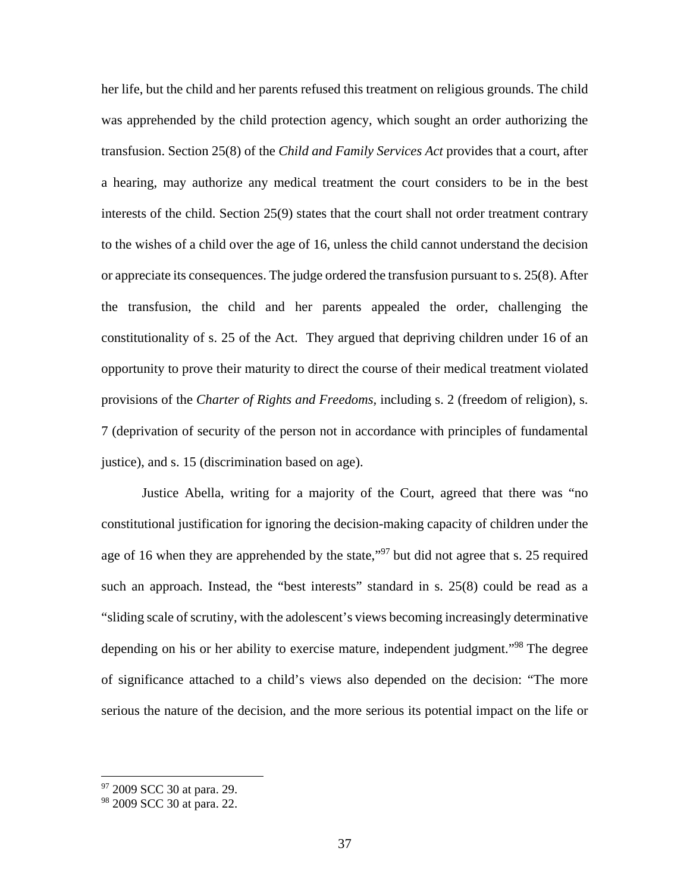her life, but the child and her parents refused this treatment on religious grounds. The child was apprehended by the child protection agency, which sought an order authorizing the transfusion. Section 25(8) of the *Child and Family Services Act* provides that a court, after a hearing, may authorize any medical treatment the court considers to be in the best interests of the child. Section 25(9) states that the court shall not order treatment contrary to the wishes of a child over the age of 16, unless the child cannot understand the decision or appreciate its consequences. The judge ordered the transfusion pursuant to s. 25(8). After the transfusion, the child and her parents appealed the order, challenging the constitutionality of s. 25 of the Act. They argued that depriving children under 16 of an opportunity to prove their maturity to direct the course of their medical treatment violated provisions of the *Charter of Rights and Freedoms*, including s. 2 (freedom of religion), s. 7 (deprivation of security of the person not in accordance with principles of fundamental justice), and s. 15 (discrimination based on age).

Justice Abella, writing for a majority of the Court, agreed that there was "no constitutional justification for ignoring the decision-making capacity of children under the age of 16 when they are apprehended by the state,"[97] but did not agree that s. 25 required such an approach. Instead, the "best interests" standard in s. 25(8) could be read as a "sliding scale of scrutiny, with the adolescent's views becoming increasingly determinative depending on his or her ability to exercise mature, independent judgment."[98] The degree of significance attached to a child's views also depended on the decision: "The more serious the nature of the decision, and the more serious its potential impact on the life or

---

[97] 2009 SCC 30 at para. 29.

[98] 2009 SCC 30 at para. 22.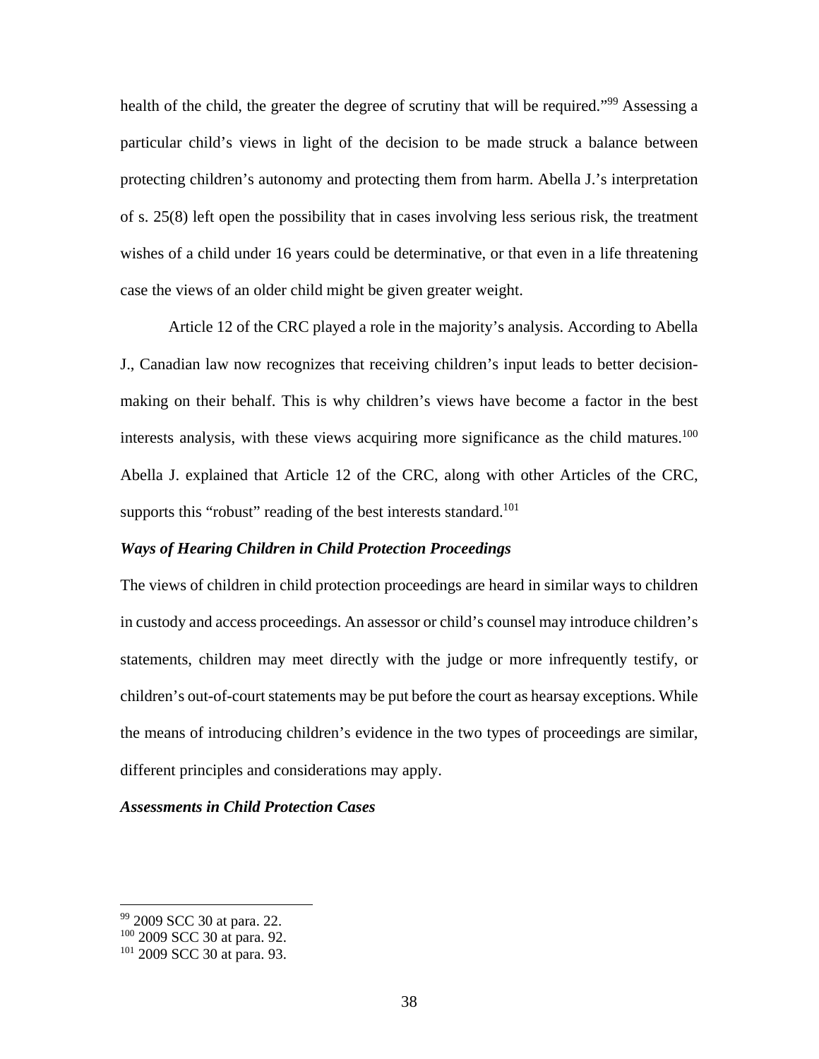health of the child, the greater the degree of scrutiny that will be required."[99] Assessing a particular child's views in light of the decision to be made struck a balance between protecting children's autonomy and protecting them from harm. Abella J.'s interpretation of s. 25(8) left open the possibility that in cases involving less serious risk, the treatment wishes of a child under 16 years could be determinative, or that even in a life threatening case the views of an older child might be given greater weight.

Article 12 of the CRC played a role in the majority's analysis. According to Abella J., Canadian law now recognizes that receiving children's input leads to better decision-making on their behalf. This is why children's views have become a factor in the best interests analysis, with these views acquiring more significance as the child matures.[100] Abella J. explained that Article 12 of the CRC, along with other Articles of the CRC, supports this "robust" reading of the best interests standard.[101]

***Ways of Hearing Children in Child Protection Proceedings***

The views of children in child protection proceedings are heard in similar ways to children in custody and access proceedings. An assessor or child's counsel may introduce children's statements, children may meet directly with the judge or more infrequently testify, or children's out-of-court statements may be put before the court as hearsay exceptions. While the means of introducing children's evidence in the two types of proceedings are similar, different principles and considerations may apply.

***Assessments in Child Protection Cases***

[99] 2009 SCC 30 at para. 22.
[100] 2009 SCC 30 at para. 92.
[101] 2009 SCC 30 at para. 93.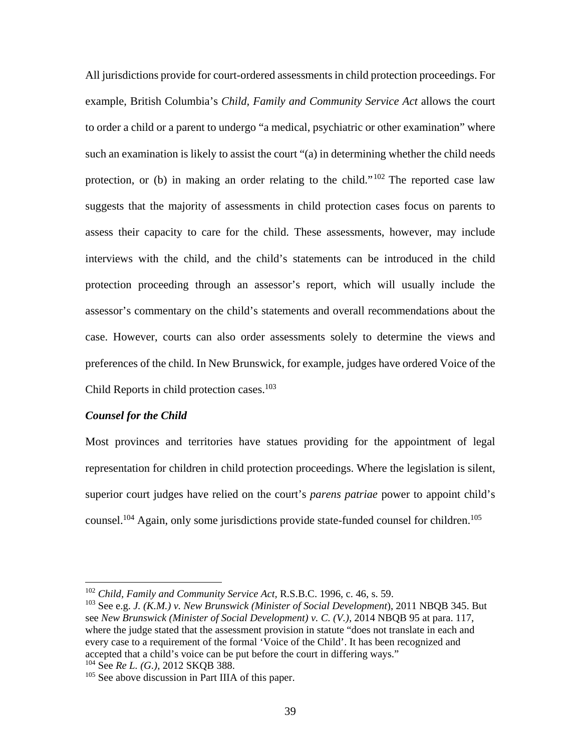All jurisdictions provide for court-ordered assessments in child protection proceedings. For example, British Columbia's *Child, Family and Community Service Act* allows the court to order a child or a parent to undergo "a medical, psychiatric or other examination" where such an examination is likely to assist the court "(a) in determining whether the child needs protection, or (b) in making an order relating to the child."[102] The reported case law suggests that the majority of assessments in child protection cases focus on parents to assess their capacity to care for the child. These assessments, however, may include interviews with the child, and the child's statements can be introduced in the child protection proceeding through an assessor's report, which will usually include the assessor's commentary on the child's statements and overall recommendations about the case. However, courts can also order assessments solely to determine the views and preferences of the child. In New Brunswick, for example, judges have ordered Voice of the Child Reports in child protection cases.[103]

***Counsel for the Child***

Most provinces and territories have statues providing for the appointment of legal representation for children in child protection proceedings. Where the legislation is silent, superior court judges have relied on the court's *parens patriae* power to appoint child's counsel.[104] Again, only some jurisdictions provide state-funded counsel for children.[105]

---

[102] *Child, Family and Community Service Act*, R.S.B.C. 1996, c. 46, s. 59.

[103] See e.g. *J. (K.M.) v. New Brunswick (Minister of Social Development*), 2011 NBQB 345. But see *New Brunswick (Minister of Social Development) v. C. (V.)*, 2014 NBQB 95 at para. 117, where the judge stated that the assessment provision in statute "does not translate in each and every case to a requirement of the formal 'Voice of the Child'. It has been recognized and accepted that a child's voice can be put before the court in differing ways."

[104] See *Re L. (G.)*, 2012 SKQB 388.

[105] See above discussion in Part IIIA of this paper.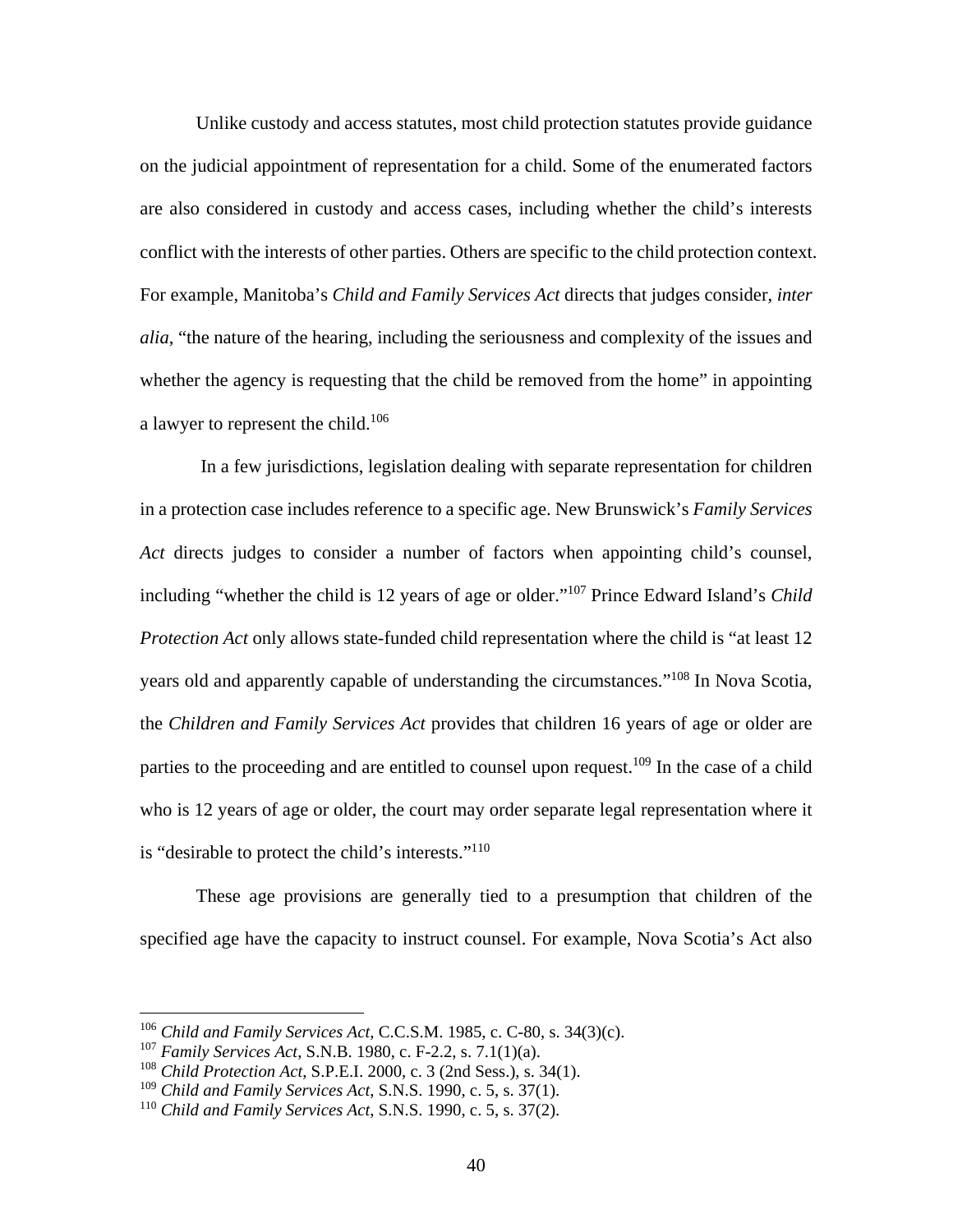Unlike custody and access statutes, most child protection statutes provide guidance on the judicial appointment of representation for a child. Some of the enumerated factors are also considered in custody and access cases, including whether the child's interests conflict with the interests of other parties. Others are specific to the child protection context. For example, Manitoba's *Child and Family Services Act* directs that judges consider, *inter alia*, "the nature of the hearing, including the seriousness and complexity of the issues and whether the agency is requesting that the child be removed from the home" in appointing a lawyer to represent the child.[106]

In a few jurisdictions, legislation dealing with separate representation for children in a protection case includes reference to a specific age. New Brunswick's *Family Services Act* directs judges to consider a number of factors when appointing child's counsel, including "whether the child is 12 years of age or older."[107] Prince Edward Island's *Child Protection Act* only allows state-funded child representation where the child is "at least 12 years old and apparently capable of understanding the circumstances."[108] In Nova Scotia, the *Children and Family Services Act* provides that children 16 years of age or older are parties to the proceeding and are entitled to counsel upon request.[109] In the case of a child who is 12 years of age or older, the court may order separate legal representation where it is "desirable to protect the child's interests."[110]

These age provisions are generally tied to a presumption that children of the specified age have the capacity to instruct counsel. For example, Nova Scotia's Act also

---

[106] *Child and Family Services Act*, C.C.S.M. 1985, c. C-80, s. 34(3)(c).
[107] *Family Services Act*, S.N.B. 1980, c. F-2.2, s. 7.1(1)(a).
[108] *Child Protection Act*, S.P.E.I. 2000, c. 3 (2nd Sess.), s. 34(1).
[109] *Child and Family Services Act*, S.N.S. 1990, c. 5, s. 37(1).
[110] *Child and Family Services Act*, S.N.S. 1990, c. 5, s. 37(2).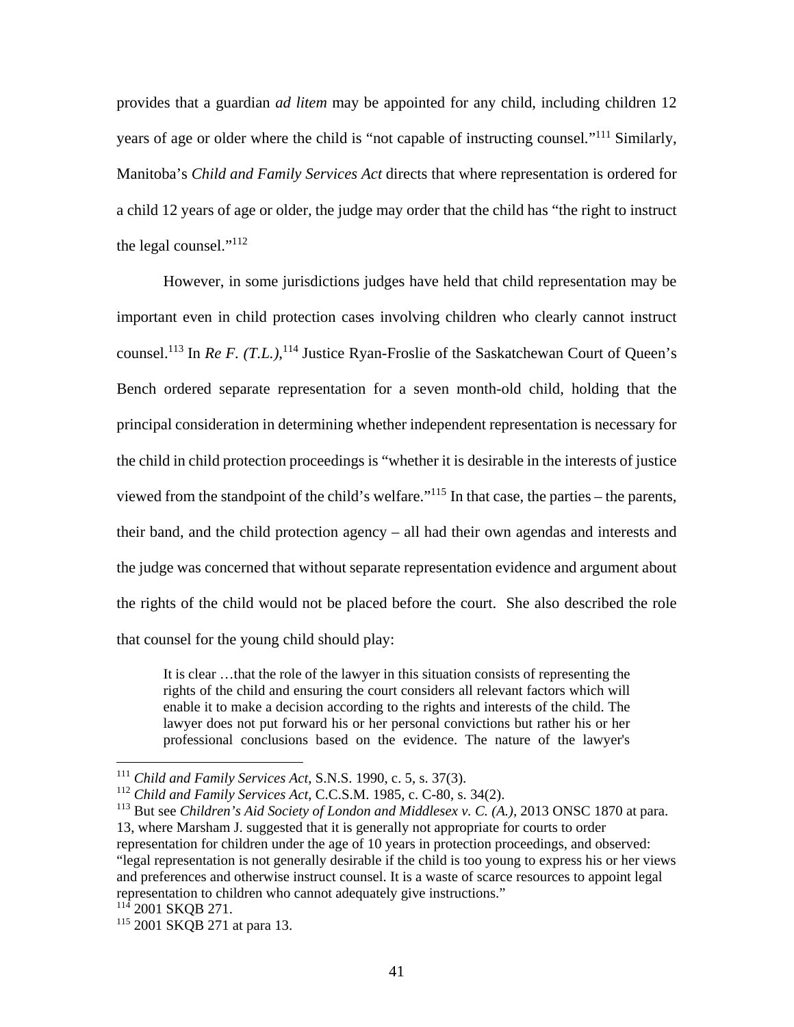provides that a guardian *ad litem* may be appointed for any child, including children 12 years of age or older where the child is "not capable of instructing counsel."[111] Similarly, Manitoba's *Child and Family Services Act* directs that where representation is ordered for a child 12 years of age or older, the judge may order that the child has "the right to instruct the legal counsel."[112]

However, in some jurisdictions judges have held that child representation may be important even in child protection cases involving children who clearly cannot instruct counsel.[113] In *Re F. (T.L.)*,[114] Justice Ryan-Froslie of the Saskatchewan Court of Queen's Bench ordered separate representation for a seven month-old child, holding that the principal consideration in determining whether independent representation is necessary for the child in child protection proceedings is "whether it is desirable in the interests of justice viewed from the standpoint of the child's welfare."[115] In that case, the parties – the parents, their band, and the child protection agency – all had their own agendas and interests and the judge was concerned that without separate representation evidence and argument about the rights of the child would not be placed before the court. She also described the role that counsel for the young child should play:

> It is clear …that the role of the lawyer in this situation consists of representing the rights of the child and ensuring the court considers all relevant factors which will enable it to make a decision according to the rights and interests of the child. The lawyer does not put forward his or her personal convictions but rather his or her professional conclusions based on the evidence. The nature of the lawyer's

---

[111] *Child and Family Services Act*, S.N.S. 1990, c. 5, s. 37(3).

[112] *Child and Family Services Act*, C.C.S.M. 1985, c. C-80, s. 34(2).

[113] But see *Children's Aid Society of London and Middlesex v. C. (A.)*, 2013 ONSC 1870 at para. 13, where Marsham J. suggested that it is generally not appropriate for courts to order representation for children under the age of 10 years in protection proceedings, and observed: "legal representation is not generally desirable if the child is too young to express his or her views and preferences and otherwise instruct counsel. It is a waste of scarce resources to appoint legal representation to children who cannot adequately give instructions."

[114] 2001 SKQB 271.

[115] 2001 SKQB 271 at para 13.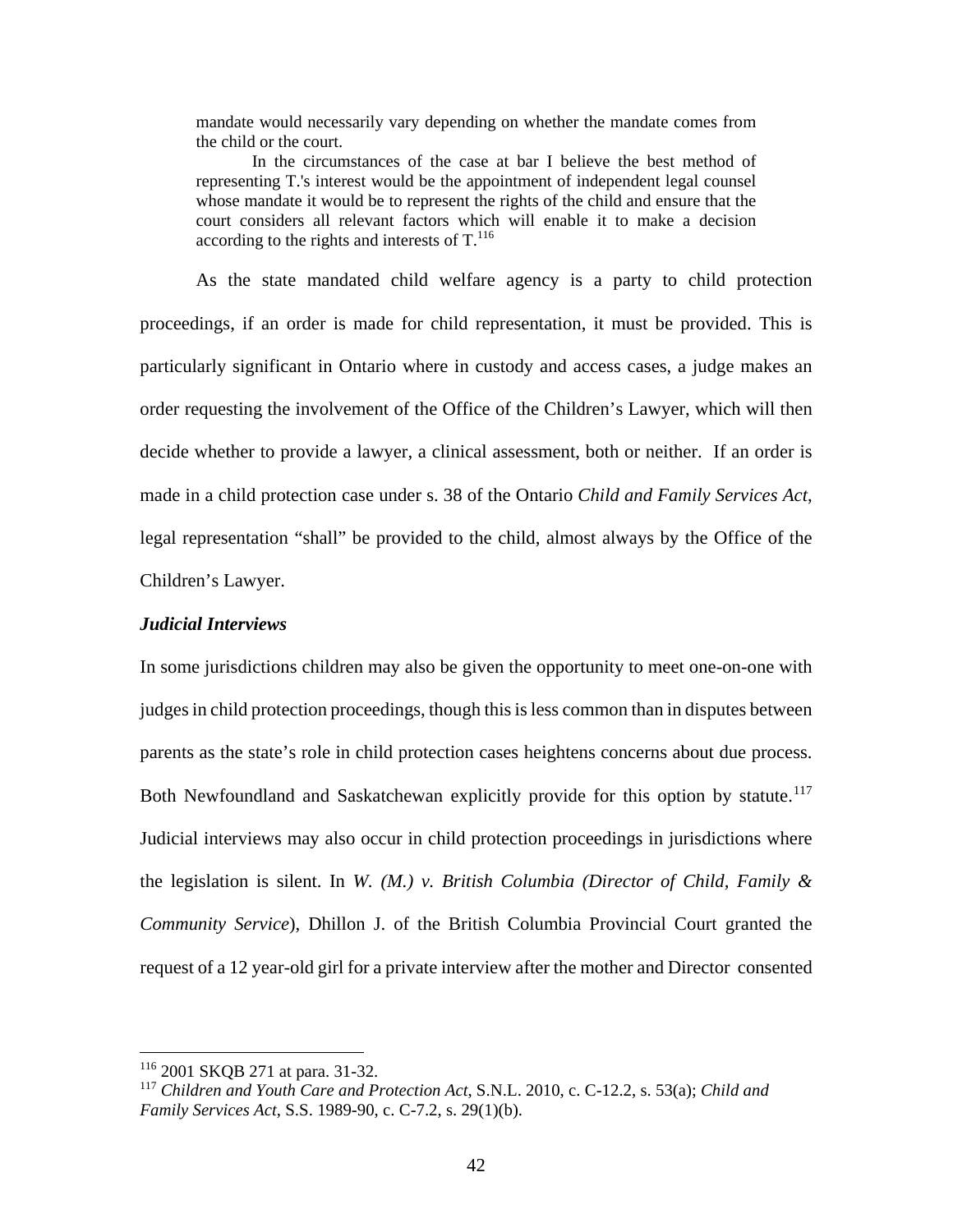> mandate would necessarily vary depending on whether the mandate comes from the child or the court.
>
> In the circumstances of the case at bar I believe the best method of representing T.'s interest would be the appointment of independent legal counsel whose mandate it would be to represent the rights of the child and ensure that the court considers all relevant factors which will enable it to make a decision according to the rights and interests of T.[116]

As the state mandated child welfare agency is a party to child protection proceedings, if an order is made for child representation, it must be provided. This is particularly significant in Ontario where in custody and access cases, a judge makes an order requesting the involvement of the Office of the Children's Lawyer, which will then decide whether to provide a lawyer, a clinical assessment, both or neither. If an order is made in a child protection case under s. 38 of the Ontario *Child and Family Services Act*, legal representation "shall" be provided to the child, almost always by the Office of the Children's Lawyer.

***Judicial Interviews***

In some jurisdictions children may also be given the opportunity to meet one-on-one with judges in child protection proceedings, though this is less common than in disputes between parents as the state's role in child protection cases heightens concerns about due process. Both Newfoundland and Saskatchewan explicitly provide for this option by statute.[117] Judicial interviews may also occur in child protection proceedings in jurisdictions where the legislation is silent. In *W. (M.) v. British Columbia (Director of Child, Family & Community Service*), Dhillon J. of the British Columbia Provincial Court granted the request of a 12 year-old girl for a private interview after the mother and Director consented

---

[116] 2001 SKQB 271 at para. 31-32.

[117] *Children and Youth Care and Protection Act*, S.N.L. 2010, c. C-12.2, s. 53(a); *Child and Family Services Act*, S.S. 1989-90, c. C-7.2, s. 29(1)(b).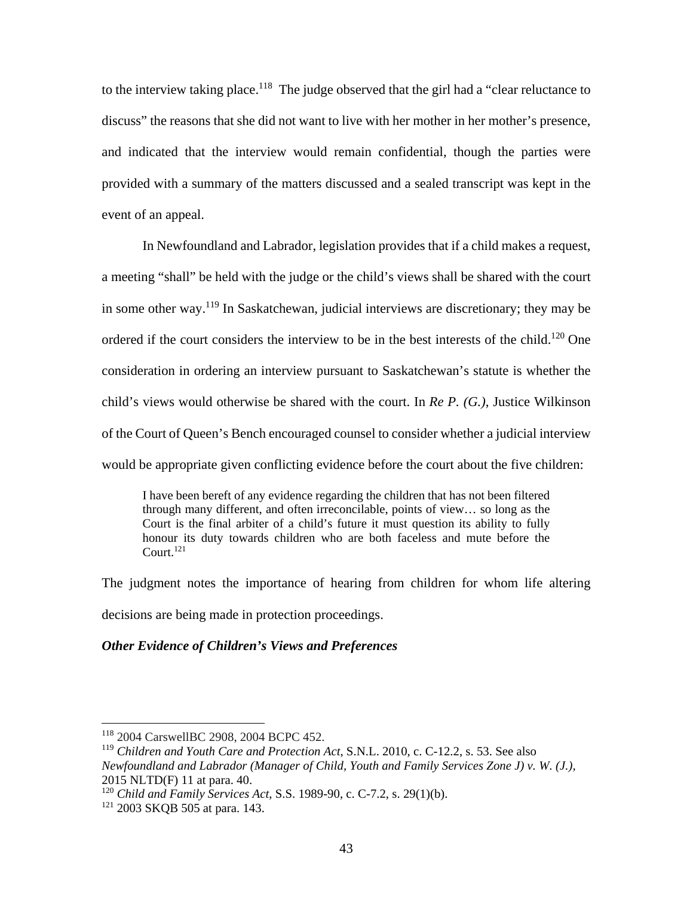to the interview taking place.[118] The judge observed that the girl had a "clear reluctance to discuss" the reasons that she did not want to live with her mother in her mother's presence, and indicated that the interview would remain confidential, though the parties were provided with a summary of the matters discussed and a sealed transcript was kept in the event of an appeal.

In Newfoundland and Labrador, legislation provides that if a child makes a request, a meeting "shall" be held with the judge or the child's views shall be shared with the court in some other way.[119] In Saskatchewan, judicial interviews are discretionary; they may be ordered if the court considers the interview to be in the best interests of the child.[120] One consideration in ordering an interview pursuant to Saskatchewan's statute is whether the child's views would otherwise be shared with the court. In *Re P. (G.)*, Justice Wilkinson of the Court of Queen's Bench encouraged counsel to consider whether a judicial interview would be appropriate given conflicting evidence before the court about the five children:

> I have been bereft of any evidence regarding the children that has not been filtered through many different, and often irreconcilable, points of view… so long as the Court is the final arbiter of a child's future it must question its ability to fully honour its duty towards children who are both faceless and mute before the Court.[121]

The judgment notes the importance of hearing from children for whom life altering decisions are being made in protection proceedings.

***Other Evidence of Children's Views and Preferences***

---

[118] 2004 CarswellBC 2908, 2004 BCPC 452.

[119] *Children and Youth Care and Protection Act*, S.N.L. 2010, c. C-12.2, s. 53. See also *Newfoundland and Labrador (Manager of Child, Youth and Family Services Zone J) v. W. (J.)*, 2015 NLTD(F) 11 at para. 40.

[120] *Child and Family Services Act*, S.S. 1989-90, c. C-7.2, s. 29(1)(b).

[121] 2003 SKQB 505 at para. 143.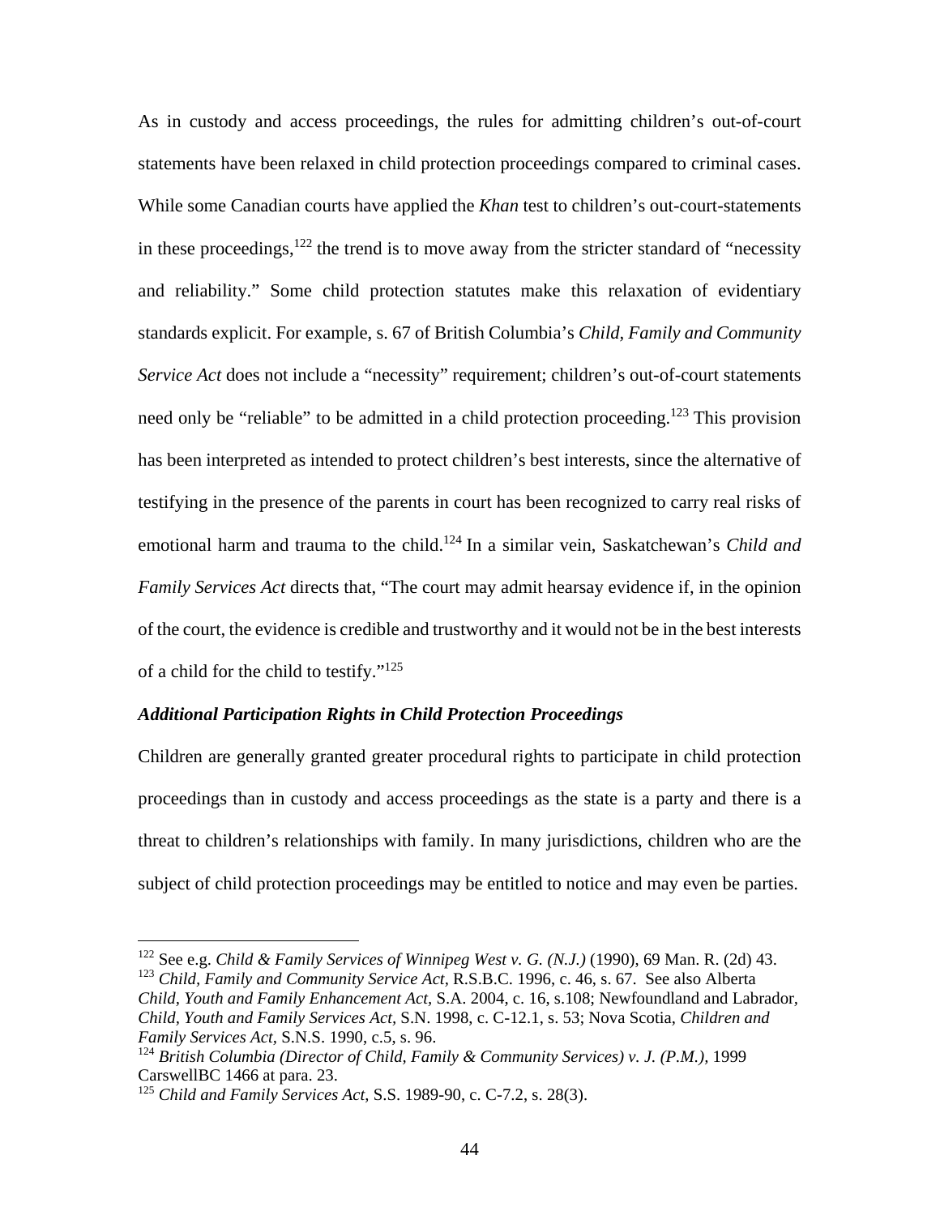As in custody and access proceedings, the rules for admitting children's out-of-court statements have been relaxed in child protection proceedings compared to criminal cases. While some Canadian courts have applied the *Khan* test to children's out-court-statements in these proceedings,[122] the trend is to move away from the stricter standard of "necessity and reliability." Some child protection statutes make this relaxation of evidentiary standards explicit. For example, s. 67 of British Columbia's *Child, Family and Community Service Act* does not include a "necessity" requirement; children's out-of-court statements need only be "reliable" to be admitted in a child protection proceeding.[123] This provision has been interpreted as intended to protect children's best interests, since the alternative of testifying in the presence of the parents in court has been recognized to carry real risks of emotional harm and trauma to the child.[124] In a similar vein, Saskatchewan's *Child and Family Services Act* directs that, "The court may admit hearsay evidence if, in the opinion of the court, the evidence is credible and trustworthy and it would not be in the best interests of a child for the child to testify."[125]

***Additional Participation Rights in Child Protection Proceedings***

Children are generally granted greater procedural rights to participate in child protection proceedings than in custody and access proceedings as the state is a party and there is a threat to children's relationships with family. In many jurisdictions, children who are the subject of child protection proceedings may be entitled to notice and may even be parties.

---

[122] See e.g. *Child & Family Services of Winnipeg West v. G. (N.J.)* (1990), 69 Man. R. (2d) 43.

[123] *Child, Family and Community Service Act*, R.S.B.C. 1996, c. 46, s. 67. See also Alberta *Child, Youth and Family Enhancement Act*, S.A. 2004, c. 16, s.108; Newfoundland and Labrador, *Child, Youth and Family Services Act*, S.N. 1998, c. C-12.1, s. 53; Nova Scotia, *Children and Family Services Act*, S.N.S. 1990, c.5, s. 96.

[124] *British Columbia (Director of Child, Family & Community Services) v. J. (P.M.)*, 1999 CarswellBC 1466 at para. 23.

[125] *Child and Family Services Act*, S.S. 1989-90, c. C-7.2, s. 28(3).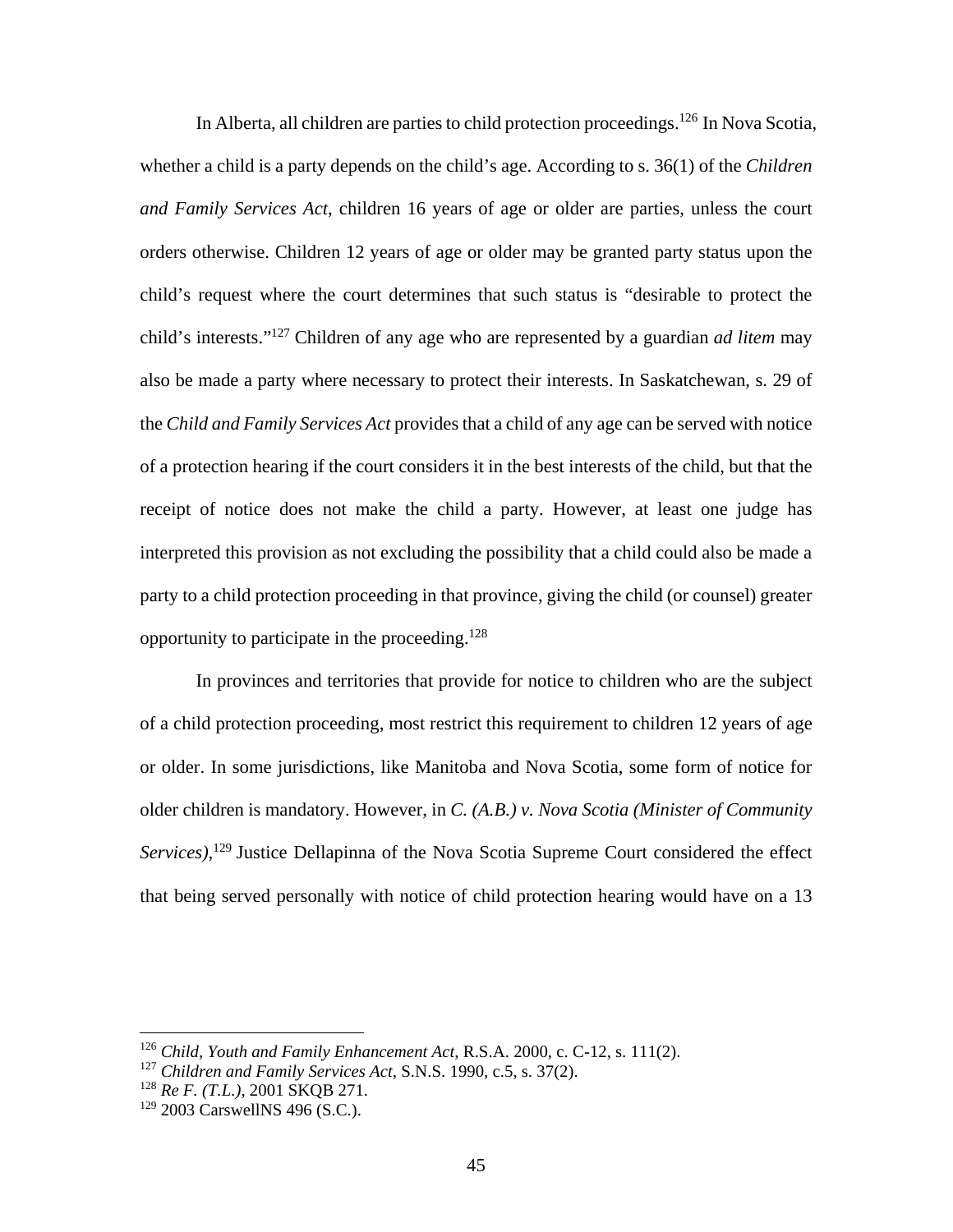In Alberta, all children are parties to child protection proceedings.[126] In Nova Scotia, whether a child is a party depends on the child's age. According to s. 36(1) of the *Children and Family Services Act*, children 16 years of age or older are parties, unless the court orders otherwise. Children 12 years of age or older may be granted party status upon the child's request where the court determines that such status is "desirable to protect the child's interests."[127] Children of any age who are represented by a guardian *ad litem* may also be made a party where necessary to protect their interests. In Saskatchewan, s. 29 of the *Child and Family Services Act* provides that a child of any age can be served with notice of a protection hearing if the court considers it in the best interests of the child, but that the receipt of notice does not make the child a party. However, at least one judge has interpreted this provision as not excluding the possibility that a child could also be made a party to a child protection proceeding in that province, giving the child (or counsel) greater opportunity to participate in the proceeding.[128]

In provinces and territories that provide for notice to children who are the subject of a child protection proceeding, most restrict this requirement to children 12 years of age or older. In some jurisdictions, like Manitoba and Nova Scotia, some form of notice for older children is mandatory. However, in *C. (A.B.) v. Nova Scotia (Minister of Community Services)*,[129] Justice Dellapinna of the Nova Scotia Supreme Court considered the effect that being served personally with notice of child protection hearing would have on a 13

---

[126] *Child, Youth and Family Enhancement Act*, R.S.A. 2000, c. C-12, s. 111(2).

[127] *Children and Family Services Act*, S.N.S. 1990, c.5, s. 37(2).

[128] *Re F. (T.L.)*, 2001 SKQB 271.

[129] 2003 CarswellNS 496 (S.C.).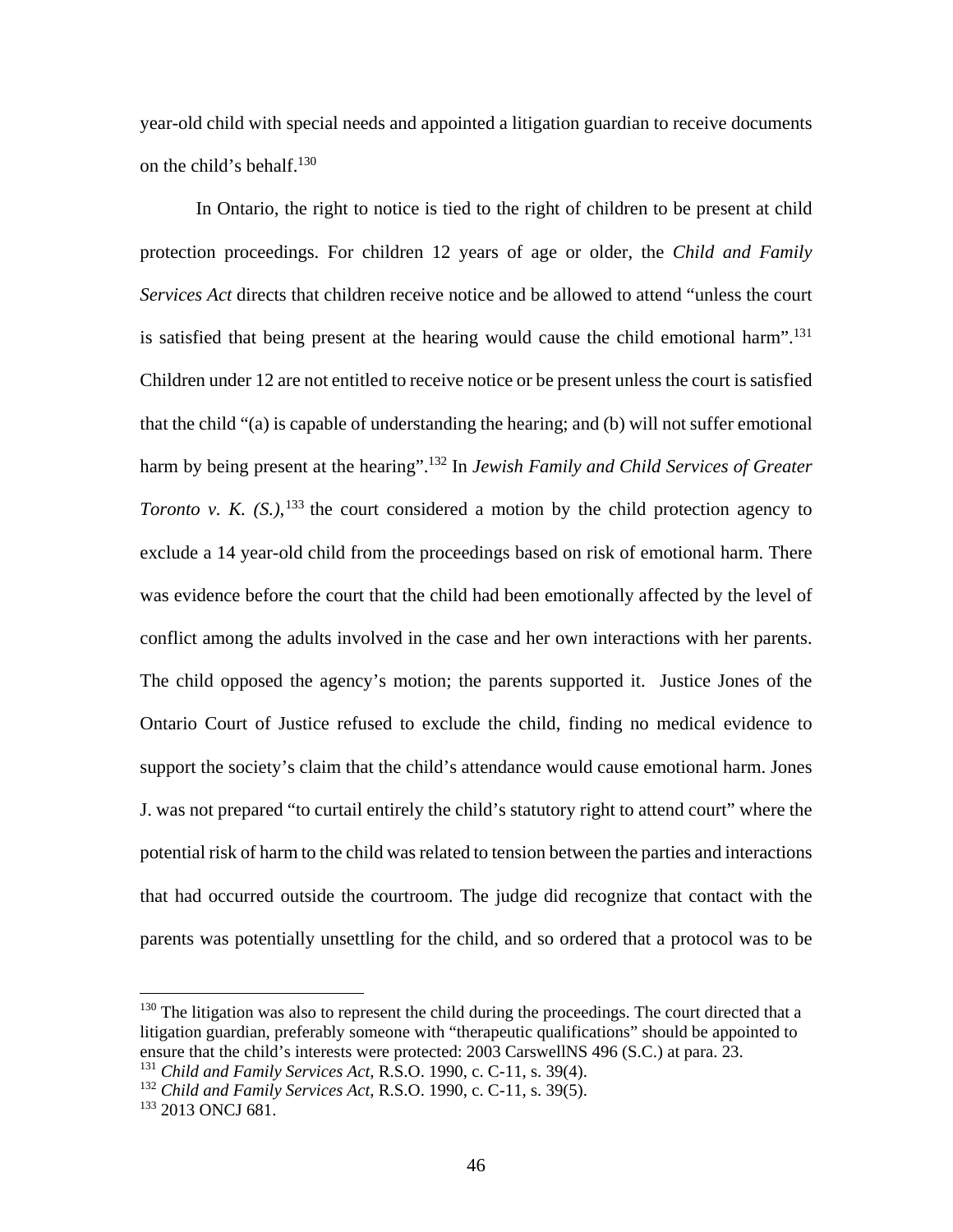year-old child with special needs and appointed a litigation guardian to receive documents on the child's behalf.[130]

In Ontario, the right to notice is tied to the right of children to be present at child protection proceedings. For children 12 years of age or older, the *Child and Family Services Act* directs that children receive notice and be allowed to attend "unless the court is satisfied that being present at the hearing would cause the child emotional harm".[131] Children under 12 are not entitled to receive notice or be present unless the court is satisfied that the child "(a) is capable of understanding the hearing; and (b) will not suffer emotional harm by being present at the hearing".[132] In *Jewish Family and Child Services of Greater Toronto v. K. (S.),*[133] the court considered a motion by the child protection agency to exclude a 14 year-old child from the proceedings based on risk of emotional harm. There was evidence before the court that the child had been emotionally affected by the level of conflict among the adults involved in the case and her own interactions with her parents. The child opposed the agency's motion; the parents supported it. Justice Jones of the Ontario Court of Justice refused to exclude the child, finding no medical evidence to support the society's claim that the child's attendance would cause emotional harm. Jones J. was not prepared "to curtail entirely the child's statutory right to attend court" where the potential risk of harm to the child was related to tension between the parties and interactions that had occurred outside the courtroom. The judge did recognize that contact with the parents was potentially unsettling for the child, and so ordered that a protocol was to be

---

[130] The litigation was also to represent the child during the proceedings. The court directed that a litigation guardian, preferably someone with "therapeutic qualifications" should be appointed to ensure that the child's interests were protected: 2003 CarswellNS 496 (S.C.) at para. 23.

[131] *Child and Family Services Act*, R.S.O. 1990, c. C-11, s. 39(4).

[132] *Child and Family Services Act*, R.S.O. 1990, c. C-11, s. 39(5).

[133] 2013 ONCJ 681.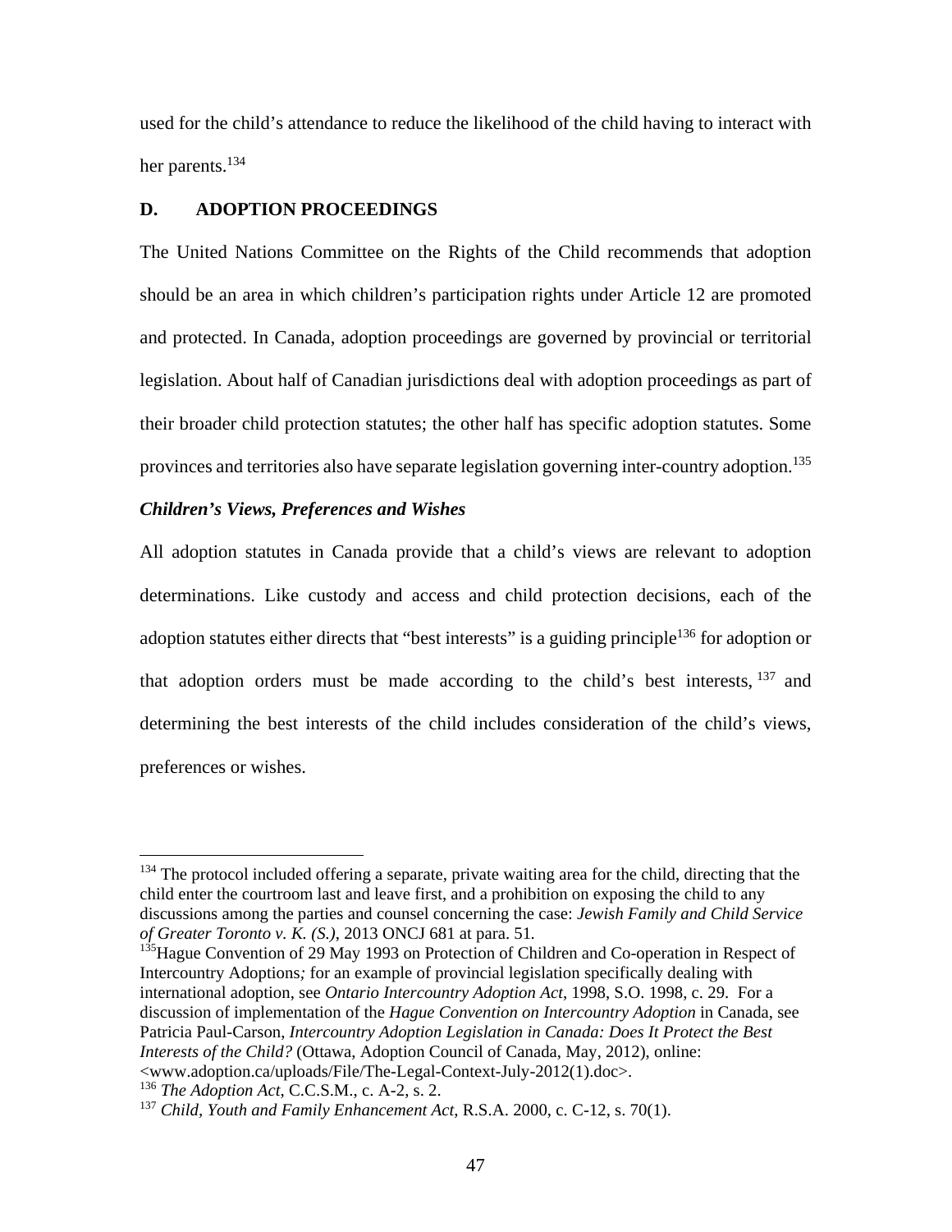used for the child's attendance to reduce the likelihood of the child having to interact with her parents.[134]

## D. ADOPTION PROCEEDINGS

The United Nations Committee on the Rights of the Child recommends that adoption should be an area in which children's participation rights under Article 12 are promoted and protected. In Canada, adoption proceedings are governed by provincial or territorial legislation. About half of Canadian jurisdictions deal with adoption proceedings as part of their broader child protection statutes; the other half has specific adoption statutes. Some provinces and territories also have separate legislation governing inter-country adoption.[135]

### *Children's Views, Preferences and Wishes*

All adoption statutes in Canada provide that a child's views are relevant to adoption determinations. Like custody and access and child protection decisions, each of the adoption statutes either directs that "best interests" is a guiding principle[136] for adoption or that adoption orders must be made according to the child's best interests,[137] and determining the best interests of the child includes consideration of the child's views, preferences or wishes.

---

[134] The protocol included offering a separate, private waiting area for the child, directing that the child enter the courtroom last and leave first, and a prohibition on exposing the child to any discussions among the parties and counsel concerning the case: *Jewish Family and Child Service of Greater Toronto v. K. (S.)*, 2013 ONCJ 681 at para. 51.

[135] Hague Convention of 29 May 1993 on Protection of Children and Co-operation in Respect of Intercountry Adoptions*;* for an example of provincial legislation specifically dealing with international adoption, see *Ontario Intercountry Adoption Act*, 1998, S.O. 1998, c. 29. For a discussion of implementation of the *Hague Convention on Intercountry Adoption* in Canada, see Patricia Paul-Carson, *Intercountry Adoption Legislation in Canada: Does It Protect the Best Interests of the Child?* (Ottawa, Adoption Council of Canada, May, 2012), online: <www.adoption.ca/uploads/File/The-Legal-Context-July-2012(1).doc>.

[136] *The Adoption Act*, C.C.S.M., c. A-2, s. 2.

[137] *Child, Youth and Family Enhancement Act*, R.S.A. 2000, c. C-12, s. 70(1).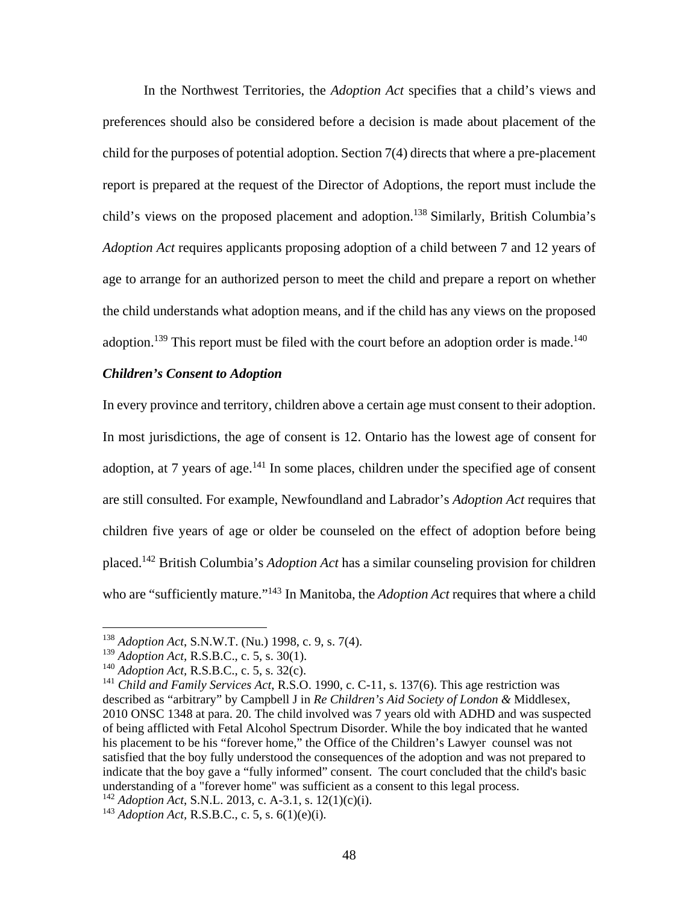In the Northwest Territories, the *Adoption Act* specifies that a child's views and preferences should also be considered before a decision is made about placement of the child for the purposes of potential adoption. Section 7(4) directs that where a pre-placement report is prepared at the request of the Director of Adoptions, the report must include the child's views on the proposed placement and adoption.[138] Similarly, British Columbia's *Adoption Act* requires applicants proposing adoption of a child between 7 and 12 years of age to arrange for an authorized person to meet the child and prepare a report on whether the child understands what adoption means, and if the child has any views on the proposed adoption.[139] This report must be filed with the court before an adoption order is made.[140]

### *Children's Consent to Adoption*

In every province and territory, children above a certain age must consent to their adoption. In most jurisdictions, the age of consent is 12. Ontario has the lowest age of consent for adoption, at 7 years of age.[141] In some places, children under the specified age of consent are still consulted. For example, Newfoundland and Labrador's *Adoption Act* requires that children five years of age or older be counseled on the effect of adoption before being placed.[142] British Columbia's *Adoption Act* has a similar counseling provision for children who are "sufficiently mature."[143] In Manitoba, the *Adoption Act* requires that where a child

---

[138] *Adoption Act*, S.N.W.T. (Nu.) 1998, c. 9, s. 7(4).

[139] *Adoption Act*, R.S.B.C., c. 5, s. 30(1).

[140] *Adoption Act*, R.S.B.C., c. 5, s. 32(c).

[141] *Child and Family Services Act*, R.S.O. 1990, c. C-11, s. 137(6). This age restriction was described as "arbitrary" by Campbell J in *Re Children's Aid Society of London &* Middlesex, 2010 ONSC 1348 at para. 20. The child involved was 7 years old with ADHD and was suspected of being afflicted with Fetal Alcohol Spectrum Disorder. While the boy indicated that he wanted his placement to be his "forever home," the Office of the Children's Lawyer counsel was not satisfied that the boy fully understood the consequences of the adoption and was not prepared to indicate that the boy gave a "fully informed" consent. The court concluded that the child's basic understanding of a "forever home" was sufficient as a consent to this legal process.

[142] *Adoption Act*, S.N.L. 2013, c. A-3.1, s. 12(1)(c)(i).

[143] *Adoption Act*, R.S.B.C., c. 5, s. 6(1)(e)(i).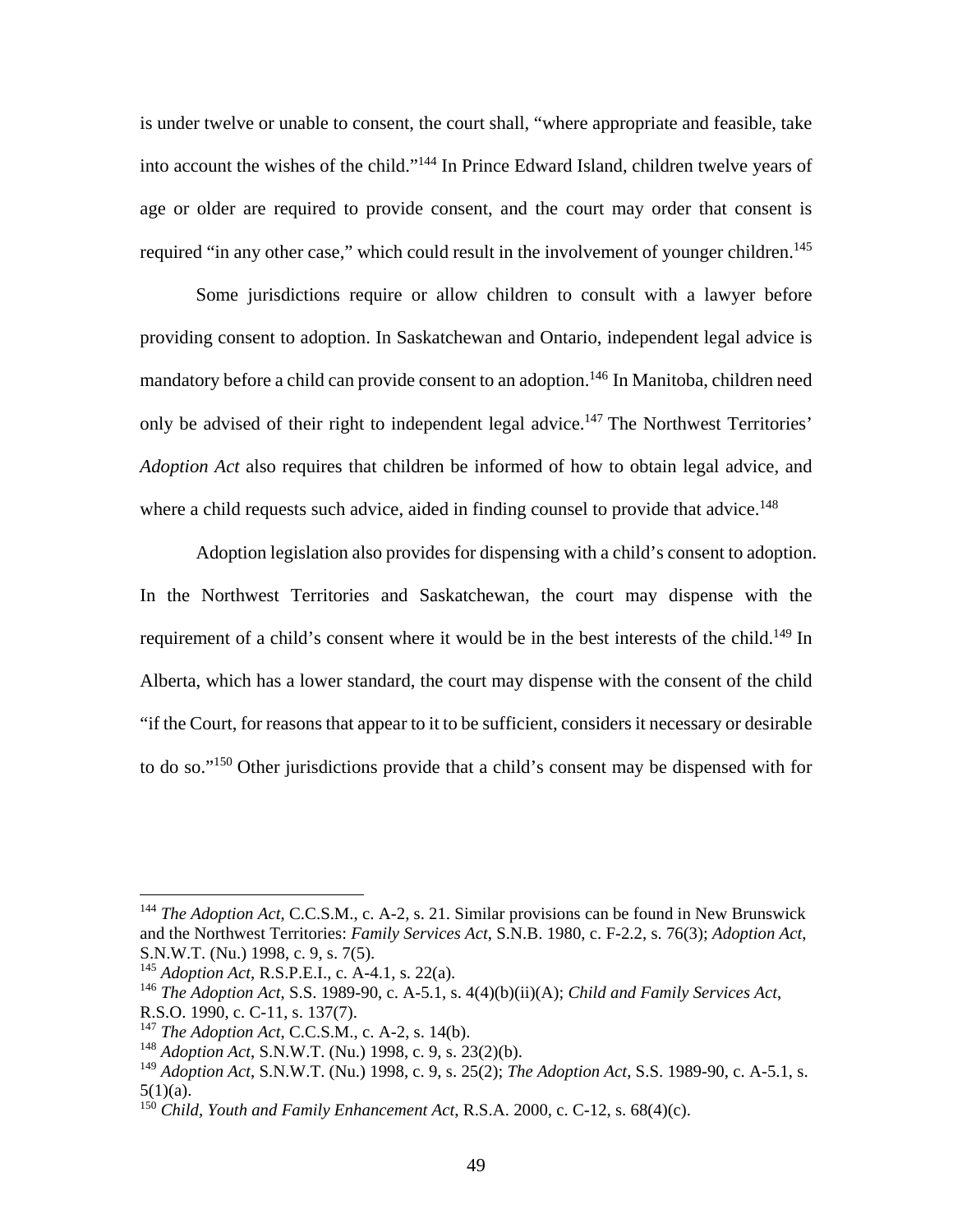is under twelve or unable to consent, the court shall, "where appropriate and feasible, take into account the wishes of the child."[144] In Prince Edward Island, children twelve years of age or older are required to provide consent, and the court may order that consent is required "in any other case," which could result in the involvement of younger children.[145]

Some jurisdictions require or allow children to consult with a lawyer before providing consent to adoption. In Saskatchewan and Ontario, independent legal advice is mandatory before a child can provide consent to an adoption.[146] In Manitoba, children need only be advised of their right to independent legal advice.[147] The Northwest Territories' *Adoption Act* also requires that children be informed of how to obtain legal advice, and where a child requests such advice, aided in finding counsel to provide that advice.[148]

Adoption legislation also provides for dispensing with a child's consent to adoption. In the Northwest Territories and Saskatchewan, the court may dispense with the requirement of a child's consent where it would be in the best interests of the child.[149] In Alberta, which has a lower standard, the court may dispense with the consent of the child "if the Court, for reasons that appear to it to be sufficient, considers it necessary or desirable to do so."[150] Other jurisdictions provide that a child's consent may be dispensed with for

---

[144] *The Adoption Act*, C.C.S.M., c. A-2, s. 21. Similar provisions can be found in New Brunswick and the Northwest Territories: *Family Services Act*, S.N.B. 1980, c. F-2.2, s. 76(3); *Adoption Act*, S.N.W.T. (Nu.) 1998, c. 9, s. 7(5).

[145] *Adoption Act*, R.S.P.E.I., c. A-4.1, s. 22(a).

[146] *The Adoption Act*, S.S. 1989-90, c. A-5.1, s. 4(4)(b)(ii)(A); *Child and Family Services Act*, R.S.O. 1990, c. C-11, s. 137(7).

[147] *The Adoption Act*, C.C.S.M., c. A-2, s. 14(b).

[148] *Adoption Act*, S.N.W.T. (Nu.) 1998, c. 9, s. 23(2)(b).

[149] *Adoption Act*, S.N.W.T. (Nu.) 1998, c. 9, s. 25(2); *The Adoption Act*, S.S. 1989-90, c. A-5.1, s. 5(1)(a).

[150] *Child, Youth and Family Enhancement Act*, R.S.A. 2000, c. C-12, s. 68(4)(c).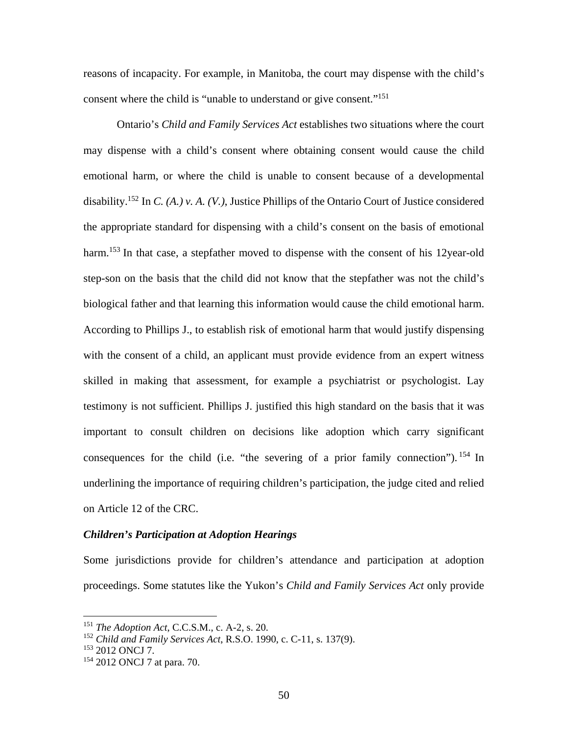reasons of incapacity. For example, in Manitoba, the court may dispense with the child's consent where the child is "unable to understand or give consent."[151]

Ontario's *Child and Family Services Act* establishes two situations where the court may dispense with a child's consent where obtaining consent would cause the child emotional harm, or where the child is unable to consent because of a developmental disability.[152] In *C. (A.) v. A. (V.)*, Justice Phillips of the Ontario Court of Justice considered the appropriate standard for dispensing with a child's consent on the basis of emotional harm.[153] In that case, a stepfather moved to dispense with the consent of his 12year-old step-son on the basis that the child did not know that the stepfather was not the child's biological father and that learning this information would cause the child emotional harm. According to Phillips J., to establish risk of emotional harm that would justify dispensing with the consent of a child, an applicant must provide evidence from an expert witness skilled in making that assessment, for example a psychiatrist or psychologist. Lay testimony is not sufficient. Phillips J. justified this high standard on the basis that it was important to consult children on decisions like adoption which carry significant consequences for the child (i.e. "the severing of a prior family connection").[154] In underlining the importance of requiring children's participation, the judge cited and relied on Article 12 of the CRC.

***Children's Participation at Adoption Hearings***

Some jurisdictions provide for children's attendance and participation at adoption proceedings. Some statutes like the Yukon's *Child and Family Services Act* only provide

---

[151] *The Adoption Act*, C.C.S.M., c. A-2, s. 20.

[152] *Child and Family Services Act*, R.S.O. 1990, c. C-11, s. 137(9).

[153] 2012 ONCJ 7.

[154] 2012 ONCJ 7 at para. 70.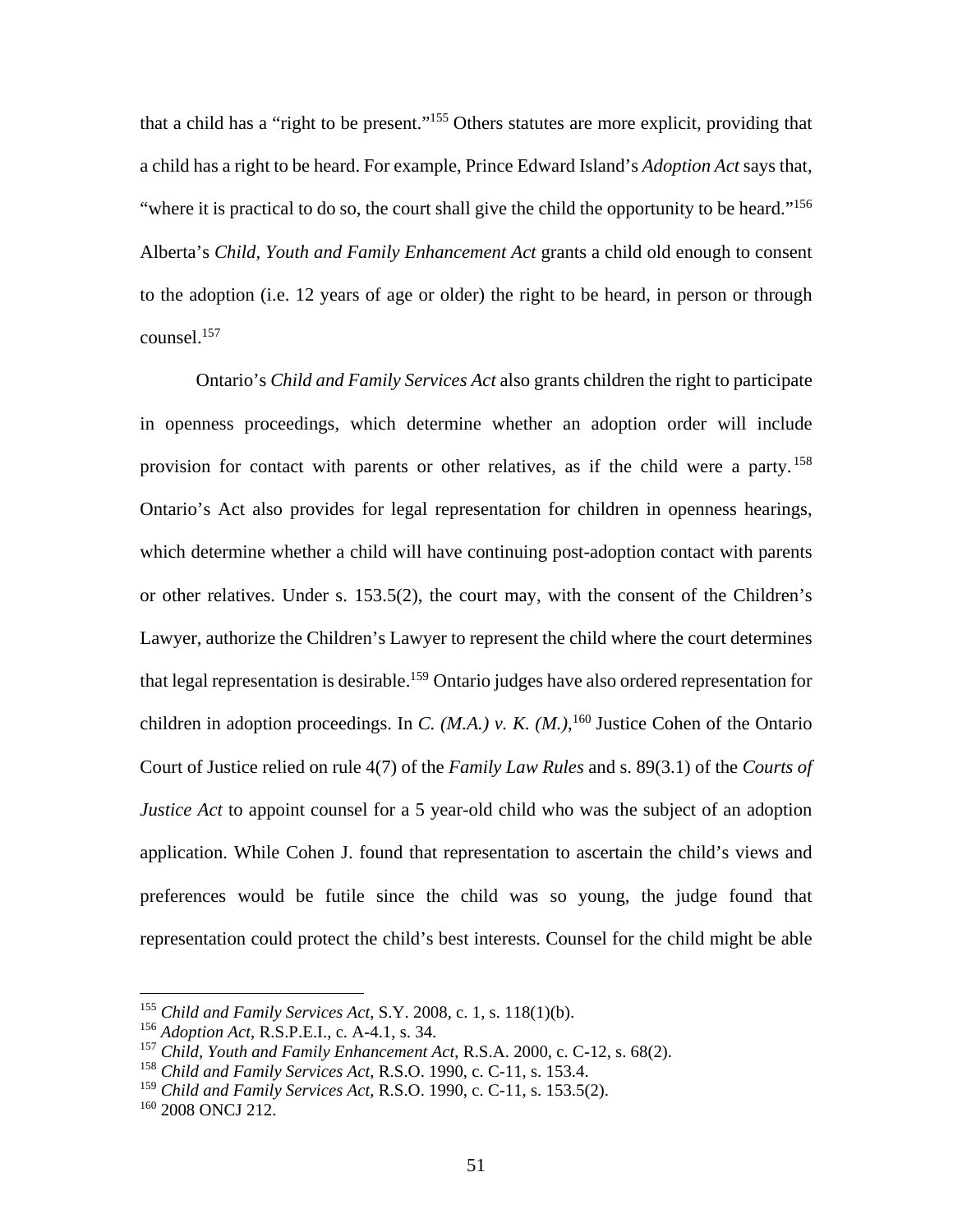that a child has a "right to be present."[155] Others statutes are more explicit, providing that a child has a right to be heard. For example, Prince Edward Island's *Adoption Act* says that, "where it is practical to do so, the court shall give the child the opportunity to be heard."[156] Alberta's *Child, Youth and Family Enhancement Act* grants a child old enough to consent to the adoption (i.e. 12 years of age or older) the right to be heard, in person or through counsel.[157]

Ontario's *Child and Family Services Act* also grants children the right to participate in openness proceedings, which determine whether an adoption order will include provision for contact with parents or other relatives, as if the child were a party.[158] Ontario's Act also provides for legal representation for children in openness hearings, which determine whether a child will have continuing post-adoption contact with parents or other relatives. Under s. 153.5(2), the court may, with the consent of the Children's Lawyer, authorize the Children's Lawyer to represent the child where the court determines that legal representation is desirable.[159] Ontario judges have also ordered representation for children in adoption proceedings. In *C. (M.A.) v. K. (M.)*,[160] Justice Cohen of the Ontario Court of Justice relied on rule 4(7) of the *Family Law Rules* and s. 89(3.1) of the *Courts of Justice Act* to appoint counsel for a 5 year-old child who was the subject of an adoption application. While Cohen J. found that representation to ascertain the child's views and preferences would be futile since the child was so young, the judge found that representation could protect the child's best interests. Counsel for the child might be able

---

[155] *Child and Family Services Act*, S.Y. 2008, c. 1, s. 118(1)(b).
[156] *Adoption Act*, R.S.P.E.I., c. A-4.1, s. 34.
[157] *Child, Youth and Family Enhancement Act*, R.S.A. 2000, c. C-12, s. 68(2).
[158] *Child and Family Services Act*, R.S.O. 1990, c. C-11, s. 153.4.
[159] *Child and Family Services Act*, R.S.O. 1990, c. C-11, s. 153.5(2).
[160] 2008 ONCJ 212.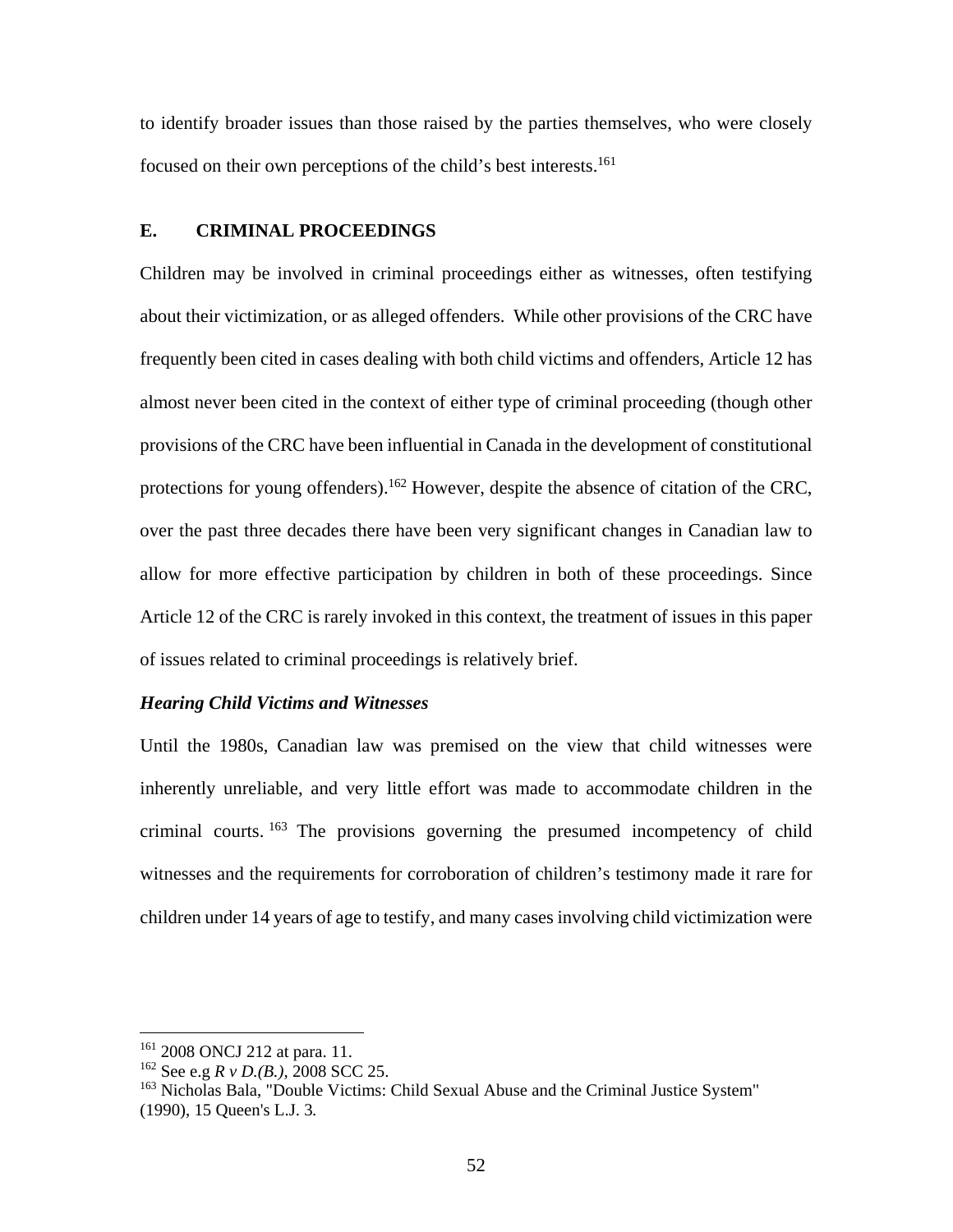to identify broader issues than those raised by the parties themselves, who were closely focused on their own perceptions of the child's best interests.[161]

## E. CRIMINAL PROCEEDINGS

Children may be involved in criminal proceedings either as witnesses, often testifying about their victimization, or as alleged offenders. While other provisions of the CRC have frequently been cited in cases dealing with both child victims and offenders, Article 12 has almost never been cited in the context of either type of criminal proceeding (though other provisions of the CRC have been influential in Canada in the development of constitutional protections for young offenders).[162] However, despite the absence of citation of the CRC, over the past three decades there have been very significant changes in Canadian law to allow for more effective participation by children in both of these proceedings. Since Article 12 of the CRC is rarely invoked in this context, the treatment of issues in this paper of issues related to criminal proceedings is relatively brief.

### *Hearing Child Victims and Witnesses*

Until the 1980s, Canadian law was premised on the view that child witnesses were inherently unreliable, and very little effort was made to accommodate children in the criminal courts.[163] The provisions governing the presumed incompetency of child witnesses and the requirements for corroboration of children's testimony made it rare for children under 14 years of age to testify, and many cases involving child victimization were

---

[161] 2008 ONCJ 212 at para. 11.

[162] See e.g *R v D.(B.)*, 2008 SCC 25.

[163] Nicholas Bala, "Double Victims: Child Sexual Abuse and the Criminal Justice System" (1990), 15 Queen's L.J. 3*.*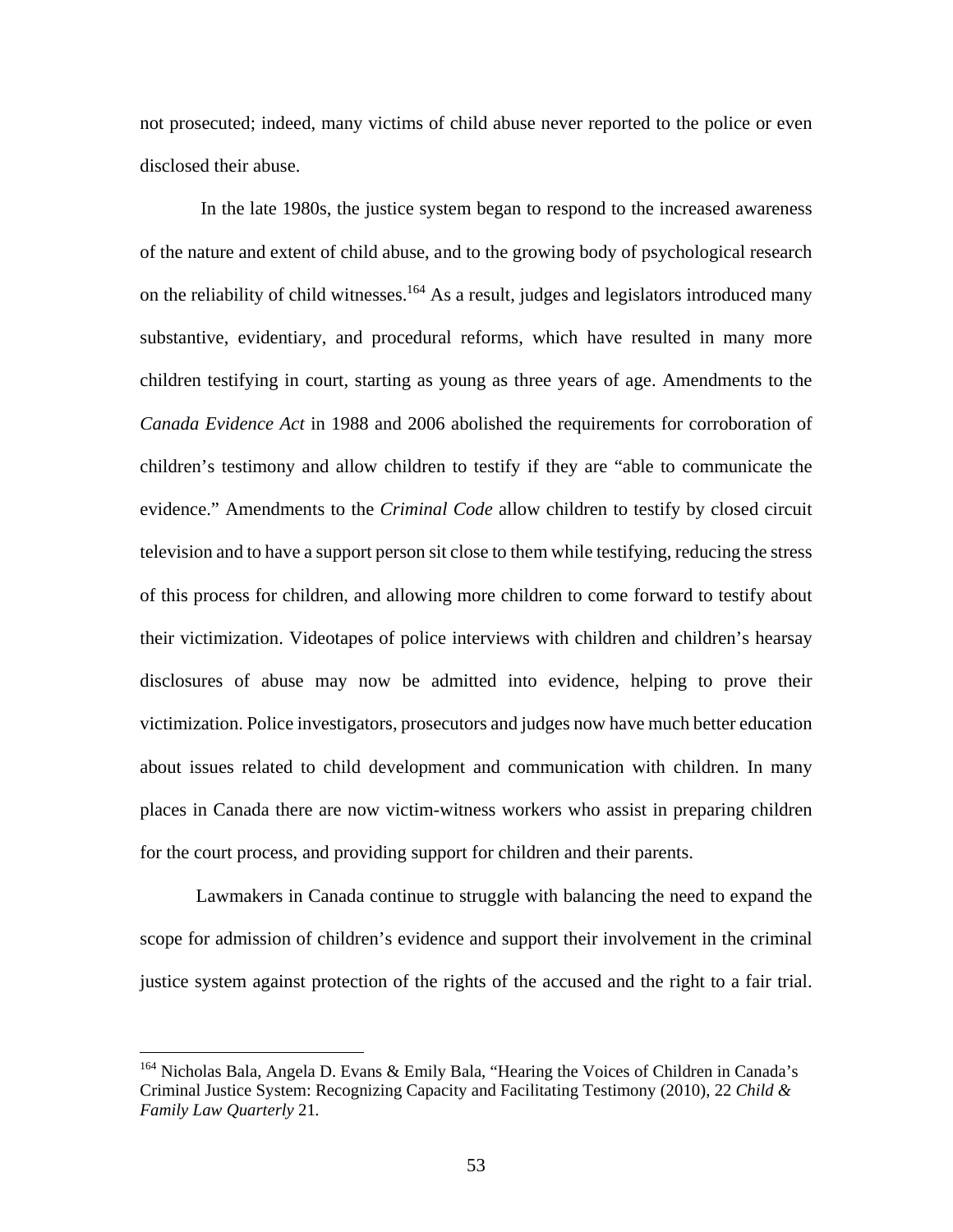not prosecuted; indeed, many victims of child abuse never reported to the police or even disclosed their abuse.

In the late 1980s, the justice system began to respond to the increased awareness of the nature and extent of child abuse, and to the growing body of psychological research on the reliability of child witnesses.[164] As a result, judges and legislators introduced many substantive, evidentiary, and procedural reforms, which have resulted in many more children testifying in court, starting as young as three years of age. Amendments to the *Canada Evidence Act* in 1988 and 2006 abolished the requirements for corroboration of children's testimony and allow children to testify if they are "able to communicate the evidence." Amendments to the *Criminal Code* allow children to testify by closed circuit television and to have a support person sit close to them while testifying, reducing the stress of this process for children, and allowing more children to come forward to testify about their victimization. Videotapes of police interviews with children and children's hearsay disclosures of abuse may now be admitted into evidence, helping to prove their victimization. Police investigators, prosecutors and judges now have much better education about issues related to child development and communication with children. In many places in Canada there are now victim-witness workers who assist in preparing children for the court process, and providing support for children and their parents.

Lawmakers in Canada continue to struggle with balancing the need to expand the scope for admission of children's evidence and support their involvement in the criminal justice system against protection of the rights of the accused and the right to a fair trial.

---

[164] Nicholas Bala, Angela D. Evans & Emily Bala, "Hearing the Voices of Children in Canada's Criminal Justice System: Recognizing Capacity and Facilitating Testimony (2010), 22 *Child & Family Law Quarterly* 21.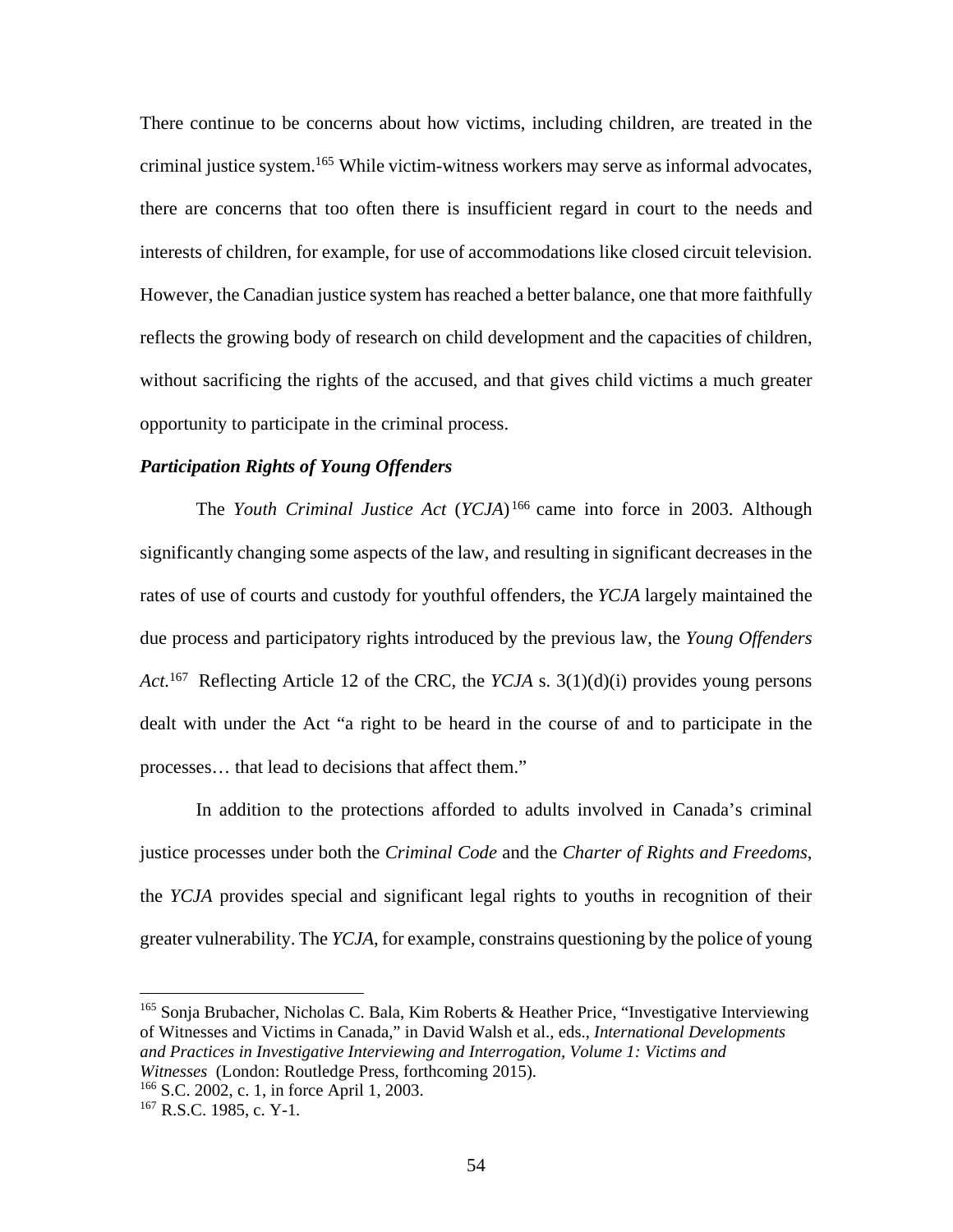There continue to be concerns about how victims, including children, are treated in the criminal justice system.[165] While victim-witness workers may serve as informal advocates, there are concerns that too often there is insufficient regard in court to the needs and interests of children, for example, for use of accommodations like closed circuit television. However, the Canadian justice system has reached a better balance, one that more faithfully reflects the growing body of research on child development and the capacities of children, without sacrificing the rights of the accused, and that gives child victims a much greater opportunity to participate in the criminal process.

***Participation Rights of Young Offenders***

The *Youth Criminal Justice Act* (*YCJA*)[166] came into force in 2003. Although significantly changing some aspects of the law, and resulting in significant decreases in the rates of use of courts and custody for youthful offenders, the *YCJA* largely maintained the due process and participatory rights introduced by the previous law, the *Young Offenders Act.*[167] Reflecting Article 12 of the CRC, the *YCJA* s. 3(1)(d)(i) provides young persons dealt with under the Act "a right to be heard in the course of and to participate in the processes… that lead to decisions that affect them."

In addition to the protections afforded to adults involved in Canada's criminal justice processes under both the *Criminal Code* and the *Charter of Rights and Freedoms*, the *YCJA* provides special and significant legal rights to youths in recognition of their greater vulnerability. The *YCJA*, for example, constrains questioning by the police of young

---

[165] Sonja Brubacher, Nicholas C. Bala, Kim Roberts & Heather Price, "Investigative Interviewing of Witnesses and Victims in Canada," in David Walsh et al., eds., *International Developments and Practices in Investigative Interviewing and Interrogation, Volume 1: Victims and Witnesses* (London: Routledge Press, forthcoming 2015).

[166] S.C. 2002, c. 1, in force April 1, 2003.

[167] R.S.C. 1985, c. Y-1.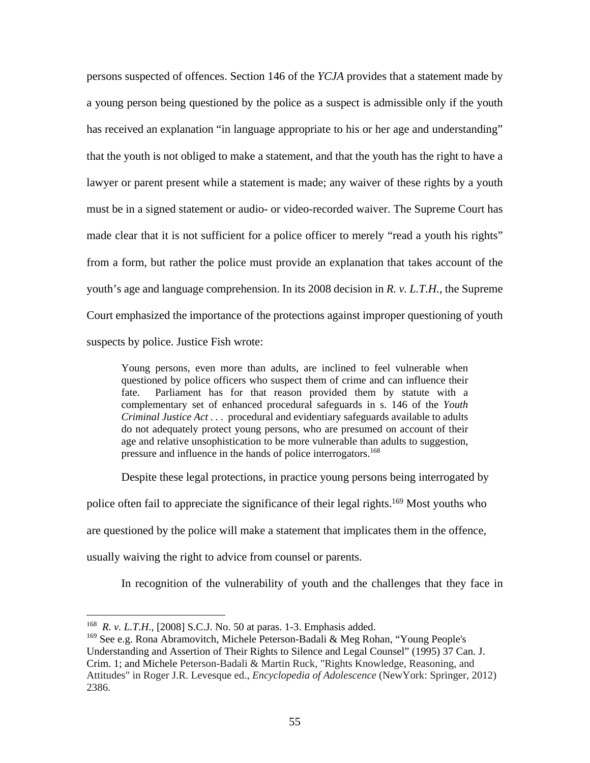persons suspected of offences. Section 146 of the *YCJA* provides that a statement made by a young person being questioned by the police as a suspect is admissible only if the youth has received an explanation "in language appropriate to his or her age and understanding" that the youth is not obliged to make a statement, and that the youth has the right to have a lawyer or parent present while a statement is made; any waiver of these rights by a youth must be in a signed statement or audio- or video-recorded waiver. The Supreme Court has made clear that it is not sufficient for a police officer to merely "read a youth his rights" from a form, but rather the police must provide an explanation that takes account of the youth's age and language comprehension. In its 2008 decision in *R. v. L.T.H.*, the Supreme Court emphasized the importance of the protections against improper questioning of youth suspects by police. Justice Fish wrote:

> Young persons, even more than adults, are inclined to feel vulnerable when questioned by police officers who suspect them of crime and can influence their fate. Parliament has for that reason provided them by statute with a complementary set of enhanced procedural safeguards in s. 146 of the *Youth Criminal Justice Act* . . . procedural and evidentiary safeguards available to adults do not adequately protect young persons, who are presumed on account of their age and relative unsophistication to be more vulnerable than adults to suggestion, pressure and influence in the hands of police interrogators.[168]

Despite these legal protections, in practice young persons being interrogated by police often fail to appreciate the significance of their legal rights.[169] Most youths who are questioned by the police will make a statement that implicates them in the offence, usually waiving the right to advice from counsel or parents.

In recognition of the vulnerability of youth and the challenges that they face in

---

[168] *R. v. L.T.H.*, [2008] S.C.J. No. 50 at paras. 1-3. Emphasis added.

[169] See e.g. Rona Abramovitch, Michele Peterson-Badali & Meg Rohan, "Young People's Understanding and Assertion of Their Rights to Silence and Legal Counsel" (1995) 37 Can. J. Crim. 1; and Michele Peterson-Badali & Martin Ruck, "Rights Knowledge, Reasoning, and Attitudes" in Roger J.R. Levesque ed., *Encyclopedia of Adolescence* (NewYork: Springer, 2012) 2386.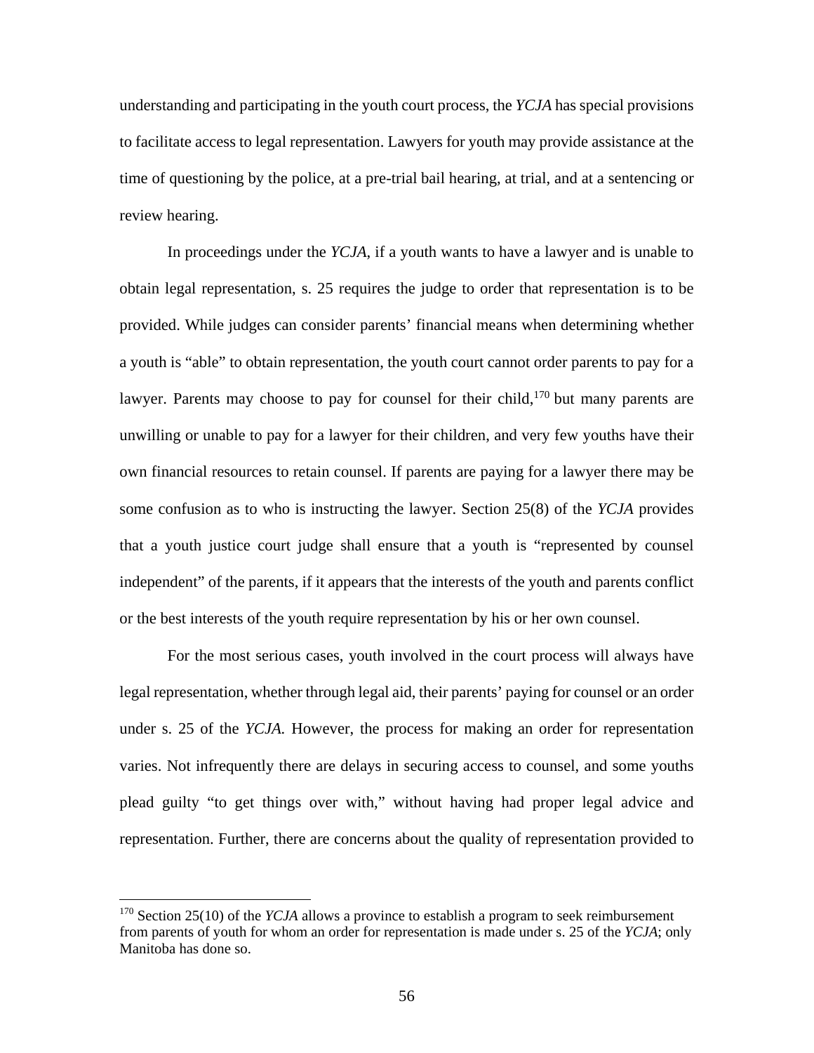understanding and participating in the youth court process, the *YCJA* has special provisions to facilitate access to legal representation. Lawyers for youth may provide assistance at the time of questioning by the police, at a pre-trial bail hearing, at trial, and at a sentencing or review hearing.

In proceedings under the *YCJA*, if a youth wants to have a lawyer and is unable to obtain legal representation, s. 25 requires the judge to order that representation is to be provided. While judges can consider parents' financial means when determining whether a youth is "able" to obtain representation, the youth court cannot order parents to pay for a lawyer. Parents may choose to pay for counsel for their child,[170] but many parents are unwilling or unable to pay for a lawyer for their children, and very few youths have their own financial resources to retain counsel. If parents are paying for a lawyer there may be some confusion as to who is instructing the lawyer. Section 25(8) of the *YCJA* provides that a youth justice court judge shall ensure that a youth is "represented by counsel independent" of the parents, if it appears that the interests of the youth and parents conflict or the best interests of the youth require representation by his or her own counsel.

For the most serious cases, youth involved in the court process will always have legal representation, whether through legal aid, their parents' paying for counsel or an order under s. 25 of the *YCJA.* However, the process for making an order for representation varies. Not infrequently there are delays in securing access to counsel, and some youths plead guilty "to get things over with," without having had proper legal advice and representation. Further, there are concerns about the quality of representation provided to

---

[170] Section 25(10) of the *YCJA* allows a province to establish a program to seek reimbursement from parents of youth for whom an order for representation is made under s. 25 of the *YCJA*; only Manitoba has done so.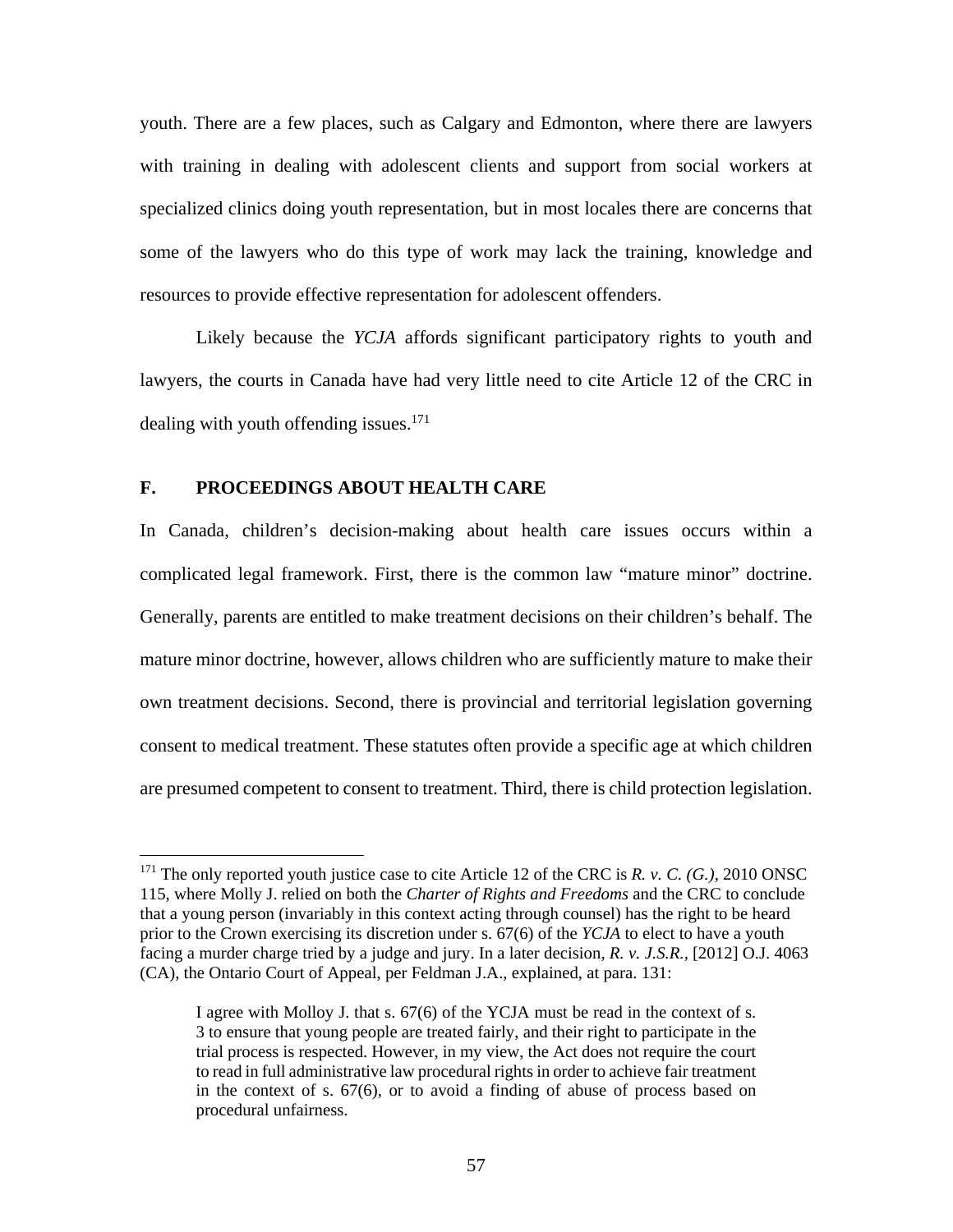youth. There are a few places, such as Calgary and Edmonton, where there are lawyers with training in dealing with adolescent clients and support from social workers at specialized clinics doing youth representation, but in most locales there are concerns that some of the lawyers who do this type of work may lack the training, knowledge and resources to provide effective representation for adolescent offenders.

Likely because the *YCJA* affords significant participatory rights to youth and lawyers, the courts in Canada have had very little need to cite Article 12 of the CRC in dealing with youth offending issues.[171]

## F. PROCEEDINGS ABOUT HEALTH CARE

In Canada, children's decision-making about health care issues occurs within a complicated legal framework. First, there is the common law "mature minor" doctrine. Generally, parents are entitled to make treatment decisions on their children's behalf. The mature minor doctrine, however, allows children who are sufficiently mature to make their own treatment decisions. Second, there is provincial and territorial legislation governing consent to medical treatment. These statutes often provide a specific age at which children are presumed competent to consent to treatment. Third, there is child protection legislation.

---

[171] The only reported youth justice case to cite Article 12 of the CRC is *R. v. C. (G.)*, 2010 ONSC 115, where Molly J. relied on both the *Charter of Rights and Freedoms* and the CRC to conclude that a young person (invariably in this context acting through counsel) has the right to be heard prior to the Crown exercising its discretion under s. 67(6) of the *YCJA* to elect to have a youth facing a murder charge tried by a judge and jury. In a later decision, *R. v. J.S.R.*, [2012] O.J. 4063 (CA), the Ontario Court of Appeal, per Feldman J.A., explained, at para. 131:

> I agree with Molloy J. that s. 67(6) of the YCJA must be read in the context of s. 3 to ensure that young people are treated fairly, and their right to participate in the trial process is respected. However, in my view, the Act does not require the court to read in full administrative law procedural rights in order to achieve fair treatment in the context of s. 67(6), or to avoid a finding of abuse of process based on procedural unfairness.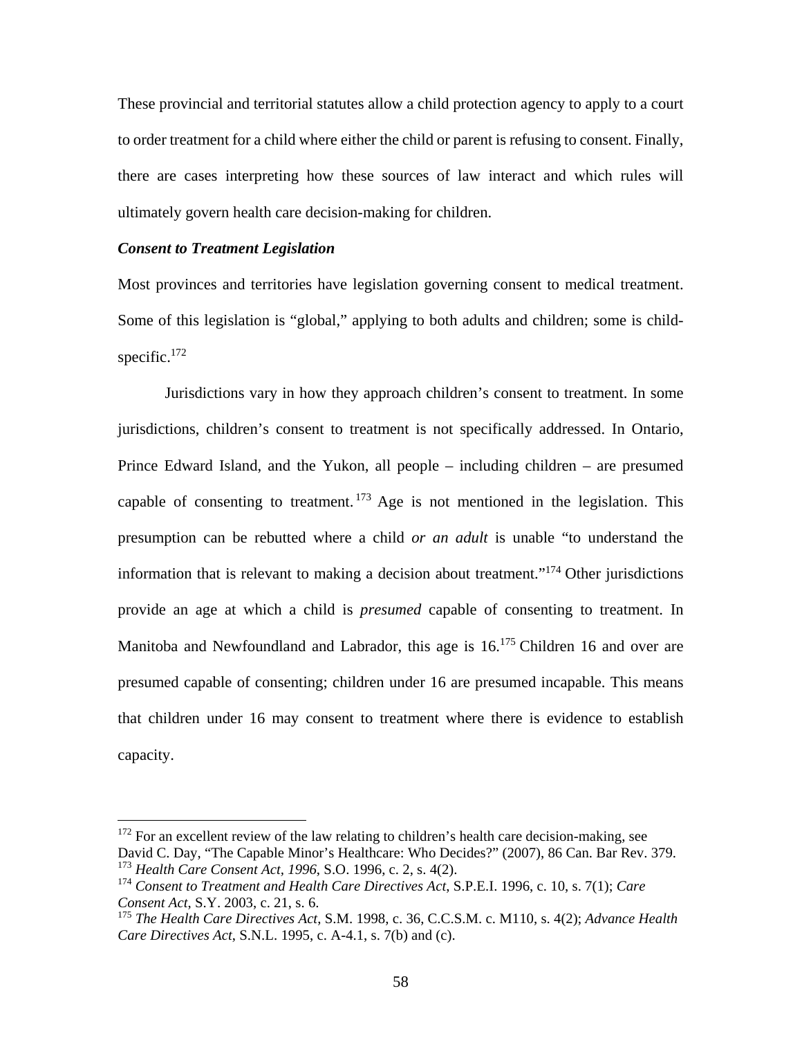These provincial and territorial statutes allow a child protection agency to apply to a court to order treatment for a child where either the child or parent is refusing to consent. Finally, there are cases interpreting how these sources of law interact and which rules will ultimately govern health care decision-making for children.

### *Consent to Treatment Legislation*

Most provinces and territories have legislation governing consent to medical treatment. Some of this legislation is "global," applying to both adults and children; some is child-specific.[172]

Jurisdictions vary in how they approach children's consent to treatment. In some jurisdictions, children's consent to treatment is not specifically addressed. In Ontario, Prince Edward Island, and the Yukon, all people – including children – are presumed capable of consenting to treatment.[173] Age is not mentioned in the legislation. This presumption can be rebutted where a child *or an adult* is unable "to understand the information that is relevant to making a decision about treatment."[174] Other jurisdictions provide an age at which a child is *presumed* capable of consenting to treatment. In Manitoba and Newfoundland and Labrador, this age is 16.[175] Children 16 and over are presumed capable of consenting; children under 16 are presumed incapable. This means that children under 16 may consent to treatment where there is evidence to establish capacity.

---

[172] For an excellent review of the law relating to children's health care decision-making, see David C. Day, "The Capable Minor's Healthcare: Who Decides?" (2007), 86 Can. Bar Rev. 379.

[173] *Health Care Consent Act, 1996*, S.O. 1996, c. 2, s. 4(2).

[174] *Consent to Treatment and Health Care Directives Act*, S.P.E.I. 1996, c. 10, s. 7(1); *Care Consent Act*, S.Y. 2003, c. 21, s. 6.

[175] *The Health Care Directives Act*, S.M. 1998, c. 36, C.C.S.M. c. M110, s. 4(2); *Advance Health Care Directives Act*, S.N.L. 1995, c. A-4.1, s. 7(b) and (c).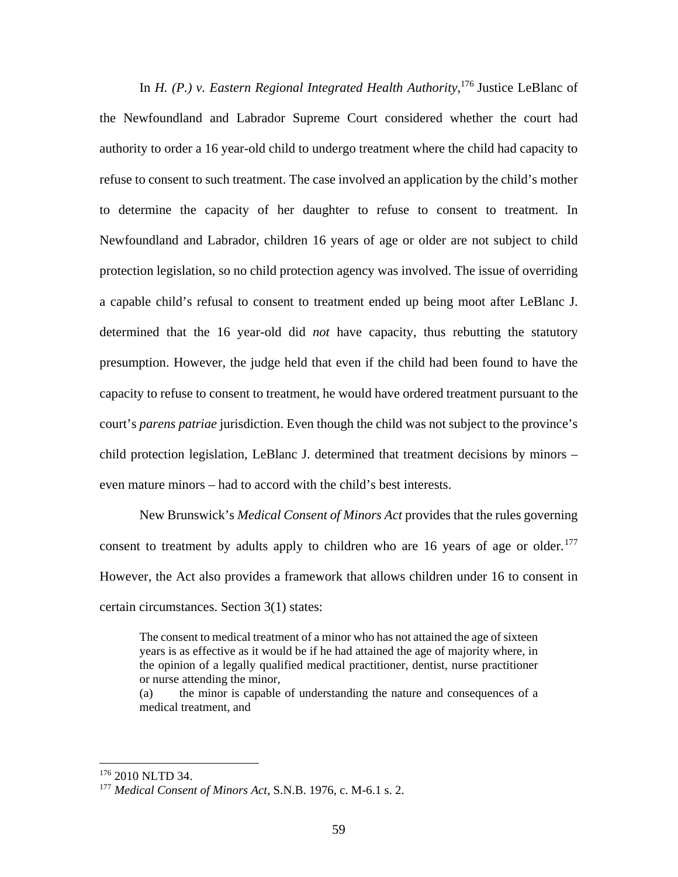In *H. (P.) v. Eastern Regional Integrated Health Authority*,[176] Justice LeBlanc of the Newfoundland and Labrador Supreme Court considered whether the court had authority to order a 16 year-old child to undergo treatment where the child had capacity to refuse to consent to such treatment. The case involved an application by the child's mother to determine the capacity of her daughter to refuse to consent to treatment. In Newfoundland and Labrador, children 16 years of age or older are not subject to child protection legislation, so no child protection agency was involved. The issue of overriding a capable child's refusal to consent to treatment ended up being moot after LeBlanc J. determined that the 16 year-old did *not* have capacity, thus rebutting the statutory presumption. However, the judge held that even if the child had been found to have the capacity to refuse to consent to treatment, he would have ordered treatment pursuant to the court's *parens patriae* jurisdiction. Even though the child was not subject to the province's child protection legislation, LeBlanc J. determined that treatment decisions by minors – even mature minors – had to accord with the child's best interests.

New Brunswick's *Medical Consent of Minors Act* provides that the rules governing consent to treatment by adults apply to children who are 16 years of age or older.[177] However, the Act also provides a framework that allows children under 16 to consent in certain circumstances. Section 3(1) states:

> The consent to medical treatment of a minor who has not attained the age of sixteen years is as effective as it would be if he had attained the age of majority where, in the opinion of a legally qualified medical practitioner, dentist, nurse practitioner or nurse attending the minor,
>
> (a) the minor is capable of understanding the nature and consequences of a medical treatment, and

---

[176] 2010 NLTD 34.

[177] *Medical Consent of Minors Act*, S.N.B. 1976, c. M-6.1 s. 2.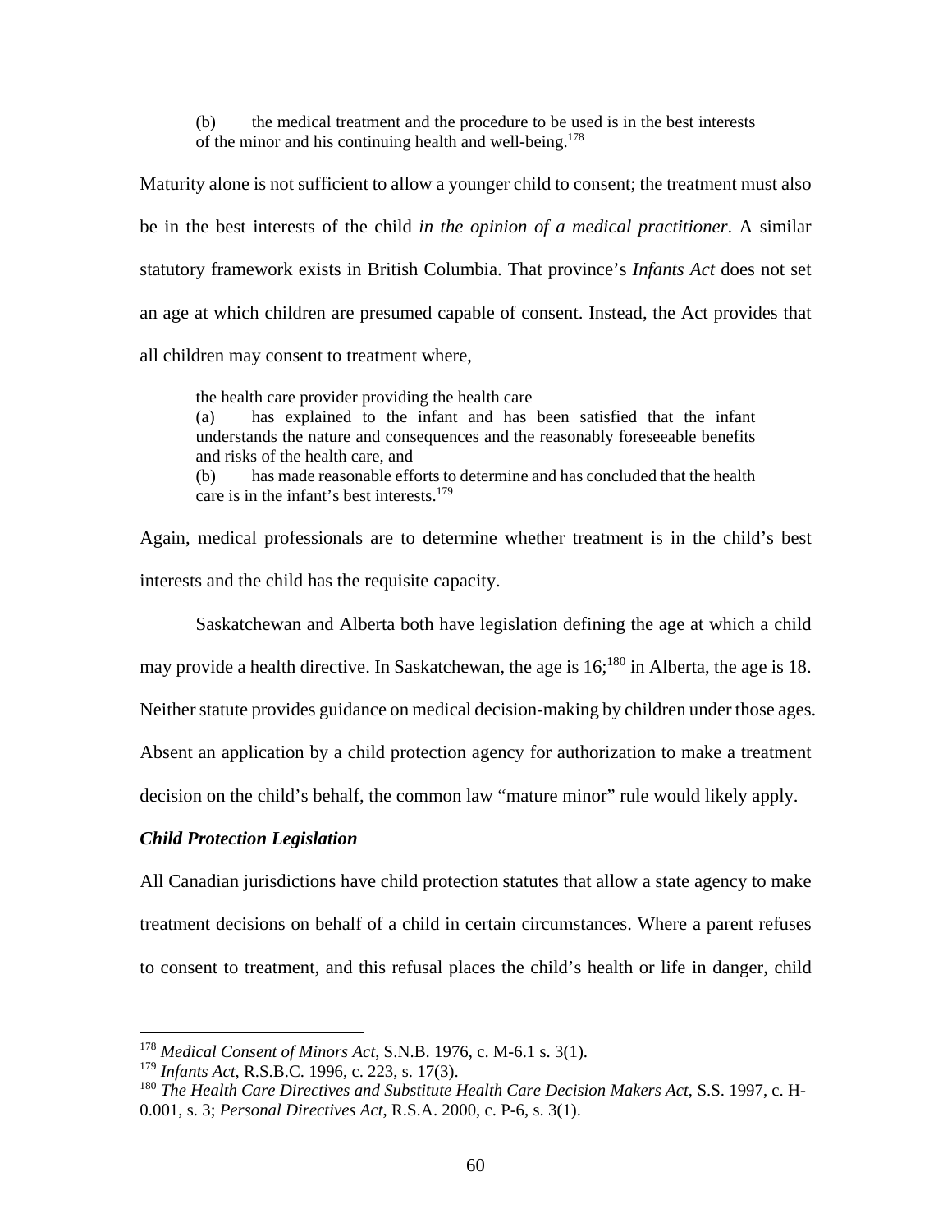> (b) the medical treatment and the procedure to be used is in the best interests of the minor and his continuing health and well-being.[178]

Maturity alone is not sufficient to allow a younger child to consent; the treatment must also be in the best interests of the child *in the opinion of a medical practitioner*. A similar statutory framework exists in British Columbia. That province's *Infants Act* does not set an age at which children are presumed capable of consent. Instead, the Act provides that all children may consent to treatment where,

> the health care provider providing the health care
> (a) has explained to the infant and has been satisfied that the infant understands the nature and consequences and the reasonably foreseeable benefits and risks of the health care, and
> (b) has made reasonable efforts to determine and has concluded that the health care is in the infant's best interests.[179]

Again, medical professionals are to determine whether treatment is in the child's best interests and the child has the requisite capacity.

Saskatchewan and Alberta both have legislation defining the age at which a child may provide a health directive. In Saskatchewan, the age is 16;[180] in Alberta, the age is 18. Neither statute provides guidance on medical decision-making by children under those ages. Absent an application by a child protection agency for authorization to make a treatment decision on the child's behalf, the common law "mature minor" rule would likely apply.

***Child Protection Legislation***

All Canadian jurisdictions have child protection statutes that allow a state agency to make treatment decisions on behalf of a child in certain circumstances. Where a parent refuses to consent to treatment, and this refusal places the child's health or life in danger, child

---

[178] *Medical Consent of Minors Act*, S.N.B. 1976, c. M-6.1 s. 3(1).

[179] *Infants Act*, R.S.B.C. 1996, c. 223, s. 17(3).

[180] *The Health Care Directives and Substitute Health Care Decision Makers Act*, S.S. 1997, c. H-0.001, s. 3; *Personal Directives Act*, R.S.A. 2000, c. P-6, s. 3(1).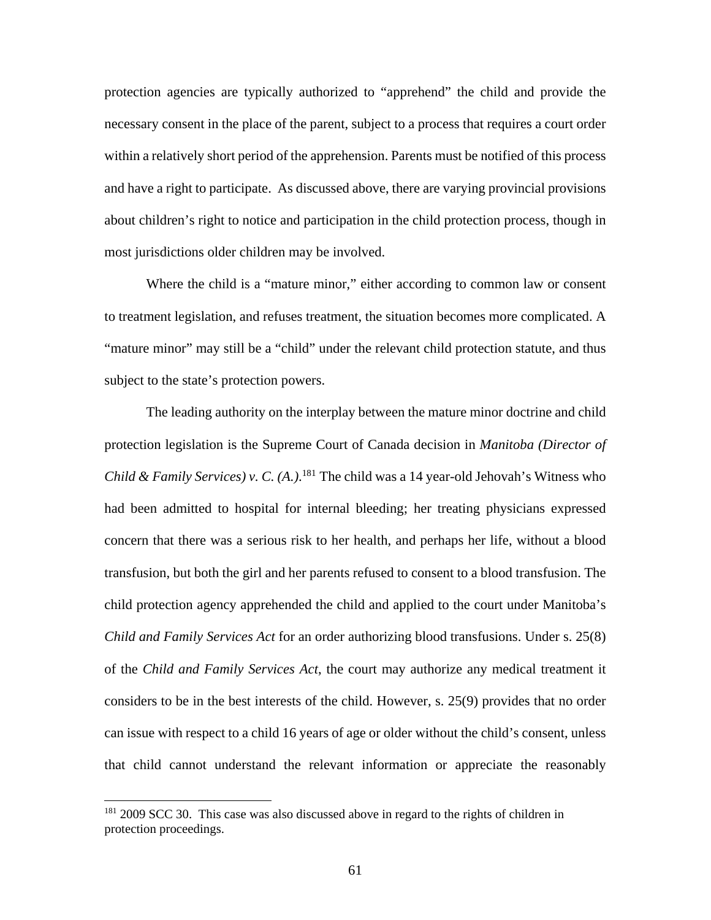protection agencies are typically authorized to "apprehend" the child and provide the necessary consent in the place of the parent, subject to a process that requires a court order within a relatively short period of the apprehension. Parents must be notified of this process and have a right to participate. As discussed above, there are varying provincial provisions about children's right to notice and participation in the child protection process, though in most jurisdictions older children may be involved.

Where the child is a "mature minor," either according to common law or consent to treatment legislation, and refuses treatment, the situation becomes more complicated. A "mature minor" may still be a "child" under the relevant child protection statute, and thus subject to the state's protection powers.

The leading authority on the interplay between the mature minor doctrine and child protection legislation is the Supreme Court of Canada decision in *Manitoba (Director of Child & Family Services) v. C. (A.)*.[181] The child was a 14 year-old Jehovah's Witness who had been admitted to hospital for internal bleeding; her treating physicians expressed concern that there was a serious risk to her health, and perhaps her life, without a blood transfusion, but both the girl and her parents refused to consent to a blood transfusion. The child protection agency apprehended the child and applied to the court under Manitoba's *Child and Family Services Act* for an order authorizing blood transfusions. Under s. 25(8) of the *Child and Family Services Act*, the court may authorize any medical treatment it considers to be in the best interests of the child. However, s. 25(9) provides that no order can issue with respect to a child 16 years of age or older without the child's consent, unless that child cannot understand the relevant information or appreciate the reasonably

[181] 2009 SCC 30. This case was also discussed above in regard to the rights of children in protection proceedings.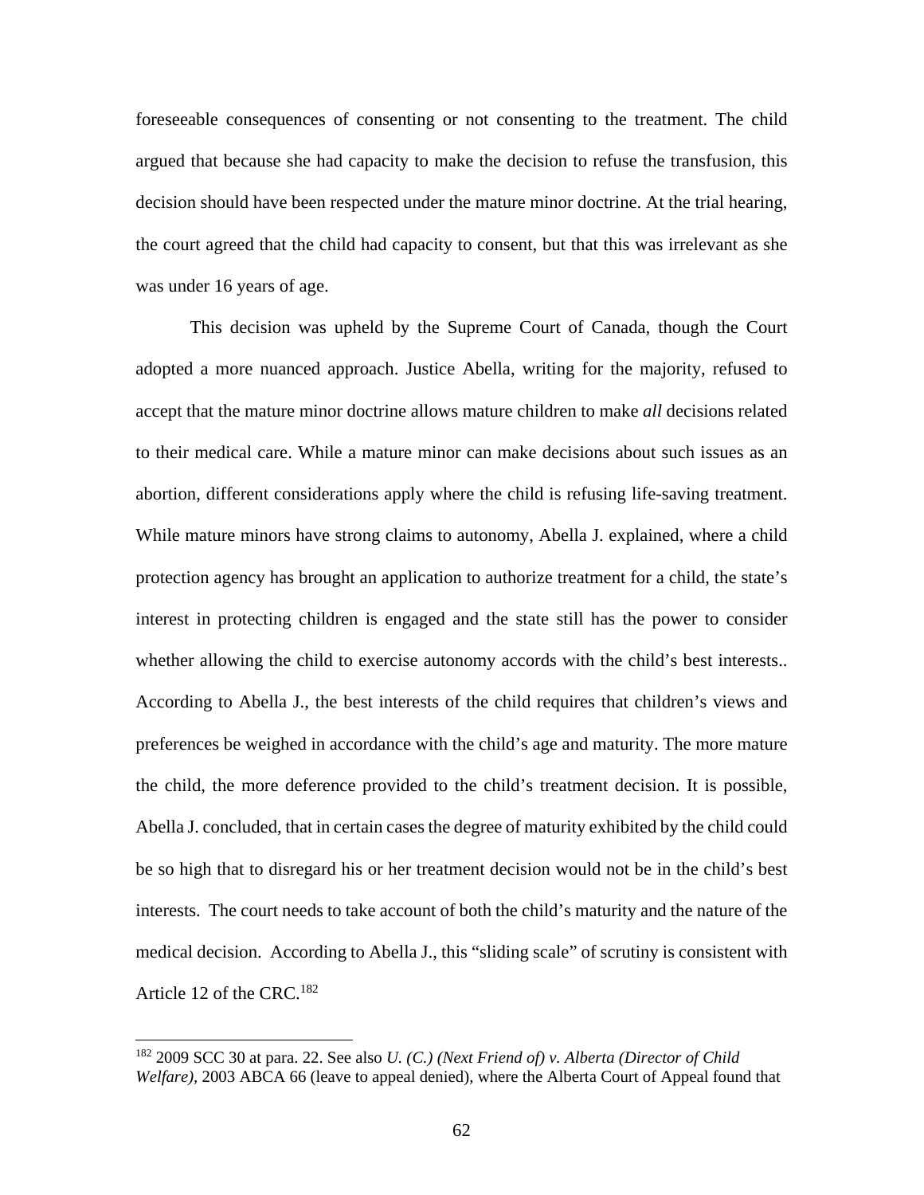foreseeable consequences of consenting or not consenting to the treatment. The child argued that because she had capacity to make the decision to refuse the transfusion, this decision should have been respected under the mature minor doctrine. At the trial hearing, the court agreed that the child had capacity to consent, but that this was irrelevant as she was under 16 years of age.

This decision was upheld by the Supreme Court of Canada, though the Court adopted a more nuanced approach. Justice Abella, writing for the majority, refused to accept that the mature minor doctrine allows mature children to make *all* decisions related to their medical care. While a mature minor can make decisions about such issues as an abortion, different considerations apply where the child is refusing life-saving treatment. While mature minors have strong claims to autonomy, Abella J. explained, where a child protection agency has brought an application to authorize treatment for a child, the state's interest in protecting children is engaged and the state still has the power to consider whether allowing the child to exercise autonomy accords with the child's best interests.. According to Abella J., the best interests of the child requires that children's views and preferences be weighed in accordance with the child's age and maturity. The more mature the child, the more deference provided to the child's treatment decision. It is possible, Abella J. concluded, that in certain cases the degree of maturity exhibited by the child could be so high that to disregard his or her treatment decision would not be in the child's best interests. The court needs to take account of both the child's maturity and the nature of the medical decision. According to Abella J., this "sliding scale" of scrutiny is consistent with Article 12 of the CRC.[182]

---

[182] 2009 SCC 30 at para. 22. See also *U. (C.) (Next Friend of) v. Alberta (Director of Child Welfare)*, 2003 ABCA 66 (leave to appeal denied), where the Alberta Court of Appeal found that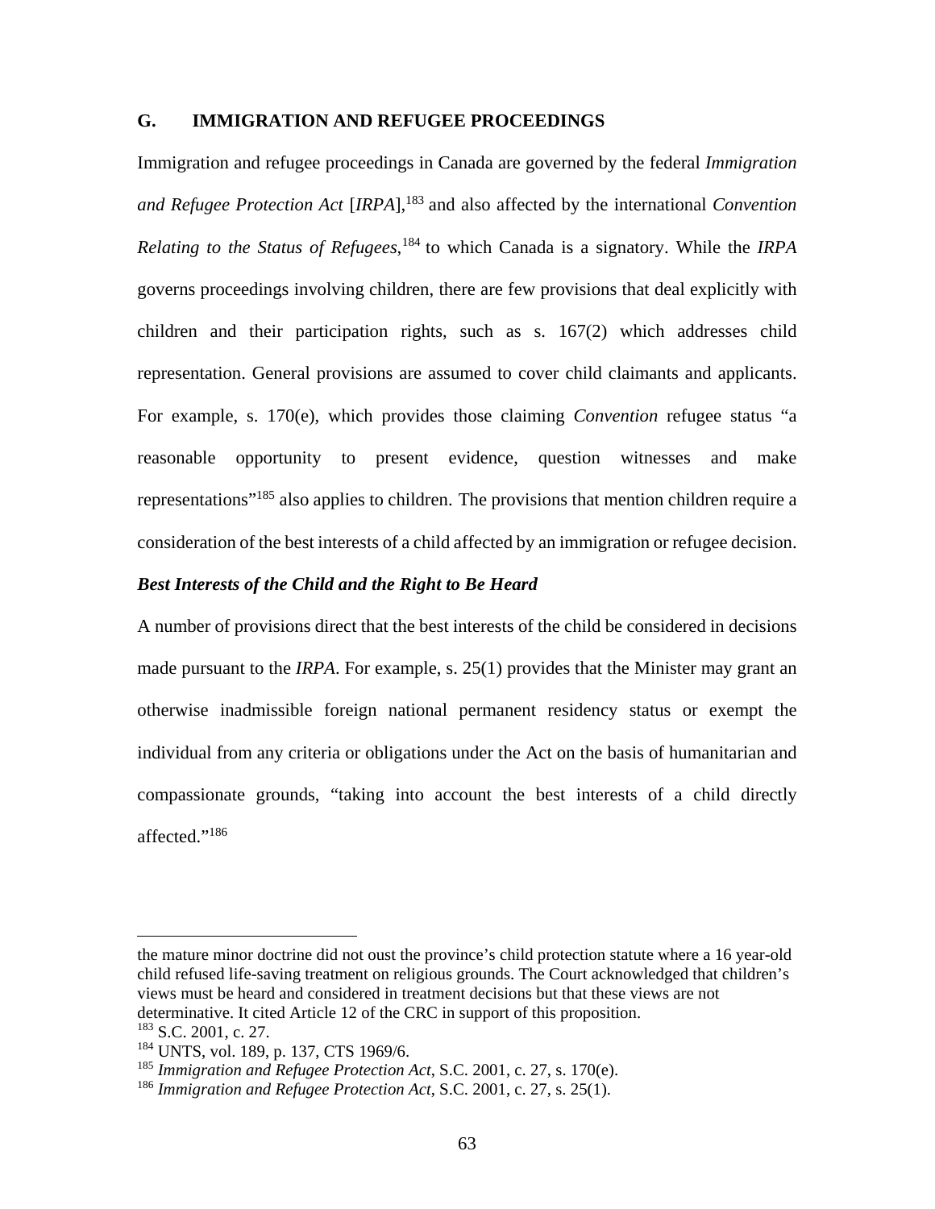## G. IMMIGRATION AND REFUGEE PROCEEDINGS

Immigration and refugee proceedings in Canada are governed by the federal *Immigration and Refugee Protection Act* [*IRPA*],[183] and also affected by the international *Convention Relating to the Status of Refugees*,[184] to which Canada is a signatory. While the *IRPA* governs proceedings involving children, there are few provisions that deal explicitly with children and their participation rights, such as s. 167(2) which addresses child representation. General provisions are assumed to cover child claimants and applicants. For example, s. 170(e), which provides those claiming *Convention* refugee status "a reasonable opportunity to present evidence, question witnesses and make representations"[185] also applies to children. The provisions that mention children require a consideration of the best interests of a child affected by an immigration or refugee decision.

### *Best Interests of the Child and the Right to Be Heard*

A number of provisions direct that the best interests of the child be considered in decisions made pursuant to the *IRPA*. For example, s. 25(1) provides that the Minister may grant an otherwise inadmissible foreign national permanent residency status or exempt the individual from any criteria or obligations under the Act on the basis of humanitarian and compassionate grounds, "taking into account the best interests of a child directly affected."[186]

---

the mature minor doctrine did not oust the province's child protection statute where a 16 year-old child refused life-saving treatment on religious grounds. The Court acknowledged that children's views must be heard and considered in treatment decisions but that these views are not determinative. It cited Article 12 of the CRC in support of this proposition.

[183] S.C. 2001, c. 27.

[184] UNTS, vol. 189, p. 137, CTS 1969/6.

[185] *Immigration and Refugee Protection Act*, S.C. 2001, c. 27, s. 170(e).

[186] *Immigration and Refugee Protection Act*, S.C. 2001, c. 27, s. 25(1).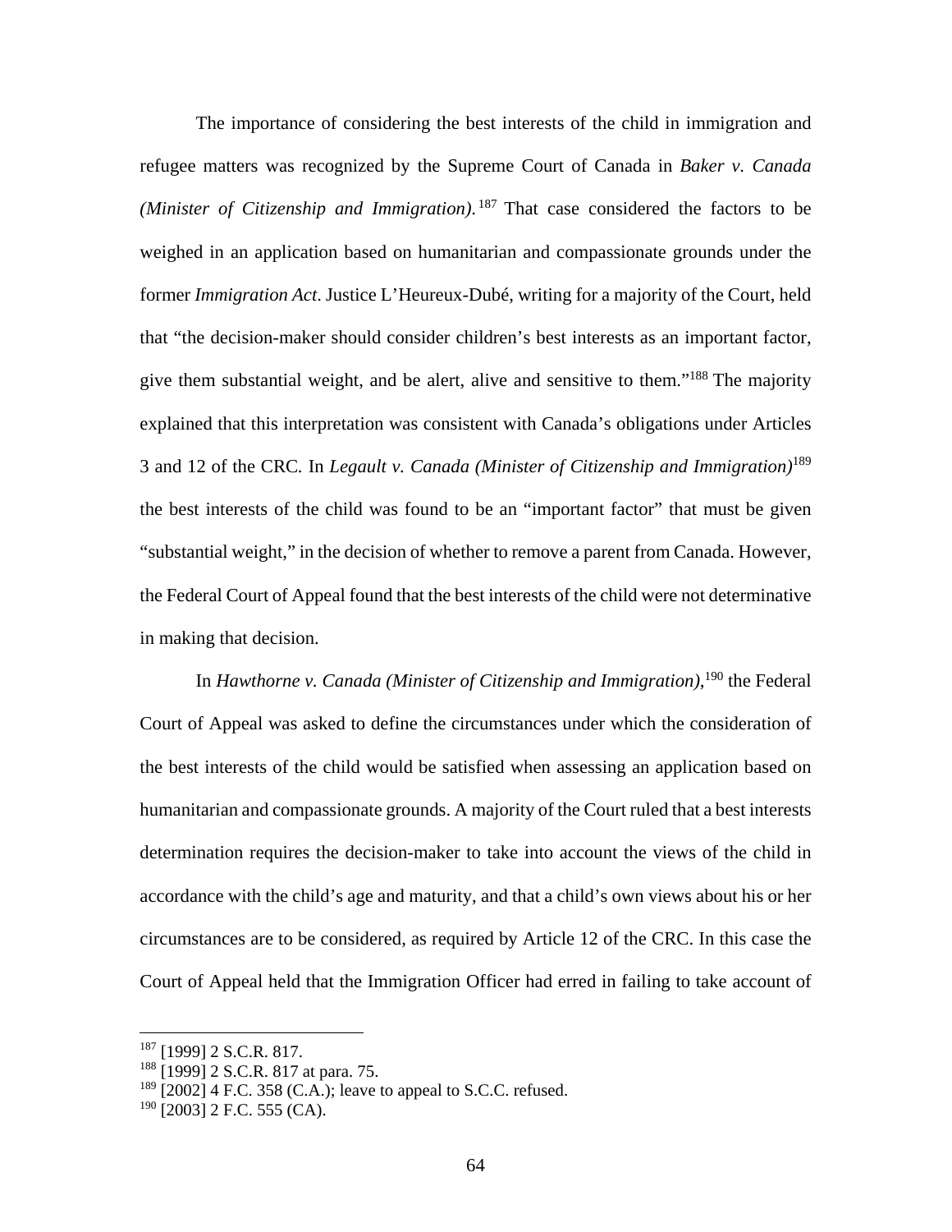The importance of considering the best interests of the child in immigration and refugee matters was recognized by the Supreme Court of Canada in *Baker v. Canada (Minister of Citizenship and Immigration)*.[187] That case considered the factors to be weighed in an application based on humanitarian and compassionate grounds under the former *Immigration Act*. Justice L'Heureux-Dubé, writing for a majority of the Court, held that "the decision-maker should consider children's best interests as an important factor, give them substantial weight, and be alert, alive and sensitive to them."[188] The majority explained that this interpretation was consistent with Canada's obligations under Articles 3 and 12 of the CRC. In *Legault v. Canada (Minister of Citizenship and Immigration)*[189] the best interests of the child was found to be an "important factor" that must be given "substantial weight," in the decision of whether to remove a parent from Canada. However, the Federal Court of Appeal found that the best interests of the child were not determinative in making that decision.

In *Hawthorne v. Canada (Minister of Citizenship and Immigration)*,[190] the Federal Court of Appeal was asked to define the circumstances under which the consideration of the best interests of the child would be satisfied when assessing an application based on humanitarian and compassionate grounds. A majority of the Court ruled that a best interests determination requires the decision-maker to take into account the views of the child in accordance with the child's age and maturity, and that a child's own views about his or her circumstances are to be considered, as required by Article 12 of the CRC. In this case the Court of Appeal held that the Immigration Officer had erred in failing to take account of

---

[187] [1999] 2 S.C.R. 817.

[188] [1999] 2 S.C.R. 817 at para. 75.

[189] [2002] 4 F.C. 358 (C.A.); leave to appeal to S.C.C. refused.

[190] [2003] 2 F.C. 555 (CA).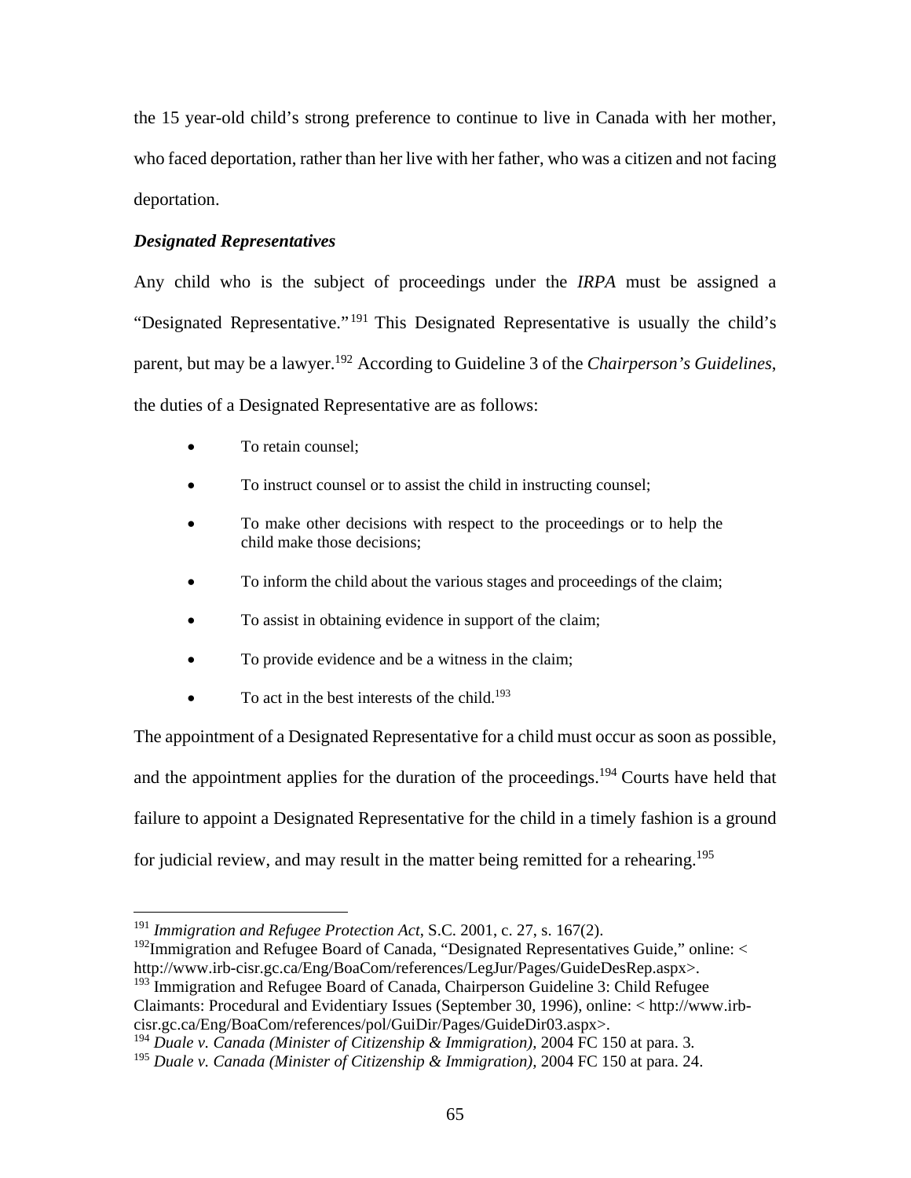the 15 year-old child's strong preference to continue to live in Canada with her mother, who faced deportation, rather than her live with her father, who was a citizen and not facing deportation.

***Designated Representatives***

Any child who is the subject of proceedings under the *IRPA* must be assigned a "Designated Representative."[191] This Designated Representative is usually the child's parent, but may be a lawyer.[192] According to Guideline 3 of the *Chairperson's Guidelines*, the duties of a Designated Representative are as follows:

- To retain counsel;
- To instruct counsel or to assist the child in instructing counsel;
- To make other decisions with respect to the proceedings or to help the child make those decisions;
- To inform the child about the various stages and proceedings of the claim;
- To assist in obtaining evidence in support of the claim;
- To provide evidence and be a witness in the claim;
- To act in the best interests of the child.[193]

The appointment of a Designated Representative for a child must occur as soon as possible, and the appointment applies for the duration of the proceedings.[194] Courts have held that failure to appoint a Designated Representative for the child in a timely fashion is a ground for judicial review, and may result in the matter being remitted for a rehearing.[195]

---

[191] *Immigration and Refugee Protection Act*, S.C. 2001, c. 27, s. 167(2).

[192] Immigration and Refugee Board of Canada, "Designated Representatives Guide," online: < http://www.irb-cisr.gc.ca/Eng/BoaCom/references/LegJur/Pages/GuideDesRep.aspx>.

[193] Immigration and Refugee Board of Canada, Chairperson Guideline 3: Child Refugee Claimants: Procedural and Evidentiary Issues (September 30, 1996), online: < http://www.irb-cisr.gc.ca/Eng/BoaCom/references/pol/GuiDir/Pages/GuideDir03.aspx>.

[194] *Duale v. Canada (Minister of Citizenship & Immigration),* 2004 FC 150 at para. 3.

[195] *Duale v. Canada (Minister of Citizenship & Immigration),* 2004 FC 150 at para. 24.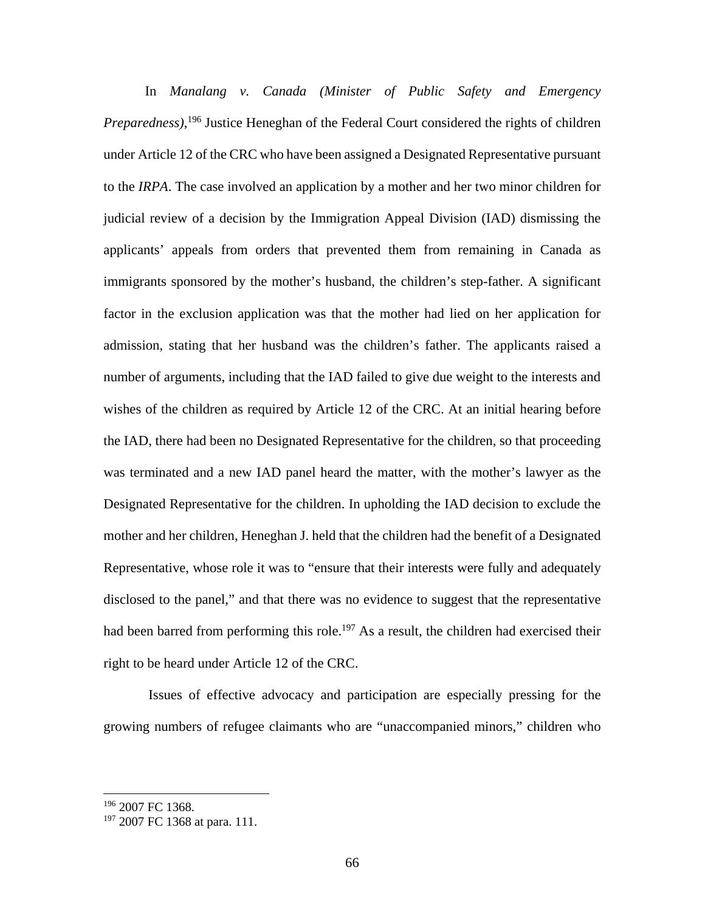In *Manalang v. Canada (Minister of Public Safety and Emergency Preparedness)*,[196] Justice Heneghan of the Federal Court considered the rights of children under Article 12 of the CRC who have been assigned a Designated Representative pursuant to the *IRPA*. The case involved an application by a mother and her two minor children for judicial review of a decision by the Immigration Appeal Division (IAD) dismissing the applicants' appeals from orders that prevented them from remaining in Canada as immigrants sponsored by the mother's husband, the children's step-father. A significant factor in the exclusion application was that the mother had lied on her application for admission, stating that her husband was the children's father. The applicants raised a number of arguments, including that the IAD failed to give due weight to the interests and wishes of the children as required by Article 12 of the CRC. At an initial hearing before the IAD, there had been no Designated Representative for the children, so that proceeding was terminated and a new IAD panel heard the matter, with the mother's lawyer as the Designated Representative for the children. In upholding the IAD decision to exclude the mother and her children, Heneghan J. held that the children had the benefit of a Designated Representative, whose role it was to "ensure that their interests were fully and adequately disclosed to the panel," and that there was no evidence to suggest that the representative had been barred from performing this role.[197] As a result, the children had exercised their right to be heard under Article 12 of the CRC.

Issues of effective advocacy and participation are especially pressing for the growing numbers of refugee claimants who are "unaccompanied minors," children who

---

[196] 2007 FC 1368.

[197] 2007 FC 1368 at para. 111.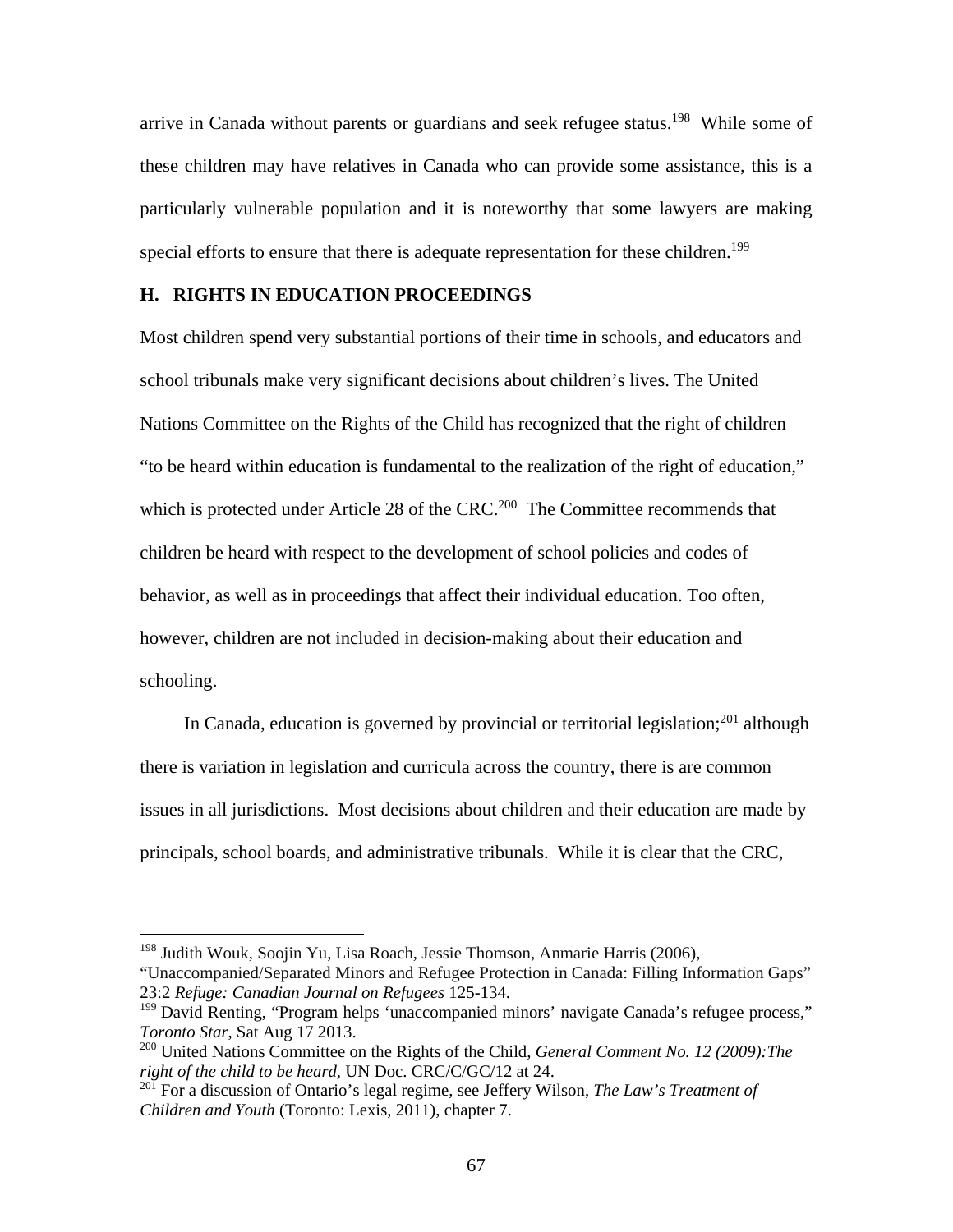arrive in Canada without parents or guardians and seek refugee status.[198] While some of these children may have relatives in Canada who can provide some assistance, this is a particularly vulnerable population and it is noteworthy that some lawyers are making special efforts to ensure that there is adequate representation for these children.[199]

## H. RIGHTS IN EDUCATION PROCEEDINGS

Most children spend very substantial portions of their time in schools, and educators and school tribunals make very significant decisions about children's lives. The United Nations Committee on the Rights of the Child has recognized that the right of children "to be heard within education is fundamental to the realization of the right of education," which is protected under Article 28 of the CRC.[200] The Committee recommends that children be heard with respect to the development of school policies and codes of behavior, as well as in proceedings that affect their individual education. Too often, however, children are not included in decision-making about their education and schooling.

In Canada, education is governed by provincial or territorial legislation;[201] although there is variation in legislation and curricula across the country, there is are common issues in all jurisdictions. Most decisions about children and their education are made by principals, school boards, and administrative tribunals. While it is clear that the CRC,

---

[198] Judith Wouk, Soojin Yu, Lisa Roach, Jessie Thomson, Anmarie Harris (2006), "Unaccompanied/Separated Minors and Refugee Protection in Canada: Filling Information Gaps" 23:2 *Refuge: Canadian Journal on Refugees* 125-134.

[199] David Renting, "Program helps 'unaccompanied minors' navigate Canada's refugee process," *Toronto Star*, Sat Aug 17 2013.

[200] United Nations Committee on the Rights of the Child, *General Comment No. 12 (2009):The right of the child to be heard*, UN Doc. CRC/C/GC/12 at 24.

[201] For a discussion of Ontario's legal regime, see Jeffery Wilson, *The Law's Treatment of Children and Youth* (Toronto: Lexis, 2011), chapter 7.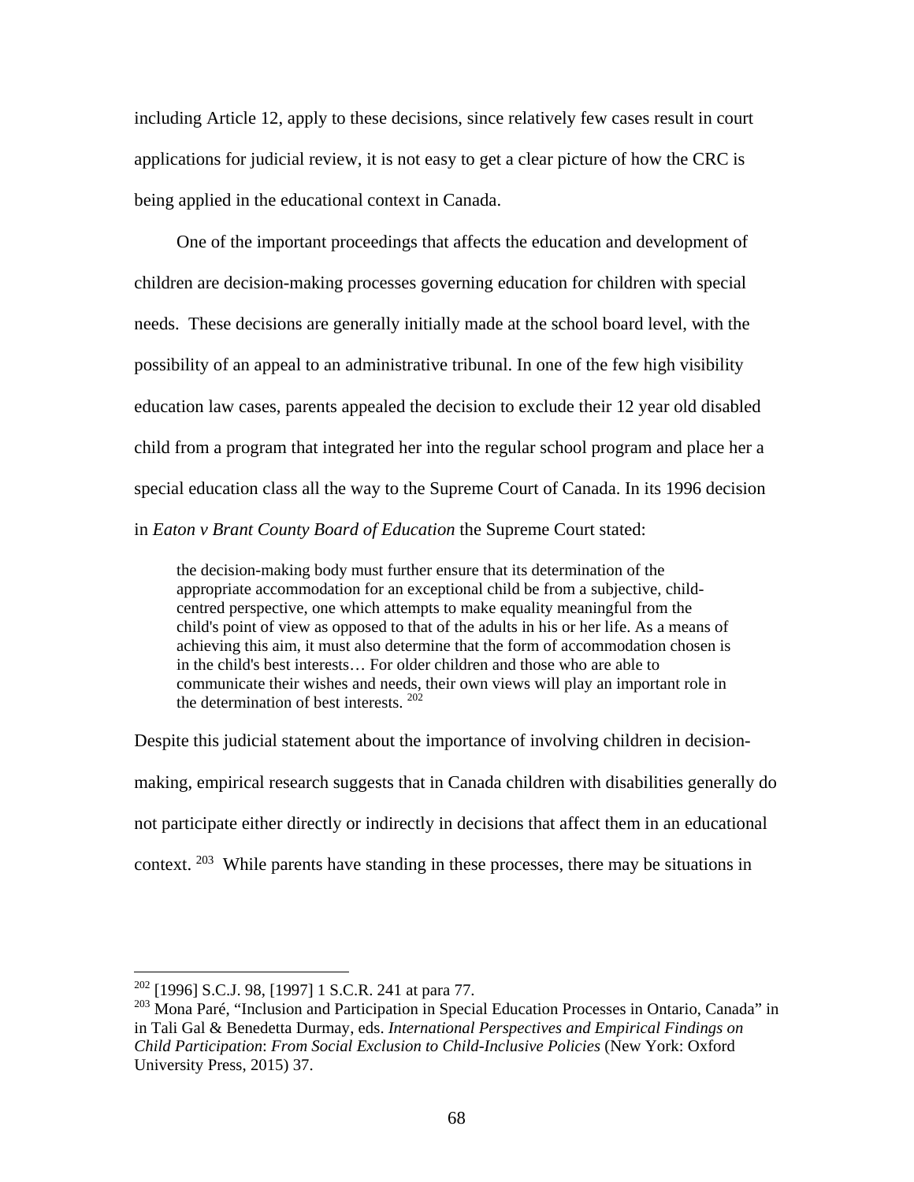including Article 12, apply to these decisions, since relatively few cases result in court applications for judicial review, it is not easy to get a clear picture of how the CRC is being applied in the educational context in Canada.

One of the important proceedings that affects the education and development of children are decision-making processes governing education for children with special needs. These decisions are generally initially made at the school board level, with the possibility of an appeal to an administrative tribunal. In one of the few high visibility education law cases, parents appealed the decision to exclude their 12 year old disabled child from a program that integrated her into the regular school program and place her a special education class all the way to the Supreme Court of Canada. In its 1996 decision in *Eaton v Brant County Board of Education* the Supreme Court stated:

> the decision-making body must further ensure that its determination of the appropriate accommodation for an exceptional child be from a subjective, child-centred perspective, one which attempts to make equality meaningful from the child's point of view as opposed to that of the adults in his or her life. As a means of achieving this aim, it must also determine that the form of accommodation chosen is in the child's best interests… For older children and those who are able to communicate their wishes and needs, their own views will play an important role in the determination of best interests. [202]

Despite this judicial statement about the importance of involving children in decision-making, empirical research suggests that in Canada children with disabilities generally do not participate either directly or indirectly in decisions that affect them in an educational context. [203] While parents have standing in these processes, there may be situations in

---

[202] [1996] S.C.J. 98, [1997] 1 S.C.R. 241 at para 77.

[203] Mona Paré, "Inclusion and Participation in Special Education Processes in Ontario, Canada" in in Tali Gal & Benedetta Durmay, eds. *International Perspectives and Empirical Findings on Child Participation*: *From Social Exclusion to Child-Inclusive Policies* (New York: Oxford University Press, 2015) 37.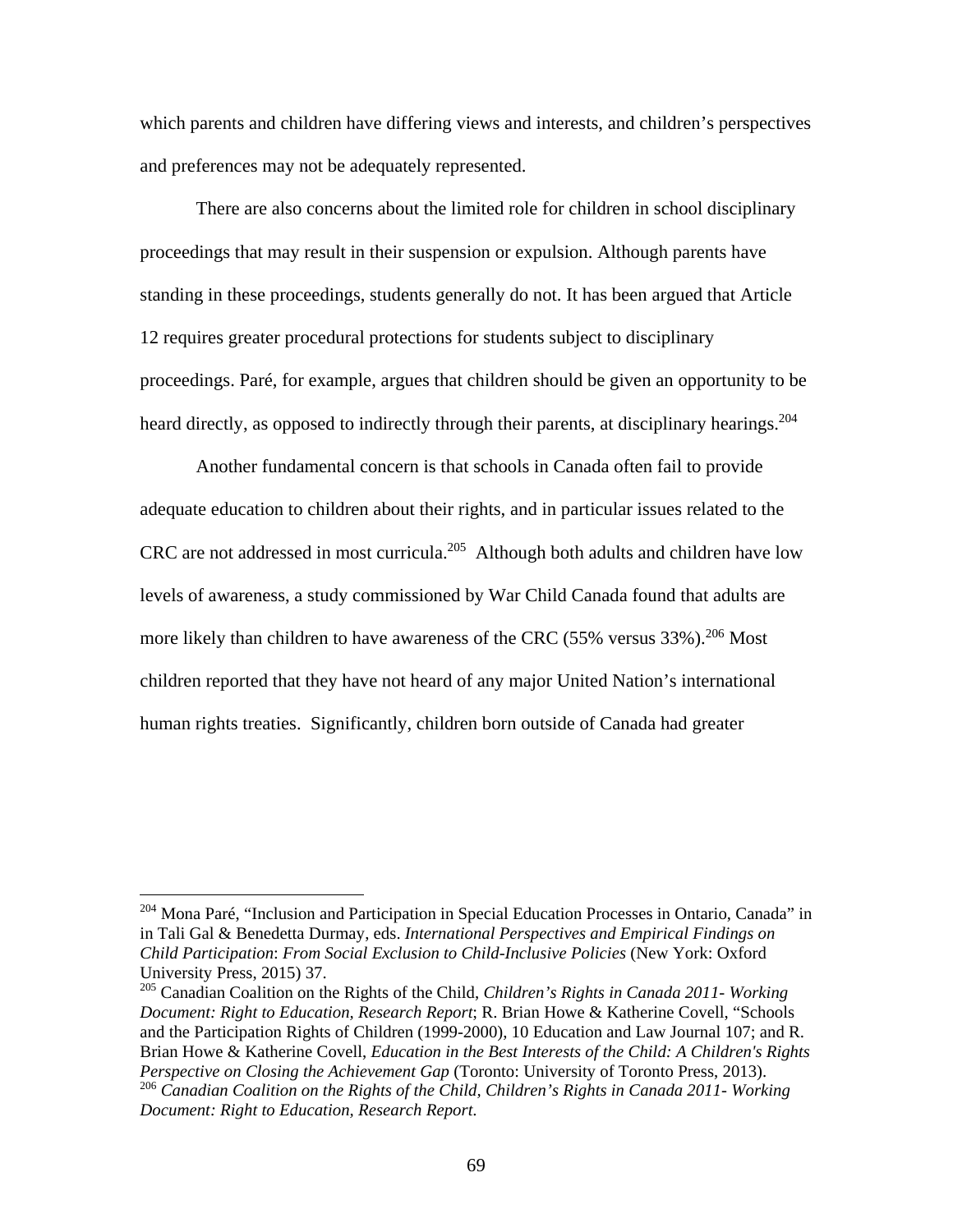which parents and children have differing views and interests, and children's perspectives and preferences may not be adequately represented.

There are also concerns about the limited role for children in school disciplinary proceedings that may result in their suspension or expulsion. Although parents have standing in these proceedings, students generally do not. It has been argued that Article 12 requires greater procedural protections for students subject to disciplinary proceedings. Paré, for example, argues that children should be given an opportunity to be heard directly, as opposed to indirectly through their parents, at disciplinary hearings.[204]

Another fundamental concern is that schools in Canada often fail to provide adequate education to children about their rights, and in particular issues related to the CRC are not addressed in most curricula.[205] Although both adults and children have low levels of awareness, a study commissioned by War Child Canada found that adults are more likely than children to have awareness of the CRC (55% versus 33%).[206] Most children reported that they have not heard of any major United Nation's international human rights treaties. Significantly, children born outside of Canada had greater

---

[204] Mona Paré, "Inclusion and Participation in Special Education Processes in Ontario, Canada" in in Tali Gal & Benedetta Durmay, eds. *International Perspectives and Empirical Findings on Child Participation*: *From Social Exclusion to Child-Inclusive Policies* (New York: Oxford University Press, 2015) 37.

[205] Canadian Coalition on the Rights of the Child, *Children's Rights in Canada 2011- Working Document: Right to Education, Research Report*; R. Brian Howe & Katherine Covell, "Schools and the Participation Rights of Children (1999-2000), 10 Education and Law Journal 107; and R. Brian Howe & Katherine Covell, *Education in the Best Interests of the Child: A Children's Rights Perspective on Closing the Achievement Gap* (Toronto: University of Toronto Press, 2013).

[206] *Canadian Coalition on the Rights of the Child, Children's Rights in Canada 2011- Working Document: Right to Education, Research Report.*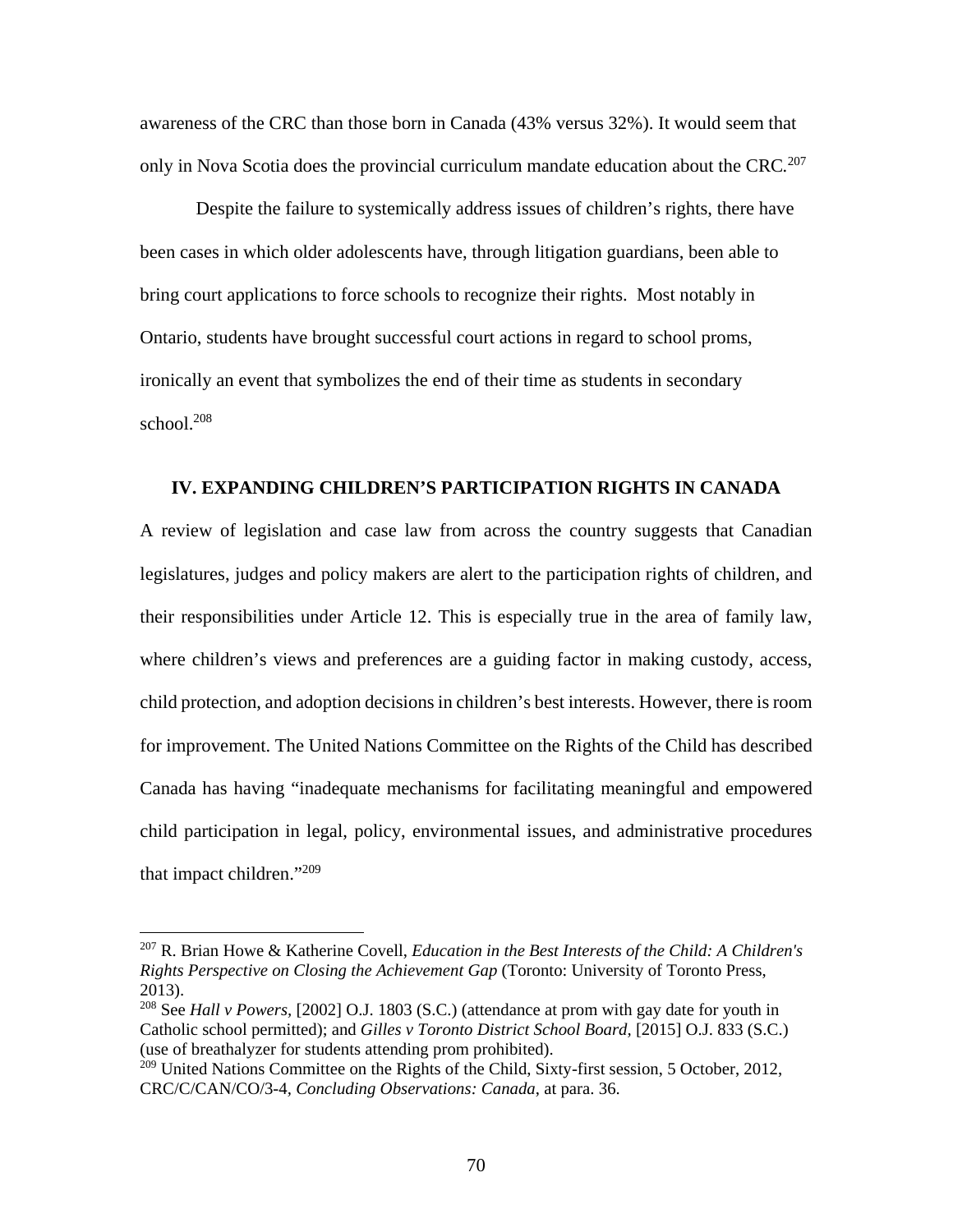awareness of the CRC than those born in Canada (43% versus 32%). It would seem that only in Nova Scotia does the provincial curriculum mandate education about the CRC.[207]

Despite the failure to systemically address issues of children's rights, there have been cases in which older adolescents have, through litigation guardians, been able to bring court applications to force schools to recognize their rights. Most notably in Ontario, students have brought successful court actions in regard to school proms, ironically an event that symbolizes the end of their time as students in secondary school.[208]

## IV. EXPANDING CHILDREN'S PARTICIPATION RIGHTS IN CANADA

A review of legislation and case law from across the country suggests that Canadian legislatures, judges and policy makers are alert to the participation rights of children, and their responsibilities under Article 12. This is especially true in the area of family law, where children's views and preferences are a guiding factor in making custody, access, child protection, and adoption decisions in children's best interests. However, there is room for improvement. The United Nations Committee on the Rights of the Child has described Canada has having "inadequate mechanisms for facilitating meaningful and empowered child participation in legal, policy, environmental issues, and administrative procedures that impact children."[209]

---

[207] R. Brian Howe & Katherine Covell, *Education in the Best Interests of the Child: A Children's Rights Perspective on Closing the Achievement Gap* (Toronto: University of Toronto Press, 2013).

[208] See *Hall v Powers*, [2002] O.J. 1803 (S.C.) (attendance at prom with gay date for youth in Catholic school permitted); and *Gilles v Toronto District School Board*, [2015] O.J. 833 (S.C.) (use of breathalyzer for students attending prom prohibited).

[209] United Nations Committee on the Rights of the Child, Sixty-first session, 5 October, 2012, CRC/C/CAN/CO/3-4, *Concluding Observations: Canada*, at para. 36.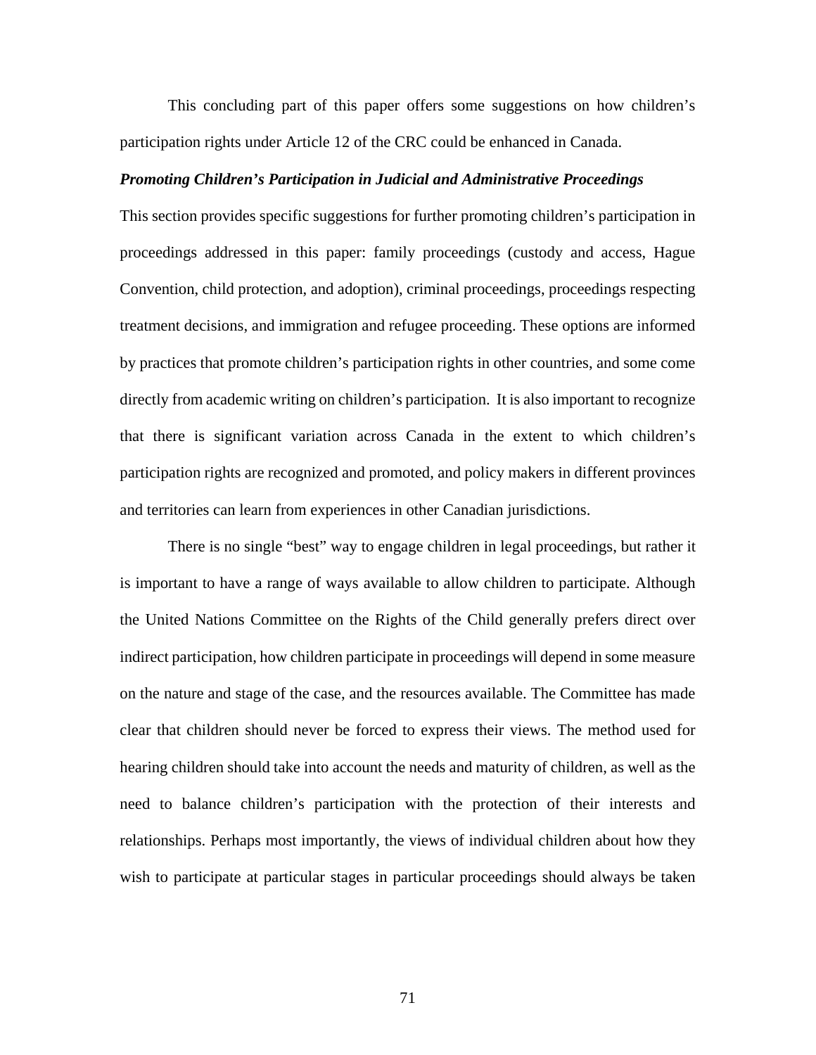This concluding part of this paper offers some suggestions on how children's participation rights under Article 12 of the CRC could be enhanced in Canada.

### *Promoting Children's Participation in Judicial and Administrative Proceedings*

This section provides specific suggestions for further promoting children's participation in proceedings addressed in this paper: family proceedings (custody and access, Hague Convention, child protection, and adoption), criminal proceedings, proceedings respecting treatment decisions, and immigration and refugee proceeding. These options are informed by practices that promote children's participation rights in other countries, and some come directly from academic writing on children's participation. It is also important to recognize that there is significant variation across Canada in the extent to which children's participation rights are recognized and promoted, and policy makers in different provinces and territories can learn from experiences in other Canadian jurisdictions.

There is no single "best" way to engage children in legal proceedings, but rather it is important to have a range of ways available to allow children to participate. Although the United Nations Committee on the Rights of the Child generally prefers direct over indirect participation, how children participate in proceedings will depend in some measure on the nature and stage of the case, and the resources available. The Committee has made clear that children should never be forced to express their views. The method used for hearing children should take into account the needs and maturity of children, as well as the need to balance children's participation with the protection of their interests and relationships. Perhaps most importantly, the views of individual children about how they wish to participate at particular stages in particular proceedings should always be taken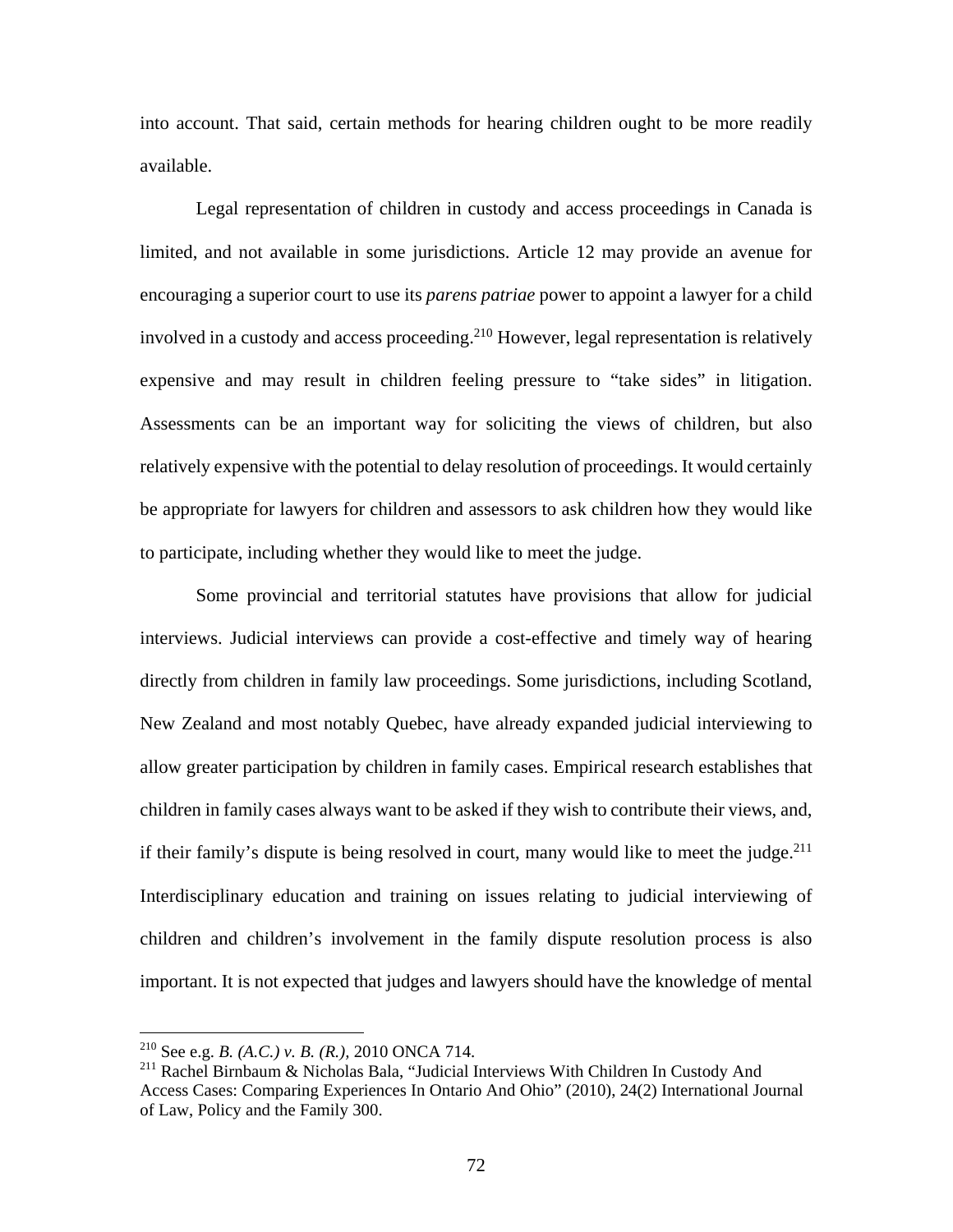into account. That said, certain methods for hearing children ought to be more readily available.

Legal representation of children in custody and access proceedings in Canada is limited, and not available in some jurisdictions. Article 12 may provide an avenue for encouraging a superior court to use its *parens patriae* power to appoint a lawyer for a child involved in a custody and access proceeding.[210] However, legal representation is relatively expensive and may result in children feeling pressure to "take sides" in litigation. Assessments can be an important way for soliciting the views of children, but also relatively expensive with the potential to delay resolution of proceedings. It would certainly be appropriate for lawyers for children and assessors to ask children how they would like to participate, including whether they would like to meet the judge.

Some provincial and territorial statutes have provisions that allow for judicial interviews. Judicial interviews can provide a cost-effective and timely way of hearing directly from children in family law proceedings. Some jurisdictions, including Scotland, New Zealand and most notably Quebec, have already expanded judicial interviewing to allow greater participation by children in family cases. Empirical research establishes that children in family cases always want to be asked if they wish to contribute their views, and, if their family's dispute is being resolved in court, many would like to meet the judge.[211] Interdisciplinary education and training on issues relating to judicial interviewing of children and children's involvement in the family dispute resolution process is also important. It is not expected that judges and lawyers should have the knowledge of mental

---

[210] See e.g. *B. (A.C.) v. B. (R.)*, 2010 ONCA 714.

[211] Rachel Birnbaum & Nicholas Bala, "Judicial Interviews With Children In Custody And Access Cases: Comparing Experiences In Ontario And Ohio" (2010), 24(2) International Journal of Law, Policy and the Family 300.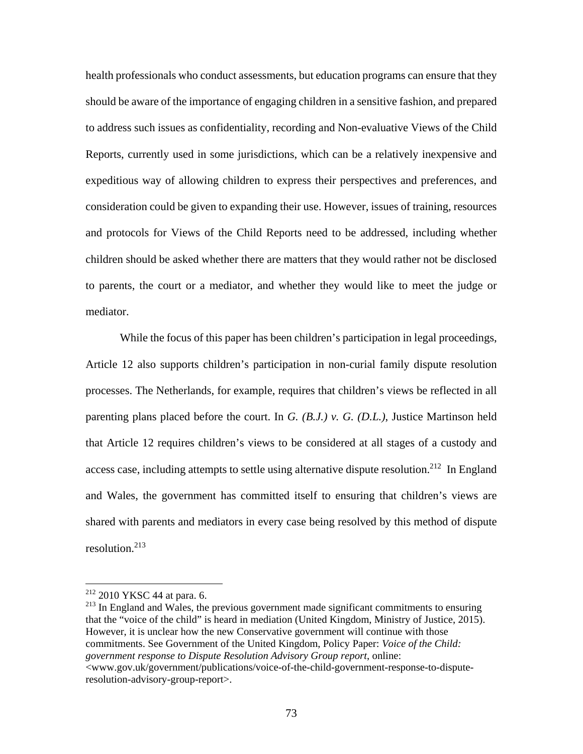health professionals who conduct assessments, but education programs can ensure that they should be aware of the importance of engaging children in a sensitive fashion, and prepared to address such issues as confidentiality, recording and Non-evaluative Views of the Child Reports, currently used in some jurisdictions, which can be a relatively inexpensive and expeditious way of allowing children to express their perspectives and preferences, and consideration could be given to expanding their use. However, issues of training, resources and protocols for Views of the Child Reports need to be addressed, including whether children should be asked whether there are matters that they would rather not be disclosed to parents, the court or a mediator, and whether they would like to meet the judge or mediator.

While the focus of this paper has been children's participation in legal proceedings, Article 12 also supports children's participation in non-curial family dispute resolution processes. The Netherlands, for example, requires that children's views be reflected in all parenting plans placed before the court. In *G. (B.J.) v. G. (D.L.)*, Justice Martinson held that Article 12 requires children's views to be considered at all stages of a custody and access case, including attempts to settle using alternative dispute resolution.[212] In England and Wales, the government has committed itself to ensuring that children's views are shared with parents and mediators in every case being resolved by this method of dispute resolution.[213]

---

[212] 2010 YKSC 44 at para. 6.

[213] In England and Wales, the previous government made significant commitments to ensuring that the "voice of the child" is heard in mediation (United Kingdom, Ministry of Justice, 2015). However, it is unclear how the new Conservative government will continue with those commitments. See Government of the United Kingdom, Policy Paper: *Voice of the Child: government response to Dispute Resolution Advisory Group report*, online: <www.gov.uk/government/publications/voice-of-the-child-government-response-to-dispute-resolution-advisory-group-report>.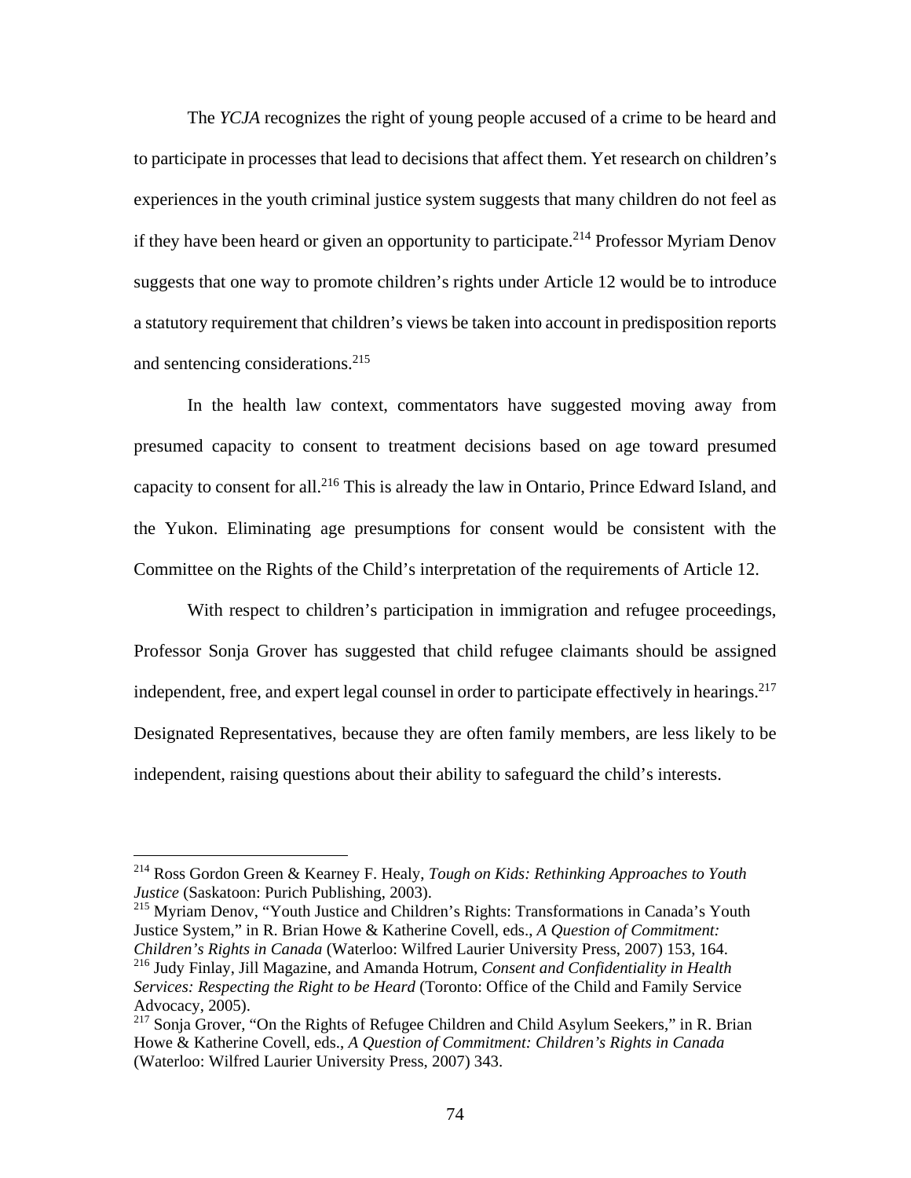The *YCJA* recognizes the right of young people accused of a crime to be heard and to participate in processes that lead to decisions that affect them. Yet research on children's experiences in the youth criminal justice system suggests that many children do not feel as if they have been heard or given an opportunity to participate.[214] Professor Myriam Denov suggests that one way to promote children's rights under Article 12 would be to introduce a statutory requirement that children's views be taken into account in predisposition reports and sentencing considerations.[215]

In the health law context, commentators have suggested moving away from presumed capacity to consent to treatment decisions based on age toward presumed capacity to consent for all.[216] This is already the law in Ontario, Prince Edward Island, and the Yukon. Eliminating age presumptions for consent would be consistent with the Committee on the Rights of the Child's interpretation of the requirements of Article 12.

With respect to children's participation in immigration and refugee proceedings, Professor Sonja Grover has suggested that child refugee claimants should be assigned independent, free, and expert legal counsel in order to participate effectively in hearings.[217] Designated Representatives, because they are often family members, are less likely to be independent, raising questions about their ability to safeguard the child's interests.

---

[214] Ross Gordon Green & Kearney F. Healy, *Tough on Kids: Rethinking Approaches to Youth Justice* (Saskatoon: Purich Publishing, 2003).

[215] Myriam Denov, "Youth Justice and Children's Rights: Transformations in Canada's Youth Justice System," in R. Brian Howe & Katherine Covell, eds., *A Question of Commitment: Children's Rights in Canada* (Waterloo: Wilfred Laurier University Press, 2007) 153, 164.

[216] Judy Finlay, Jill Magazine, and Amanda Hotrum, *Consent and Confidentiality in Health Services: Respecting the Right to be Heard* (Toronto: Office of the Child and Family Service Advocacy, 2005).

[217] Sonja Grover, "On the Rights of Refugee Children and Child Asylum Seekers," in R. Brian Howe & Katherine Covell, eds., *A Question of Commitment: Children's Rights in Canada* (Waterloo: Wilfred Laurier University Press, 2007) 343.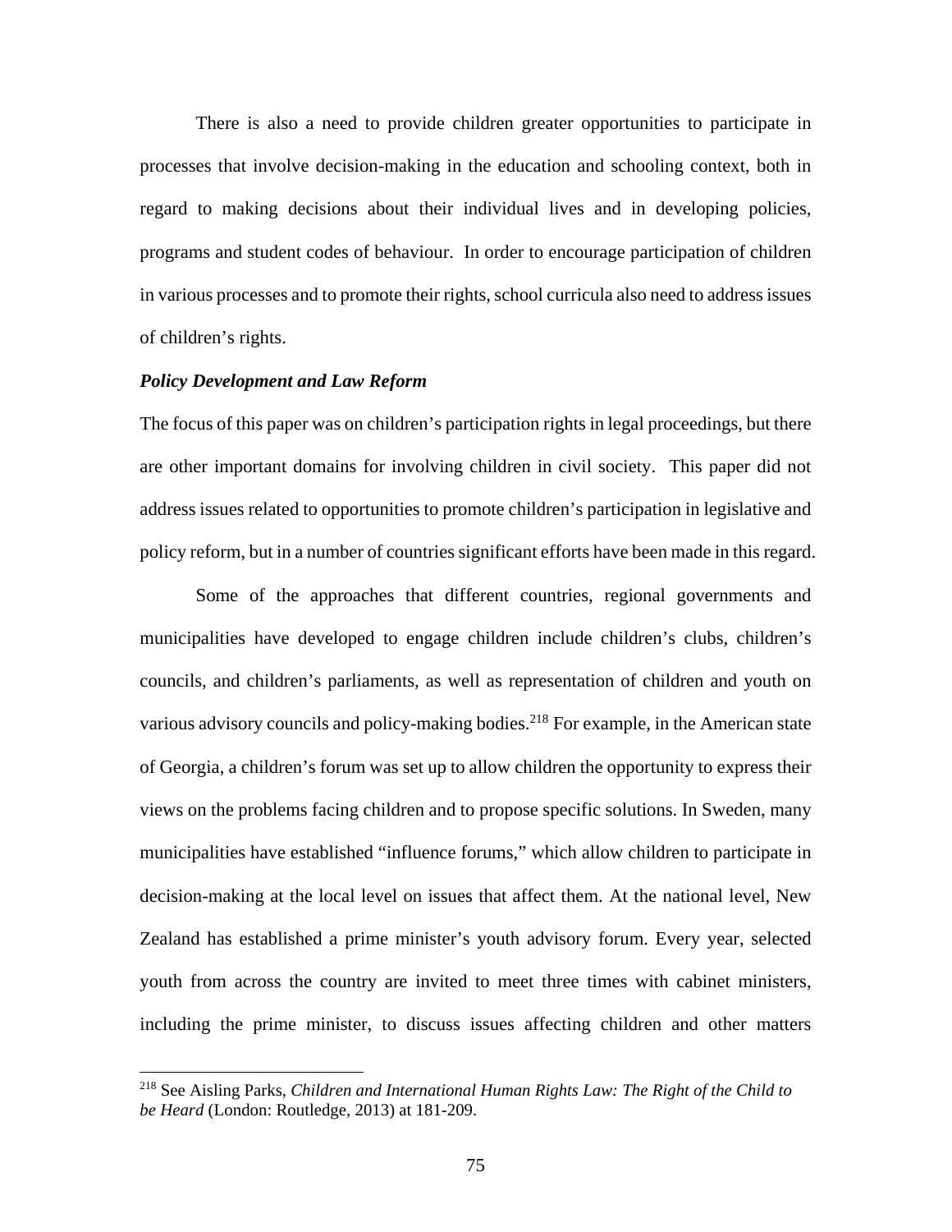There is also a need to provide children greater opportunities to participate in processes that involve decision-making in the education and schooling context, both in regard to making decisions about their individual lives and in developing policies, programs and student codes of behaviour. In order to encourage participation of children in various processes and to promote their rights, school curricula also need to address issues of children's rights.

### *Policy Development and Law Reform*

The focus of this paper was on children's participation rights in legal proceedings, but there are other important domains for involving children in civil society. This paper did not address issues related to opportunities to promote children's participation in legislative and policy reform, but in a number of countries significant efforts have been made in this regard.

Some of the approaches that different countries, regional governments and municipalities have developed to engage children include children's clubs, children's councils, and children's parliaments, as well as representation of children and youth on various advisory councils and policy-making bodies.[218] For example, in the American state of Georgia, a children's forum was set up to allow children the opportunity to express their views on the problems facing children and to propose specific solutions. In Sweden, many municipalities have established "influence forums," which allow children to participate in decision-making at the local level on issues that affect them. At the national level, New Zealand has established a prime minister's youth advisory forum. Every year, selected youth from across the country are invited to meet three times with cabinet ministers, including the prime minister, to discuss issues affecting children and other matters

---

[218] See Aisling Parks, *Children and International Human Rights Law: The Right of the Child to be Heard* (London: Routledge, 2013) at 181-209.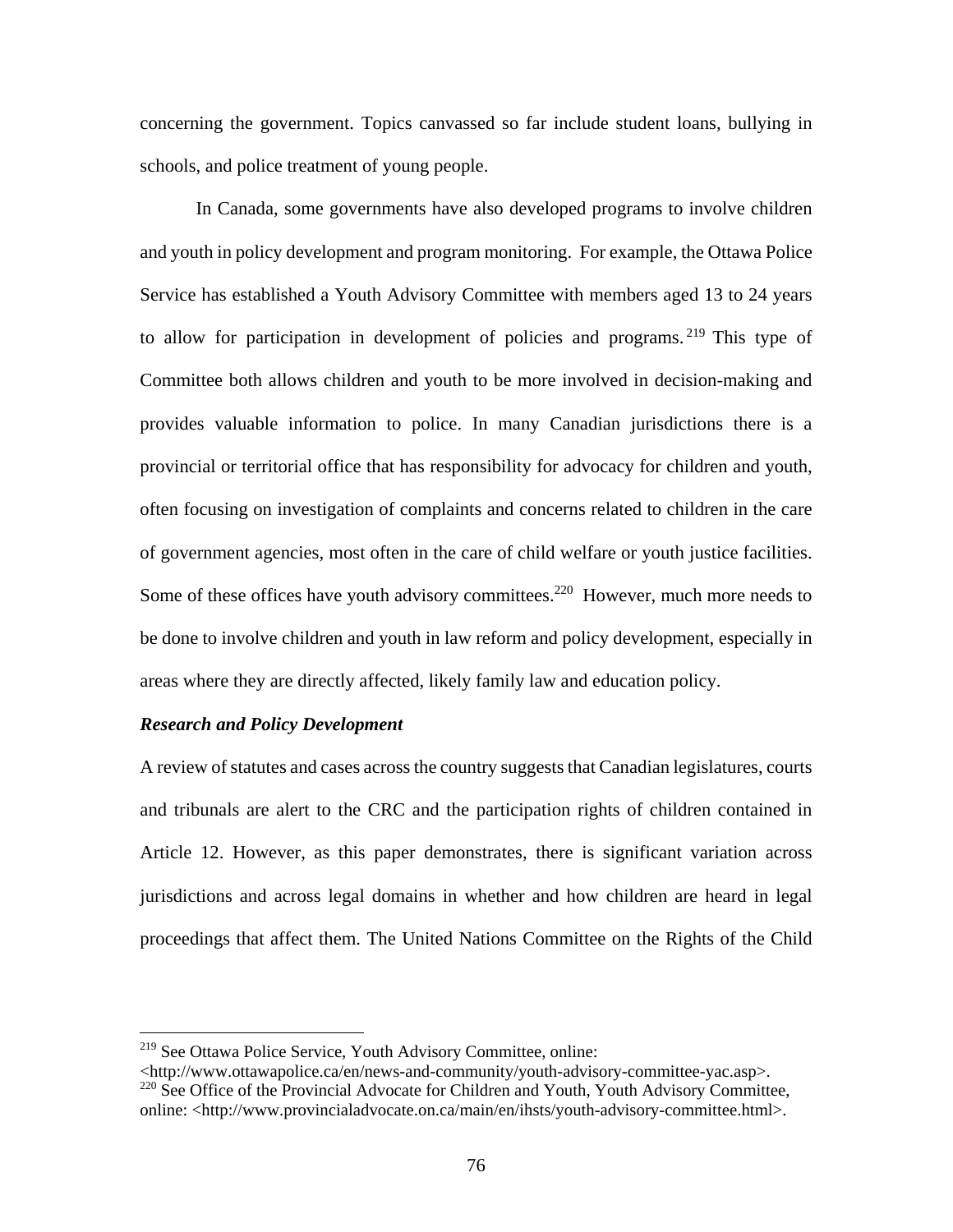concerning the government. Topics canvassed so far include student loans, bullying in schools, and police treatment of young people.

In Canada, some governments have also developed programs to involve children and youth in policy development and program monitoring. For example, the Ottawa Police Service has established a Youth Advisory Committee with members aged 13 to 24 years to allow for participation in development of policies and programs.[219] This type of Committee both allows children and youth to be more involved in decision-making and provides valuable information to police. In many Canadian jurisdictions there is a provincial or territorial office that has responsibility for advocacy for children and youth, often focusing on investigation of complaints and concerns related to children in the care of government agencies, most often in the care of child welfare or youth justice facilities. Some of these offices have youth advisory committees.[220] However, much more needs to be done to involve children and youth in law reform and policy development, especially in areas where they are directly affected, likely family law and education policy.

***Research and Policy Development***

A review of statutes and cases across the country suggests that Canadian legislatures, courts and tribunals are alert to the CRC and the participation rights of children contained in Article 12. However, as this paper demonstrates, there is significant variation across jurisdictions and across legal domains in whether and how children are heard in legal proceedings that affect them. The United Nations Committee on the Rights of the Child

---

[219] See Ottawa Police Service, Youth Advisory Committee, online: <http://www.ottawapolice.ca/en/news-and-community/youth-advisory-committee-yac.asp>.

[220] See Office of the Provincial Advocate for Children and Youth, Youth Advisory Committee, online: <http://www.provincialadvocate.on.ca/main/en/ihsts/youth-advisory-committee.html>.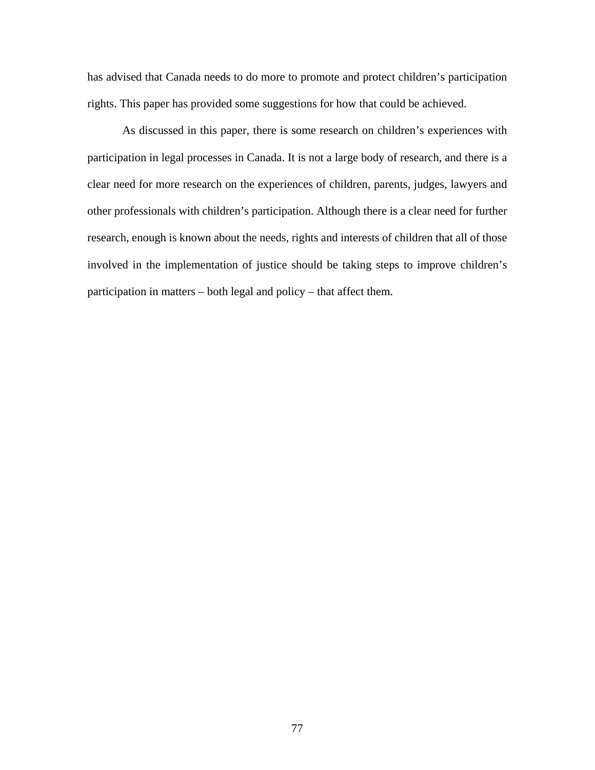has advised that Canada needs to do more to promote and protect children's participation rights. This paper has provided some suggestions for how that could be achieved.

As discussed in this paper, there is some research on children's experiences with participation in legal processes in Canada. It is not a large body of research, and there is a clear need for more research on the experiences of children, parents, judges, lawyers and other professionals with children's participation. Although there is a clear need for further research, enough is known about the needs, rights and interests of children that all of those involved in the implementation of justice should be taking steps to improve children's participation in matters – both legal and policy – that affect them.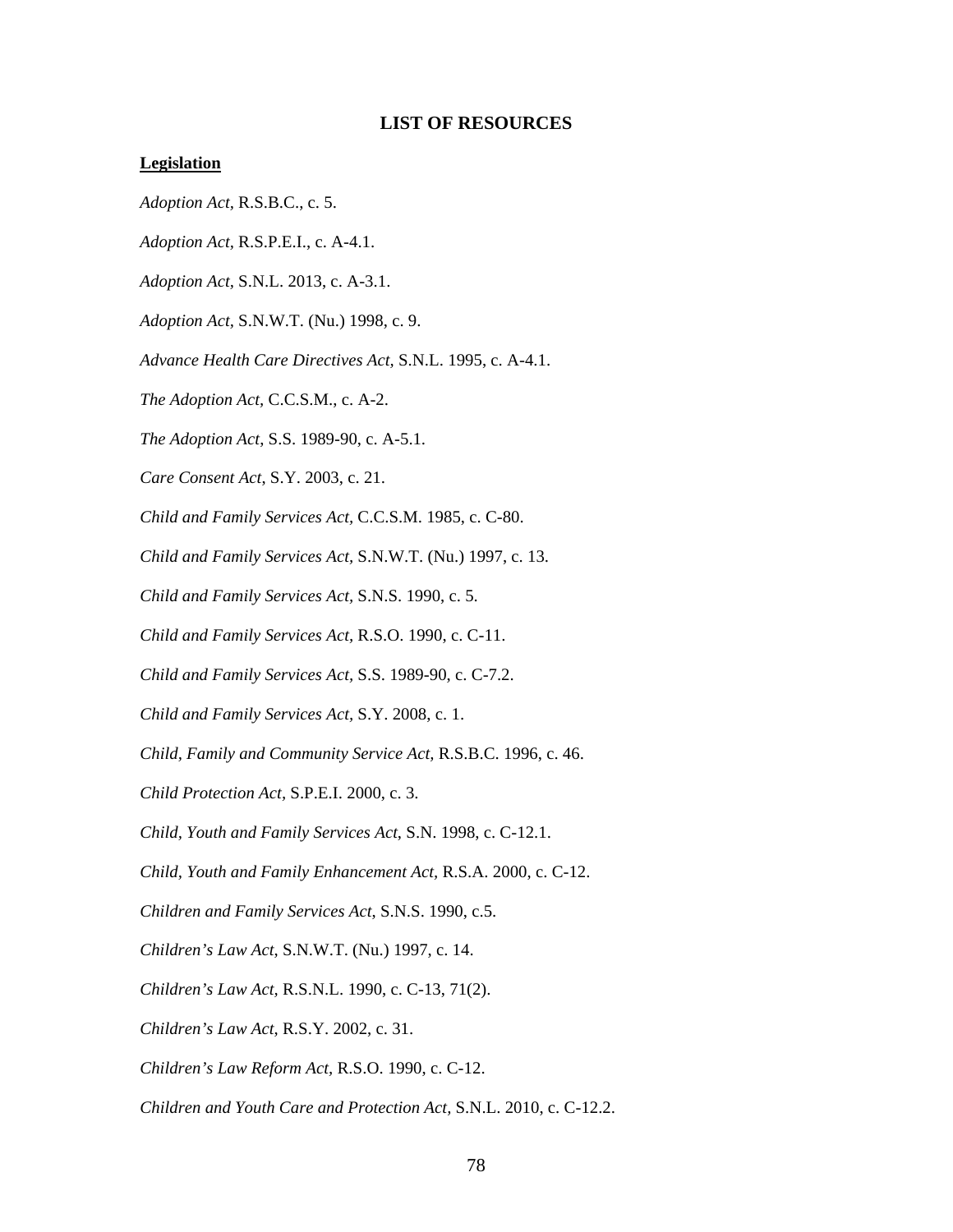## LIST OF RESOURCES

### Legislation

*Adoption Act*, R.S.B.C., c. 5.

*Adoption Act*, R.S.P.E.I., c. A-4.1.

*Adoption Act*, S.N.L. 2013, c. A-3.1.

*Adoption Act*, S.N.W.T. (Nu.) 1998, c. 9.

*Advance Health Care Directives Act*, S.N.L. 1995, c. A-4.1.

*The Adoption Act*, C.C.S.M., c. A-2.

*The Adoption Act*, S.S. 1989-90, c. A-5.1.

*Care Consent Act*, S.Y. 2003, c. 21.

*Child and Family Services Act,* C.C.S.M. 1985, c. C-80.

*Child and Family Services Act*, S.N.W.T. (Nu.) 1997, c. 13.

*Child and Family Services Act,* S.N.S. 1990, c. 5.

*Child and Family Services Act,* R.S.O. 1990, c. C-11.

*Child and Family Services Act,* S.S. 1989-90, c. C-7.2.

*Child and Family Services Act,* S.Y. 2008, c. 1.

*Child, Family and Community Service Act,* R.S.B.C. 1996, c. 46.

*Child Protection Act,* S.P.E.I. 2000, c. 3.

*Child, Youth and Family Services Act*, S.N. 1998, c. C-12.1.

*Child, Youth and Family Enhancement Act,* R.S.A. 2000, c. C-12.

*Children and Family Services Act*, S.N.S. 1990, c.5.

*Children's Law Act*, S.N.W.T. (Nu.) 1997, c. 14.

*Children's Law Act,* R.S.N.L. 1990, c. C-13, 71(2).

*Children's Law Act*, R.S.Y. 2002, c. 31.

*Children's Law Reform Act,* R.S.O. 1990, c. C-12.

*Children and Youth Care and Protection Act,* S.N.L. 2010, c. C-12.2.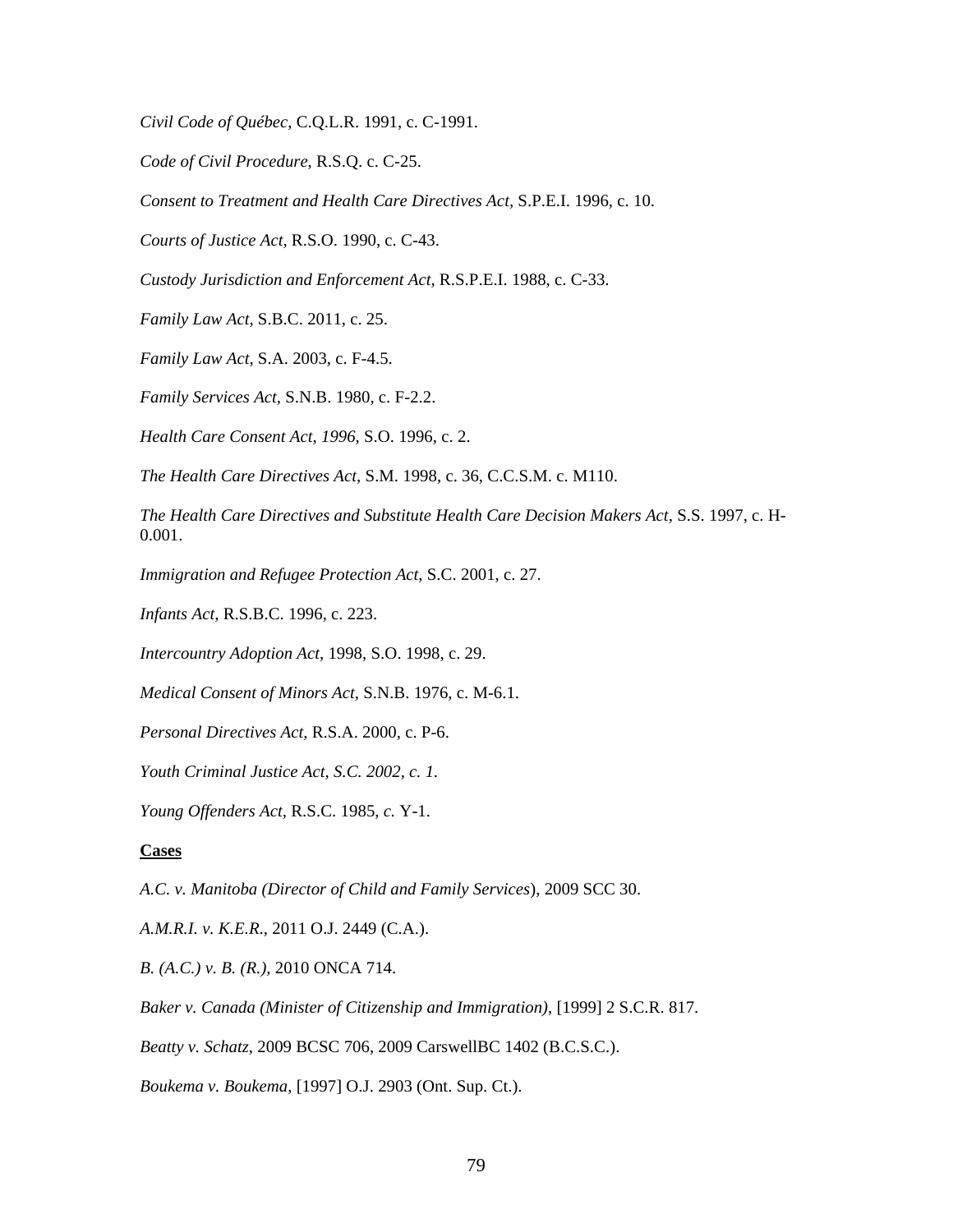*Civil Code of Québec*, C.Q.L.R. 1991, c. C-1991.

*Code of Civil Procedure*, R.S.Q. c. C-25.

*Consent to Treatment and Health Care Directives Act,* S.P.E.I. 1996, c. 10.

*Courts of Justice Act,* R.S.O. 1990, c. C-43.

*Custody Jurisdiction and Enforcement Act*, R.S.P.E.I. 1988, c. C-33.

*Family Law Act,* S.B.C. 2011, c. 25.

*Family Law Act,* S.A. 2003, c. F-4.5.

*Family Services Act,* S.N.B. 1980, c. F-2.2.

*Health Care Consent Act, 1996,* S.O. 1996, c. 2.

*The Health Care Directives Act,* S.M. 1998, c. 36, C.C.S.M. c. M110.

*The Health Care Directives and Substitute Health Care Decision Makers Act*, S.S. 1997, c. H-0.001.

*Immigration and Refugee Protection Act*, S.C. 2001, c. 27.

*Infants Act,* R.S.B.C. 1996, c. 223.

*Intercountry Adoption Act*, 1998, S.O. 1998, c. 29.

*Medical Consent of Minors Act,* S.N.B. 1976, c. M-6.1.

*Personal Directives Act,* R.S.A. 2000, c. P-6.

*Youth Criminal Justice Act, S.C. 2002, c. 1.*

*Young Offenders Act,* R.S.C. 1985, *c.* Y-1.

**Cases**

*A.C. v. Manitoba (Director of Child and Family Services*), 2009 SCC 30.

*A.M.R.I. v. K.E.R.*, 2011 O.J. 2449 (C.A.).

*B. (A.C.) v. B. (R.),* 2010 ONCA 714.

*Baker v. Canada (Minister of Citizenship and Immigration)*, [1999] 2 S.C.R. 817.

*Beatty v. Schatz*, 2009 BCSC 706, 2009 CarswellBC 1402 (B.C.S.C.).

*Boukema v. Boukema*, [1997] O.J. 2903 (Ont. Sup. Ct.).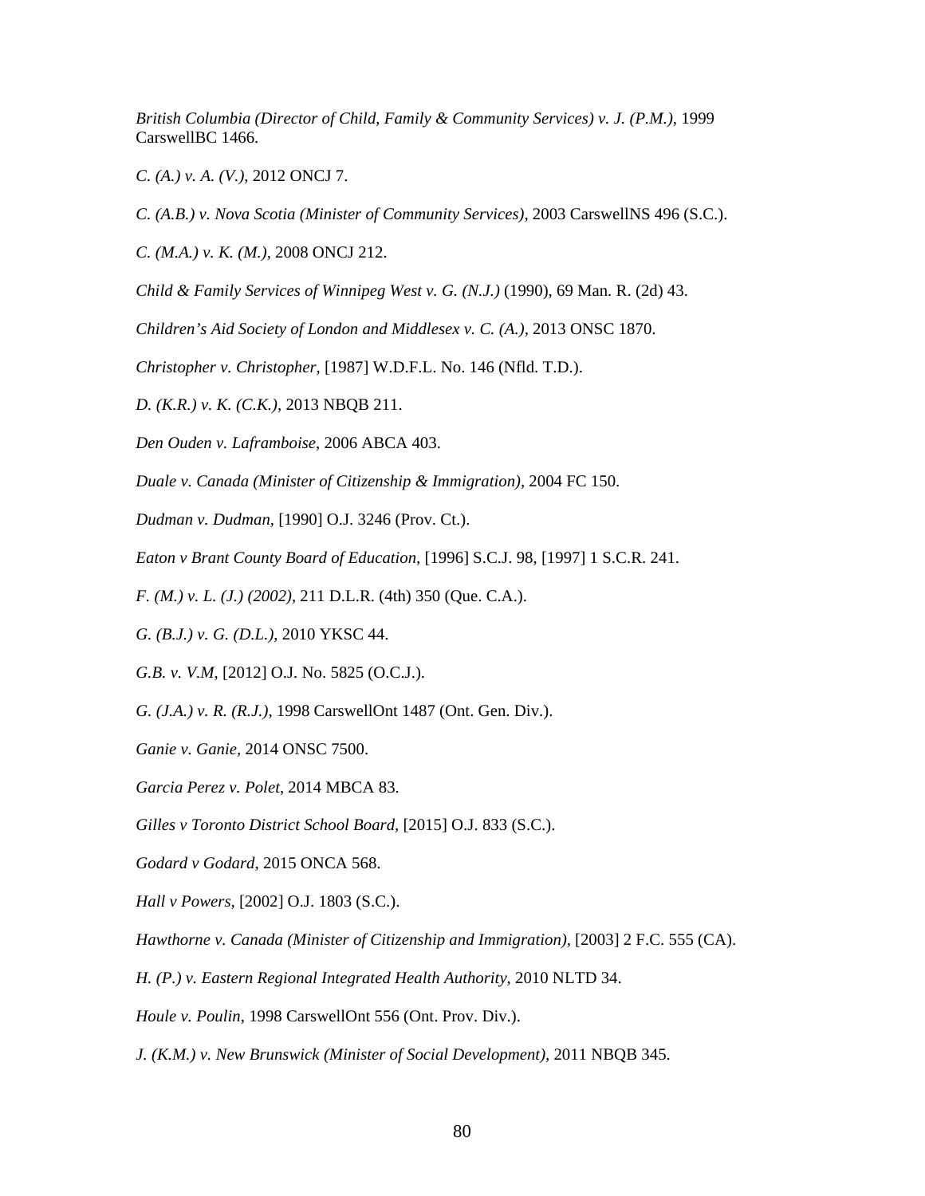*British Columbia (Director of Child, Family & Community Services) v. J. (P.M.)*, 1999 CarswellBC 1466.

*C. (A.) v. A. (V.)*, 2012 ONCJ 7.

*C. (A.B.) v. Nova Scotia (Minister of Community Services)*, 2003 CarswellNS 496 (S.C.).

*C. (M.A.) v. K. (M.)*, 2008 ONCJ 212.

*Child & Family Services of Winnipeg West v. G. (N.J.)* (1990), 69 Man. R. (2d) 43.

*Children's Aid Society of London and Middlesex v. C. (A.)*, 2013 ONSC 1870.

*Christopher v. Christopher*, [1987] W.D.F.L. No. 146 (Nfld. T.D.).

*D. (K.R.) v. K. (C.K.)*, 2013 NBQB 211.

*Den Ouden v. Laframboise*, 2006 ABCA 403.

*Duale v. Canada (Minister of Citizenship & Immigration)*, 2004 FC 150.

*Dudman v. Dudman*, [1990] O.J. 3246 (Prov. Ct.).

*Eaton v Brant County Board of Education*, [1996] S.C.J. 98, [1997] 1 S.C.R. 241.

*F. (M.) v. L. (J.) (2002)*, 211 D.L.R. (4th) 350 (Que. C.A.).

*G. (B.J.) v. G. (D.L.)*, 2010 YKSC 44.

*G.B. v. V.M*, [2012] O.J. No. 5825 (O.C.J.).

*G. (J.A.) v. R. (R.J.)*, 1998 CarswellOnt 1487 (Ont. Gen. Div.).

*Ganie v. Ganie*, 2014 ONSC 7500.

*Garcia Perez v. Polet*, 2014 MBCA 83.

*Gilles v Toronto District School Board*, [2015] O.J. 833 (S.C.).

*Godard v Godard*, 2015 ONCA 568.

*Hall v Powers*, [2002] O.J. 1803 (S.C.).

*Hawthorne v. Canada (Minister of Citizenship and Immigration)*, [2003] 2 F.C. 555 (CA).

*H. (P.) v. Eastern Regional Integrated Health Authority*, 2010 NLTD 34.

*Houle v. Poulin*, 1998 CarswellOnt 556 (Ont. Prov. Div.).

*J. (K.M.) v. New Brunswick (Minister of Social Development)*, 2011 NBQB 345.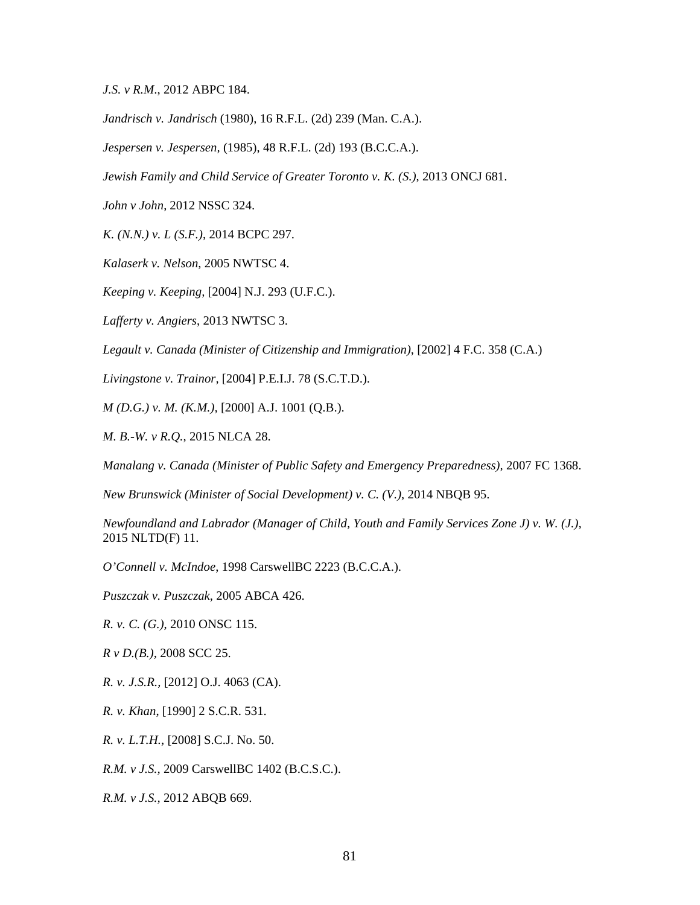*J.S. v R.M.*, 2012 ABPC 184.

*Jandrisch v. Jandrisch* (1980), 16 R.F.L. (2d) 239 (Man. C.A.).

*Jespersen v. Jespersen*, (1985), 48 R.F.L. (2d) 193 (B.C.C.A.).

*Jewish Family and Child Service of Greater Toronto v. K. (S.)*, 2013 ONCJ 681.

*John v John*, 2012 NSSC 324.

*K. (N.N.) v. L (S.F.)*, 2014 BCPC 297.

*Kalaserk v. Nelson*, 2005 NWTSC 4.

*Keeping v. Keeping*, [2004] N.J. 293 (U.F.C.).

*Lafferty v. Angiers*, 2013 NWTSC 3.

*Legault v. Canada (Minister of Citizenship and Immigration)*, [2002] 4 F.C. 358 (C.A.)

*Livingstone v. Trainor*, [2004] P.E.I.J. 78 (S.C.T.D.).

*M (D.G.) v. M. (K.M.)*, [2000] A.J. 1001 (Q.B.).

*M. B.-W. v R.Q.*, 2015 NLCA 28.

*Manalang v. Canada (Minister of Public Safety and Emergency Preparedness)*, 2007 FC 1368.

*New Brunswick (Minister of Social Development) v. C. (V.)*, 2014 NBQB 95.

*Newfoundland and Labrador (Manager of Child, Youth and Family Services Zone J) v. W. (J.)*, 2015 NLTD(F) 11.

*O'Connell v. McIndoe*, 1998 CarswellBC 2223 (B.C.C.A.).

*Puszczak v. Puszczak*, 2005 ABCA 426.

*R. v. C. (G.)*, 2010 ONSC 115.

*R v D.(B.)*, 2008 SCC 25.

*R. v. J.S.R.*, [2012] O.J. 4063 (CA).

*R. v. Khan*, [1990] 2 S.C.R. 531.

*R. v. L.T.H.*, [2008] S.C.J. No. 50.

*R.M. v J.S.*, 2009 CarswellBC 1402 (B.C.S.C.).

*R.M. v J.S.*, 2012 ABQB 669.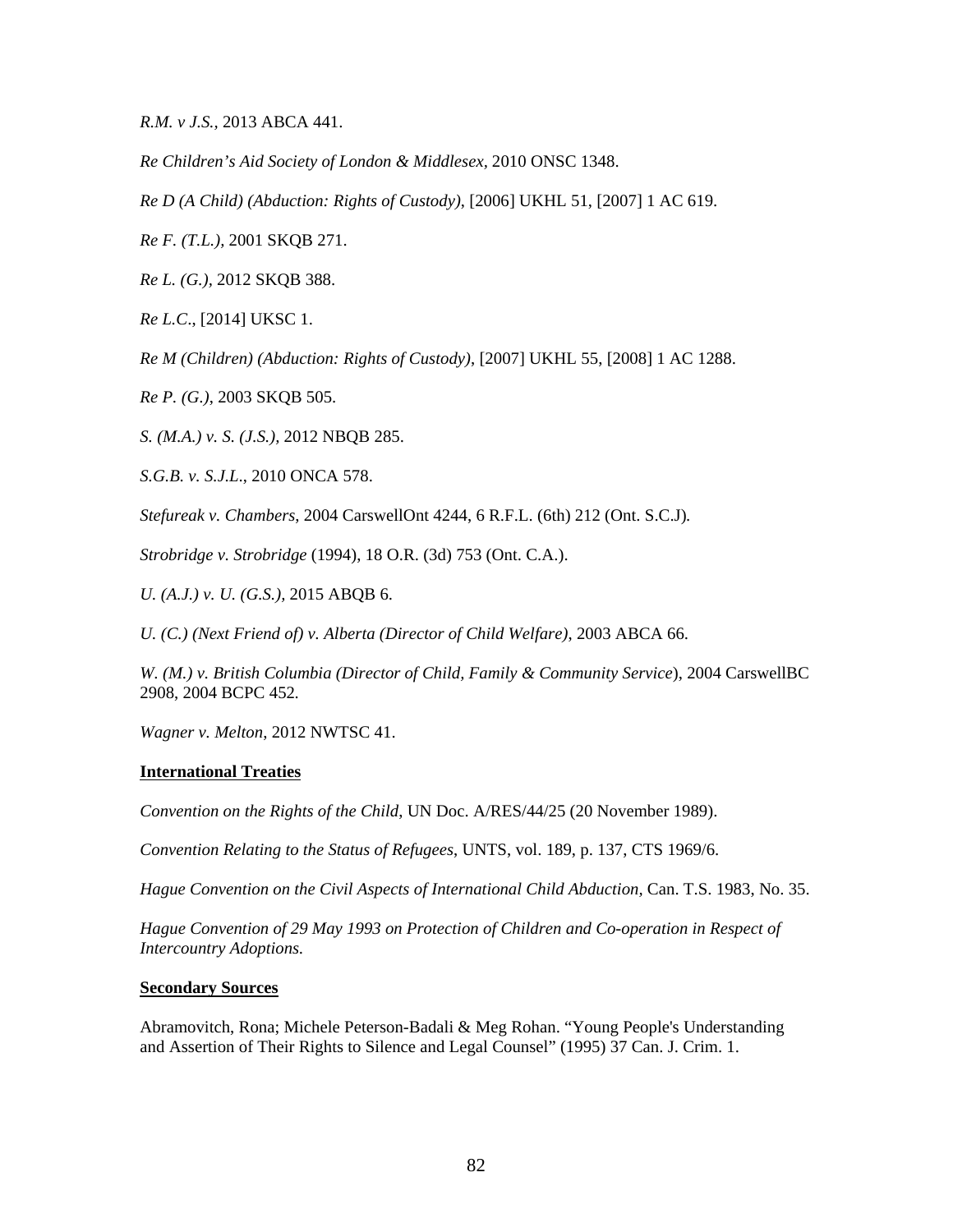*R.M. v J.S.*, 2013 ABCA 441.

*Re Children's Aid Society of London & Middlesex*, 2010 ONSC 1348.

*Re D (A Child) (Abduction: Rights of Custody)*, [2006] UKHL 51, [2007] 1 AC 619.

*Re F. (T.L.),* 2001 SKQB 271.

*Re L. (G.),* 2012 SKQB 388.

*Re L.C.*, [2014] UKSC 1.

*Re M (Children) (Abduction: Rights of Custody)*, [2007] UKHL 55, [2008] 1 AC 1288.

*Re P. (G.)*, 2003 SKQB 505.

*S. (M.A.) v. S. (J.S.)*, 2012 NBQB 285.

*S.G.B. v. S.J.L.*, 2010 ONCA 578.

*Stefureak v. Chambers*, 2004 CarswellOnt 4244, 6 R.F.L. (6th) 212 (Ont. S.C.J).

*Strobridge v. Strobridge* (1994), 18 O.R. (3d) 753 (Ont. C.A.).

*U. (A.J.) v. U. (G.S.),* 2015 ABQB 6.

*U. (C.) (Next Friend of) v. Alberta (Director of Child Welfare)*, 2003 ABCA 66.

*W. (M.) v. British Columbia (Director of Child, Family & Community Service*), 2004 CarswellBC 2908, 2004 BCPC 452.

*Wagner v. Melton*, 2012 NWTSC 41.

**International Treaties**

*Convention on the Rights of the Child*, UN Doc. A/RES/44/25 (20 November 1989).

*Convention Relating to the Status of Refugees*, UNTS, vol. 189, p. 137, CTS 1969/6.

*Hague Convention on the Civil Aspects of International Child Abduction,* Can. T.S. 1983, No. 35.

*Hague Convention of 29 May 1993 on Protection of Children and Co-operation in Respect of Intercountry Adoptions.*

**Secondary Sources**

Abramovitch, Rona; Michele Peterson-Badali & Meg Rohan. "Young People's Understanding and Assertion of Their Rights to Silence and Legal Counsel" (1995) 37 Can. J. Crim. 1.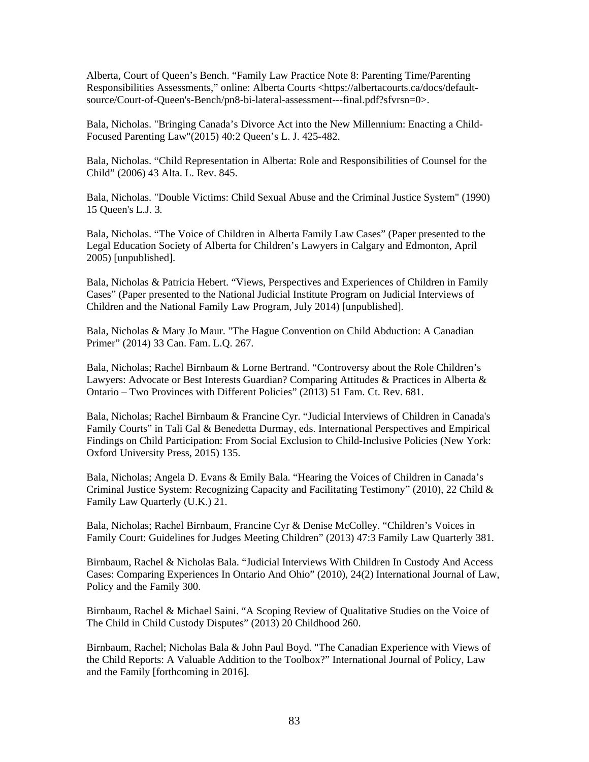Alberta, Court of Queen's Bench. "Family Law Practice Note 8: Parenting Time/Parenting Responsibilities Assessments," online: Alberta Courts <https://albertacourts.ca/docs/default-source/Court-of-Queen's-Bench/pn8-bi-lateral-assessment---final.pdf?sfvrsn=0>.

Bala, Nicholas. "Bringing Canada's Divorce Act into the New Millennium: Enacting a Child-Focused Parenting Law"(2015) 40:2 Queen's L. J. 425-482.

Bala, Nicholas. "Child Representation in Alberta: Role and Responsibilities of Counsel for the Child" (2006) 43 Alta. L. Rev. 845.

Bala, Nicholas. "Double Victims: Child Sexual Abuse and the Criminal Justice System" (1990) 15 Queen's L.J. 3*.*

Bala, Nicholas. "The Voice of Children in Alberta Family Law Cases" (Paper presented to the Legal Education Society of Alberta for Children's Lawyers in Calgary and Edmonton, April 2005) [unpublished].

Bala, Nicholas & Patricia Hebert. "Views, Perspectives and Experiences of Children in Family Cases" (Paper presented to the National Judicial Institute Program on Judicial Interviews of Children and the National Family Law Program, July 2014) [unpublished].

Bala, Nicholas & Mary Jo Maur. "The Hague Convention on Child Abduction: A Canadian Primer" (2014) 33 Can. Fam. L.Q. 267.

Bala, Nicholas; Rachel Birnbaum & Lorne Bertrand. "Controversy about the Role Children's Lawyers: Advocate or Best Interests Guardian? Comparing Attitudes & Practices in Alberta & Ontario – Two Provinces with Different Policies" (2013) 51 Fam. Ct. Rev. 681.

Bala, Nicholas; Rachel Birnbaum & Francine Cyr. "Judicial Interviews of Children in Canada's Family Courts" in Tali Gal & Benedetta Durmay, eds. International Perspectives and Empirical Findings on Child Participation: From Social Exclusion to Child-Inclusive Policies (New York: Oxford University Press, 2015) 135.

Bala, Nicholas; Angela D. Evans & Emily Bala. "Hearing the Voices of Children in Canada's Criminal Justice System: Recognizing Capacity and Facilitating Testimony" (2010), 22 Child & Family Law Quarterly (U.K.) 21.

Bala, Nicholas; Rachel Birnbaum, Francine Cyr & Denise McColley. "Children's Voices in Family Court: Guidelines for Judges Meeting Children" (2013) 47:3 Family Law Quarterly 381.

Birnbaum, Rachel & Nicholas Bala. "Judicial Interviews With Children In Custody And Access Cases: Comparing Experiences In Ontario And Ohio" (2010), 24(2) International Journal of Law, Policy and the Family 300.

Birnbaum, Rachel & Michael Saini. "A Scoping Review of Qualitative Studies on the Voice of The Child in Child Custody Disputes" (2013) 20 Childhood 260.

Birnbaum, Rachel; Nicholas Bala & John Paul Boyd. "The Canadian Experience with Views of the Child Reports: A Valuable Addition to the Toolbox?" International Journal of Policy, Law and the Family [forthcoming in 2016].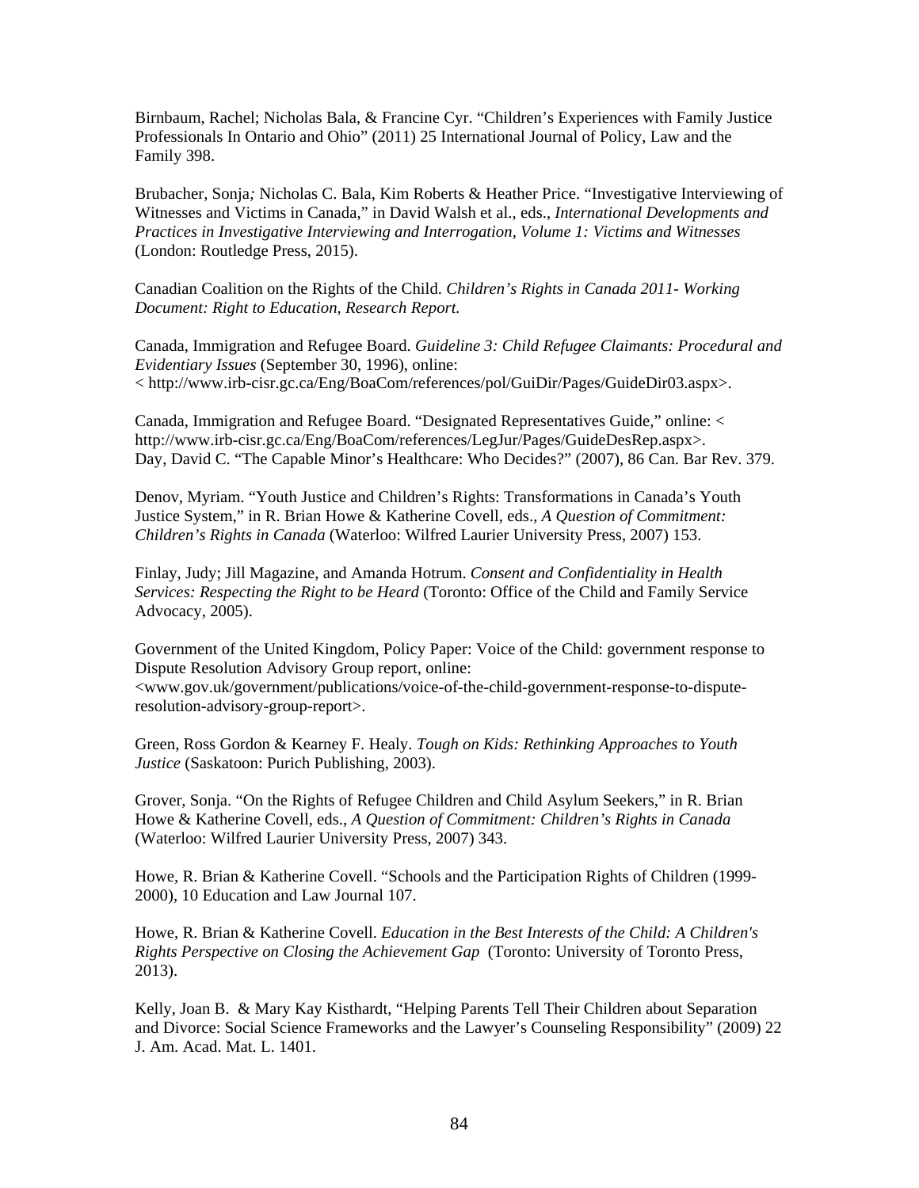Birnbaum, Rachel; Nicholas Bala, & Francine Cyr. "Children's Experiences with Family Justice Professionals In Ontario and Ohio" (2011) 25 International Journal of Policy, Law and the Family 398.

Brubacher, Sonja*;* Nicholas C. Bala, Kim Roberts & Heather Price. "Investigative Interviewing of Witnesses and Victims in Canada," in David Walsh et al., eds., *International Developments and Practices in Investigative Interviewing and Interrogation, Volume 1: Victims and Witnesses* (London: Routledge Press, 2015).

Canadian Coalition on the Rights of the Child. *Children's Rights in Canada 2011- Working Document: Right to Education, Research Report.*

Canada, Immigration and Refugee Board. *Guideline 3: Child Refugee Claimants: Procedural and Evidentiary Issues* (September 30, 1996), online:
< http://www.irb-cisr.gc.ca/Eng/BoaCom/references/pol/GuiDir/Pages/GuideDir03.aspx>.

Canada, Immigration and Refugee Board. "Designated Representatives Guide," online: < http://www.irb-cisr.gc.ca/Eng/BoaCom/references/LegJur/Pages/GuideDesRep.aspx>.
Day, David C. "The Capable Minor's Healthcare: Who Decides?" (2007), 86 Can. Bar Rev. 379.

Denov, Myriam. "Youth Justice and Children's Rights: Transformations in Canada's Youth Justice System," in R. Brian Howe & Katherine Covell, eds., *A Question of Commitment: Children's Rights in Canada* (Waterloo: Wilfred Laurier University Press, 2007) 153.

Finlay, Judy; Jill Magazine, and Amanda Hotrum. *Consent and Confidentiality in Health Services: Respecting the Right to be Heard* (Toronto: Office of the Child and Family Service Advocacy, 2005).

Government of the United Kingdom, Policy Paper: Voice of the Child: government response to Dispute Resolution Advisory Group report, online:
<www.gov.uk/government/publications/voice-of-the-child-government-response-to-dispute-resolution-advisory-group-report>.

Green, Ross Gordon & Kearney F. Healy. *Tough on Kids: Rethinking Approaches to Youth Justice* (Saskatoon: Purich Publishing, 2003).

Grover, Sonja. "On the Rights of Refugee Children and Child Asylum Seekers," in R. Brian Howe & Katherine Covell, eds., *A Question of Commitment: Children's Rights in Canada* (Waterloo: Wilfred Laurier University Press, 2007) 343.

Howe, R. Brian & Katherine Covell. "Schools and the Participation Rights of Children (1999-2000), 10 Education and Law Journal 107.

Howe, R. Brian & Katherine Covell. *Education in the Best Interests of the Child: A Children's Rights Perspective on Closing the Achievement Gap* (Toronto: University of Toronto Press, 2013).

Kelly, Joan B. & Mary Kay Kisthardt, "Helping Parents Tell Their Children about Separation and Divorce: Social Science Frameworks and the Lawyer's Counseling Responsibility" (2009) 22 J. Am. Acad. Mat. L. 1401.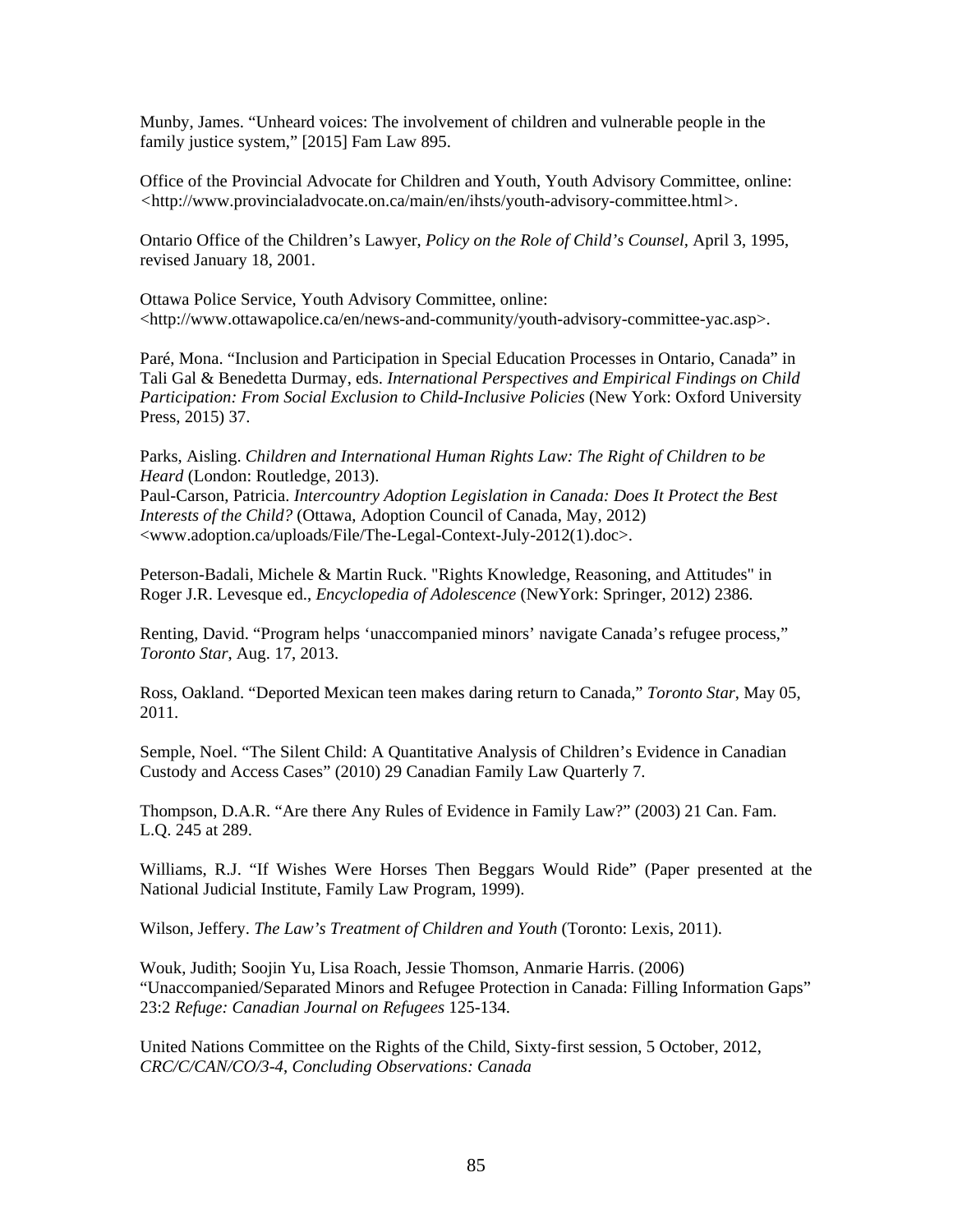Munby, James. “Unheard voices: The involvement of children and vulnerable people in the family justice system,” [2015] Fam Law 895.

Office of the Provincial Advocate for Children and Youth, Youth Advisory Committee, online: <http://www.provincialadvocate.on.ca/main/en/ihsts/youth-advisory-committee.html>.

Ontario Office of the Children’s Lawyer, *Policy on the Role of Child’s Counsel*, April 3, 1995, revised January 18, 2001.

Ottawa Police Service, Youth Advisory Committee, online: <http://www.ottawapolice.ca/en/news-and-community/youth-advisory-committee-yac.asp>.

Paré, Mona. “Inclusion and Participation in Special Education Processes in Ontario, Canada” in Tali Gal & Benedetta Durmay, eds. *International Perspectives and Empirical Findings on Child Participation: From Social Exclusion to Child-Inclusive Policies* (New York: Oxford University Press, 2015) 37.

Parks, Aisling. *Children and International Human Rights Law: The Right of Children to be Heard* (London: Routledge, 2013).
Paul-Carson, Patricia. *Intercountry Adoption Legislation in Canada: Does It Protect the Best Interests of the Child?* (Ottawa, Adoption Council of Canada, May, 2012) <www.adoption.ca/uploads/File/The-Legal-Context-July-2012(1).doc>.

Peterson-Badali, Michele & Martin Ruck. "Rights Knowledge, Reasoning, and Attitudes" in Roger J.R. Levesque ed., *Encyclopedia of Adolescence* (NewYork: Springer, 2012) 2386.

Renting, David. “Program helps ‘unaccompanied minors’ navigate Canada’s refugee process,” *Toronto Star*, Aug. 17, 2013.

Ross, Oakland. “Deported Mexican teen makes daring return to Canada,” *Toronto Star*, May 05, 2011.

Semple, Noel. “The Silent Child: A Quantitative Analysis of Children’s Evidence in Canadian Custody and Access Cases” (2010) 29 Canadian Family Law Quarterly 7.

Thompson, D.A.R. “Are there Any Rules of Evidence in Family Law?” (2003) 21 Can. Fam. L.Q. 245 at 289.

Williams, R.J. “If Wishes Were Horses Then Beggars Would Ride” (Paper presented at the National Judicial Institute, Family Law Program, 1999).

Wilson, Jeffery. *The Law’s Treatment of Children and Youth* (Toronto: Lexis, 2011).

Wouk, Judith; Soojin Yu, Lisa Roach, Jessie Thomson, Anmarie Harris. (2006) “Unaccompanied/Separated Minors and Refugee Protection in Canada: Filling Information Gaps” 23:2 *Refuge: Canadian Journal on Refugees* 125-134.

United Nations Committee on the Rights of the Child, Sixty-first session, 5 October, 2012, *CRC/C/CAN/CO/3-4*, *Concluding Observations: Canada*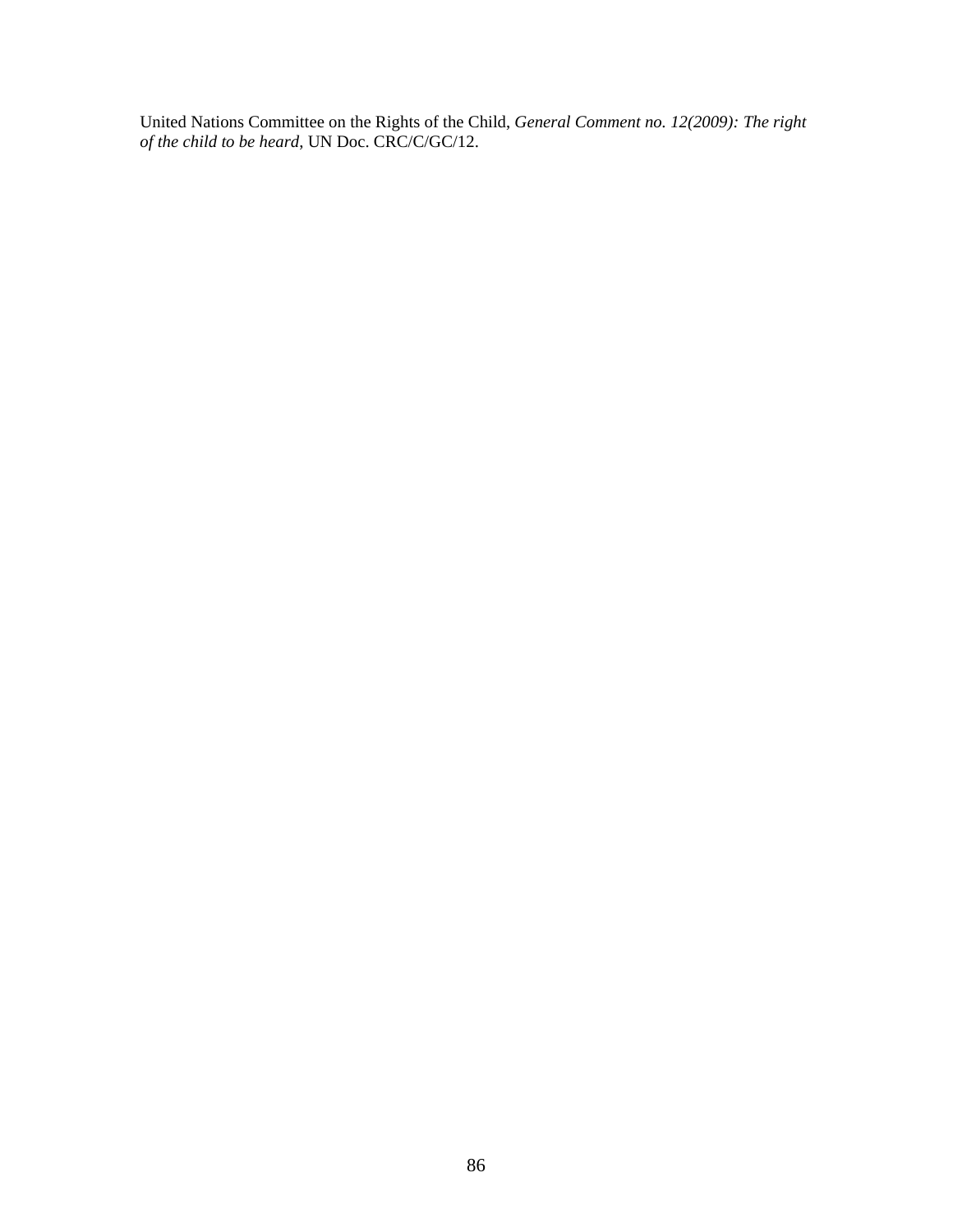United Nations Committee on the Rights of the Child, *General Comment no. 12(2009): The right of the child to be heard*, UN Doc. CRC/C/GC/12.